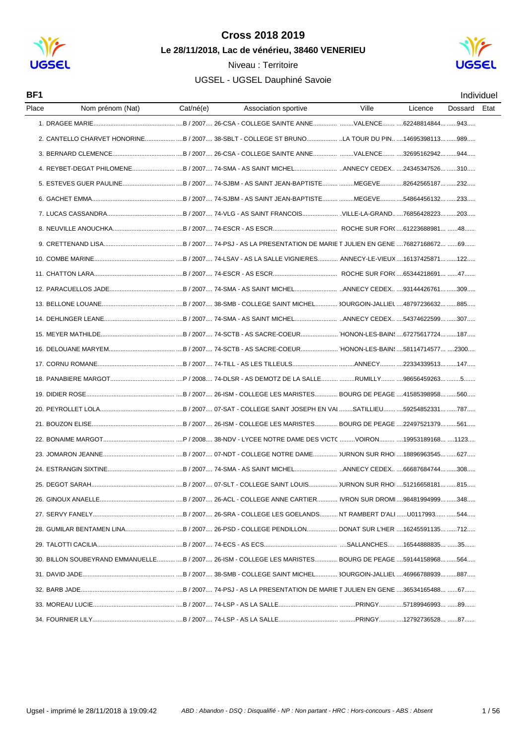# Cross 2018 2019

## Le 28/11/2018, Lac de vénérieu, 38460 VENERIEU

Niveau : Territoire

UGSEL - UGSEL Dauphiné Savoie

**BF1** — Individuel

| Place | Nom prénom (Nat) | Cat/né(e) | Association sportive | Ville | Licence | Dossard | Etat |
|---|---|---|---|---|---|---|---|
| 1. | DRAGEE MARIE | B / 2007 | 26-CSA - COLLEGE SAINTE ANNE | VALENCE | 62248814844 | 943 | |
| 2. | CANTELLO CHARVET HONORINE | B / 2007 | 38-SBLT - COLLEGE ST BRUNO | LA TOUR DU PIN | 14695398113 | 989 | |
| 3. | BERNARD CLEMENCE | B / 2007 | 26-CSA - COLLEGE SAINTE ANNE | VALENCE | 32695162942 | 944 | |
| 4. | REYBET-DEGAT PHILOMENE | B / 2007 | 74-SMA - AS SAINT MICHEL | ANNECY CEDEX | 24345347526 | 310 | |
| 5. | ESTEVES GUER PAULINE | B / 2007 | 74-SJBM - AS SAINT JEAN-BAPTISTE | MEGEVE | 82642565187 | 232 | |
| 6. | GACHET EMMA | B / 2007 | 74-SJBM - AS SAINT JEAN-BAPTISTE | MEGEVE | 54864456132 | 233 | |
| 7. | LUCAS CASSANDRA | B / 2007 | 74-VLG - AS SAINT FRANCOIS | VILLE-LA-GRAND | 76856428223 | 203 | |
| 8. | NEUVILLE ANOUCHKA | B / 2007 | 74-ESCR - AS ESCR | ROCHE SUR FOR( | 61223688981 | 48 | |
| 9. | CRETTENAND LISA | B / 2007 | 74-PSJ - AS LA PRESENTATION DE MARIE | T JULIEN EN GENE | 76827168672 | 69 | |
| 10. | COMBE MARINE | B / 2007 | 74-LSAV - AS LA SALLE VIGNIERES | ANNECY-LE-VIEUX | 16137425871 | 122 | |
| 11. | CHATTON LARA | B / 2007 | 74-ESCR - AS ESCR | ROCHE SUR FOR( | 65344218691 | 47 | |
| 12. | PARACUELLOS JADE | B / 2007 | 74-SMA - AS SAINT MICHEL | ANNECY CEDEX | 93144426761 | 309 | |
| 13. | BELLONE LOUANE | B / 2007 | 38-SMB - COLLEGE SAINT MICHEL | 3OURGOIN-JALLIEU | 48797236632 | 885 | |
| 14. | DEHLINGER LEANE | B / 2007 | 74-SMA - AS SAINT MICHEL | ANNECY CEDEX | 54374622599 | 307 | |
| 15. | MEYER MATHILDE | B / 2007 | 74-SCTB - AS SACRE-COEUR | 'HONON-LES-BAIN | 67275617724 | 187 | |
| 16. | DELOUANE MARYEM | B / 2007 | 74-SCTB - AS SACRE-COEUR | 'HONON-LES-BAIN | 58114714577 | 2300 | |
| 17. | CORNU ROMANE | B / 2007 | 74-TILL - AS LES TILLEULS | ANNECY | 22334339513 | 147 | |
| 18. | PANABIERE MARGOT | P / 2008 | 74-DLSR - AS DEMOTZ DE LA SALLE | RUMILLY | 98656459263 | 5 | |
| 19. | DIDIER ROSE | B / 2007 | 26-ISM - COLLEGE LES MARISTES | BOURG DE PEAGE | 41585398958 | 560 | |
| 20. | PEYROLLET LOLA | B / 2007 | 07-SAT - COLLEGE SAINT JOSEPH EN VAI | SATILLIEU | 59254852331 | 787 | |
| 21. | BOUZON ELISE | B / 2007 | 26-ISM - COLLEGE LES MARISTES | BOURG DE PEAGE | 22497521379 | 561 | |
| 22. | BONAIME MARGOT | P / 2008 | 38-NDV - LYCEE NOTRE DAME DES VICT( | VOIRON | 19953189168 | 1123 | |
| 23. | JOMARON JEANNE | B / 2007 | 07-NDT - COLLEGE NOTRE DAME | )URNON SUR RHO | 18896963545 | 627 | |
| 24. | ESTRANGIN SIXTINE | B / 2007 | 74-SMA - AS SAINT MICHEL | ANNECY CEDEX | 66687684744 | 308 | |
| 25. | DEGOT SARAH | B / 2007 | 07-SLT - COLLEGE SAINT LOUIS | )URNON SUR RHO | 51216658181 | 815 | |
| 26. | GINOUX ANAELLE | B / 2007 | 26-ACL - COLLEGE ANNE CARTIER | IVRON SUR DROM | 98481994999 | 348 | |
| 27. | SERVY FANELY | B / 2007 | 26-SRA - COLLEGE LES GOELANDS | NT RAMBERT D'ALI | U0117993 | 544 | |
| 28. | GUMILAR BENTAMEN LINA | B / 2007 | 26-PSD - COLLEGE PENDILLON | DONAT SUR L'HER | 16245591135 | 712 | |
| 29. | TALOTTI CACILIA | B / 2007 | 74-ECS - AS ECS | SALLANCHES | 16544888835 | 35 | |
| 30. | BILLON SOUBEYRAND EMMANUELLE | B / 2007 | 26-ISM - COLLEGE LES MARISTES | BOURG DE PEAGE | 59144158968 | 564 | |
| 31. | DAVID JADE | B / 2007 | 38-SMB - COLLEGE SAINT MICHEL | 3OURGOIN-JALLIEU | 46966788939 | 887 | |
| 32. | BARB JADE | B / 2007 | 74-PSJ - AS LA PRESENTATION DE MARIE | T JULIEN EN GENE | 36534165488 | 67 | |
| 33. | MOREAU LUCIE | B / 2007 | 74-LSP - AS LA SALLE | PRINGY | 57189946993 | 89 | |
| 34. | FOURNIER LILY | B / 2007 | 74-LSP - AS LA SALLE | PRINGY | 12792736528 | 87 | |

Ugsel - imprimé le 28/11/2018 à 19:09:42

*ABD : Abandon - DSQ : Disqualifié - NP : Non partant - HRC : Hors-concours - ABS : Absent*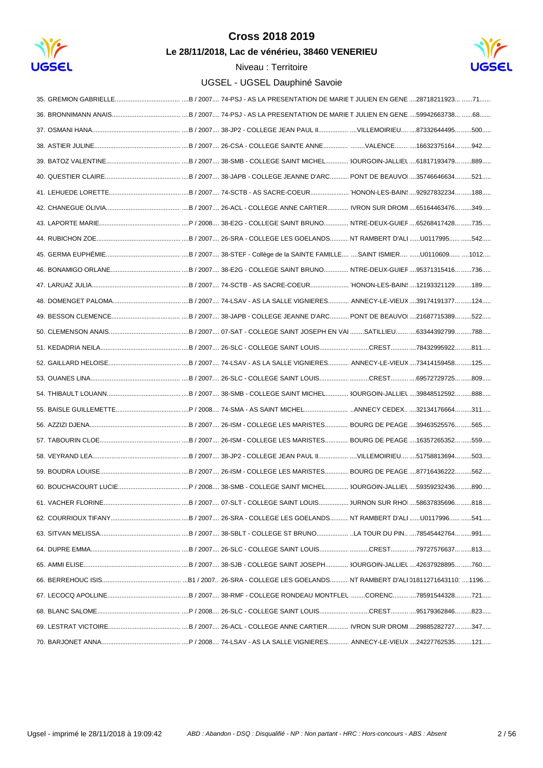# Cross 2018 2019

**Le 28/11/2018, Lac de vénérieu, 38460 VENERIEU**

Niveau : Territoire

UGSEL - UGSEL Dauphiné Savoie

| Rang | Nom | Catégorie | Établissement | Ville | Licence | Dossard |
|---|---|---|---|---|---|---|
| 35. | GREMION GABRIELLE | B / 2007 | 74-PSJ - AS LA PRESENTATION DE MARIE T JULIEN EN GENE | | 28718211923 | 71 |
| 36. | BRONNIMANN ANAIS | B / 2007 | 74-PSJ - AS LA PRESENTATION DE MARIE T JULIEN EN GENE | | 59942663738 | 68 |
| 37. | OSMANI HANA | B / 2007 | 38-JP2 - COLLEGE JEAN PAUL II | VILLEMOIRIEU | 87332644495 | 500 |
| 38. | ASTIER JULINE | B / 2007 | 26-CSA - COLLEGE SAINTE ANNE | VALENCE | 16632375164 | 942 |
| 39. | BATOZ VALENTINE | B / 2007 | 38-SMB - COLLEGE SAINT MICHEL | BOURGOIN-JALLIEU | 61817193479 | 889 |
| 40. | QUESTIER CLAIRE | B / 2007 | 38-JAPB - COLLEGE JEANNE D'ARC | PONT DE BEAUVOI | 35746646634 | 521 |
| 41. | LEHUEDE LORETTE | B / 2007 | 74-SCTB - AS SACRE-COEUR | THONON-LES-BAINS | 92927832234 | 188 |
| 42. | CHANEGUE OLIVIA | B / 2007 | 26-ACL - COLLEGE ANNE CARTIER | LIVRON SUR DROME | 65164463476 | 349 |
| 43. | LAPORTE MARIE | P / 2008 | 38-E2G - COLLEGE SAINT BRUNO | ENTRE-DEUX-GUIER | 65268417428 | 735 |
| 44. | RUBICHON ZOE | B / 2007 | 26-SRA - COLLEGE LES GOELANDS | SAINT RAMBERT D'ALB | U0117995 | 542 |
| 45. | GERMA EUPHÉMIE | B / 2007 | 38-STEF - Collège de la SAINTE FAMILLE | SAINT ISMIER | U0110609 | 1012 |
| 46. | BONAMIGO ORLANE | B / 2007 | 38-E2G - COLLEGE SAINT BRUNO | ENTRE-DEUX-GUIER | 95371315416 | 736 |
| 47. | LARUAZ JULIA | B / 2007 | 74-SCTB - AS SACRE-COEUR | THONON-LES-BAINS | 12193321129 | 189 |
| 48. | DOMENGET PALOMA | B / 2007 | 74-LSAV - AS LA SALLE VIGNIERES | ANNECY-LE-VIEUX | 39174191377 | 124 |
| 49. | BESSON CLEMENCE | B / 2007 | 38-JAPB - COLLEGE JEANNE D'ARC | PONT DE BEAUVOI | 21687715389 | 522 |
| 50. | CLEMENSON ANAIS | B / 2007 | 07-SAT - COLLEGE SAINT JOSEPH EN VAI | SATILLIEU | 63344392799 | 788 |
| 51. | KEDADRIA NEILA | B / 2007 | 26-SLC - COLLEGE SAINT LOUIS | CREST | 78432995922 | 811 |
| 52. | GAILLARD HELOISE | B / 2007 | 74-LSAV - AS LA SALLE VIGNIERES | ANNECY-LE-VIEUX | 73414159458 | 125 |
| 53. | OUANES LINA | B / 2007 | 26-SLC - COLLEGE SAINT LOUIS | CREST | 69572729725 | 809 |
| 54. | THIBAULT LOUANN | B / 2007 | 38-SMB - COLLEGE SAINT MICHEL | BOURGOIN-JALLIEU | 39848512592 | 888 |
| 55. | BAISLE GUILLEMETTE | P / 2008 | 74-SMA - AS SAINT MICHEL | ANNECY CEDEX | 32134176664 | 311 |
| 56. | AZZIZI DJENA | B / 2007 | 26-ISM - COLLEGE LES MARISTES | BOURG DE PEAGE | 39463525576 | 565 |
| 57. | TABOURIN CLOE | B / 2007 | 26-ISM - COLLEGE LES MARISTES | BOURG DE PEAGE | 16357265352 | 559 |
| 58. | VEYRAND LEA | B / 2007 | 38-JP2 - COLLEGE JEAN PAUL II | VILLEMOIRIEU | 51758813694 | 503 |
| 59. | BOUDRA LOUISE | B / 2007 | 26-ISM - COLLEGE LES MARISTES | BOURG DE PEAGE | 87716436222 | 562 |
| 60. | BOUCHACOURT LUCIE | P / 2008 | 38-SMB - COLLEGE SAINT MICHEL | BOURGOIN-JALLIEU | 59359232436 | 890 |
| 61. | VACHER FLORINE | B / 2007 | 07-SLT - COLLEGE SAINT LOUIS | TOURNON SUR RHO | 58637835696 | 818 |
| 62. | COURRIOUX TIFANY | B / 2007 | 26-SRA - COLLEGE LES GOELANDS | SAINT RAMBERT D'ALB | U0117996 | 541 |
| 63. | SITVAN MELISSA | B / 2007 | 38-SBLT - COLLEGE ST BRUNO | LA TOUR DU PIN | 78545442764 | 991 |
| 64. | DUPRE EMMA | B / 2007 | 26-SLC - COLLEGE SAINT LOUIS | CREST | 79727576637 | 813 |
| 65. | AMMI ELISE | B / 2007 | 38-SJB - COLLEGE SAINT JOSEPH | BOURGOIN-JALLIEU | 42637928895 | 760 |
| 66. | BERREHOUC ISIS | B1 / 2007 | 26-SRA - COLLEGE LES GOELANDS | SAINT RAMBERT D'ALB | 01811271643110 | 1196 |
| 67. | LECOCQ APOLLINE | B / 2007 | 38-RMF - COLLEGE RONDEAU MONTFLEU | CORENC | 78591544328 | 721 |
| 68. | BLANC SALOME | P / 2008 | 26-SLC - COLLEGE SAINT LOUIS | CREST | 95179362846 | 823 |
| 69. | LESTRAT VICTOIRE | B / 2007 | 26-ACL - COLLEGE ANNE CARTIER | LIVRON SUR DROME | 29885282727 | 347 |
| 70. | BARJONET ANNA | P / 2008 | 74-LSAV - AS LA SALLE VIGNIERES | ANNECY-LE-VIEUX | 24227762535 | 121 |

Ugsel - imprimé le 28/11/2018 à 19:09:42

*ABD : Abandon - DSQ : Disqualifié - NP : Non partant - HRC : Hors-concours - ABS : Absent*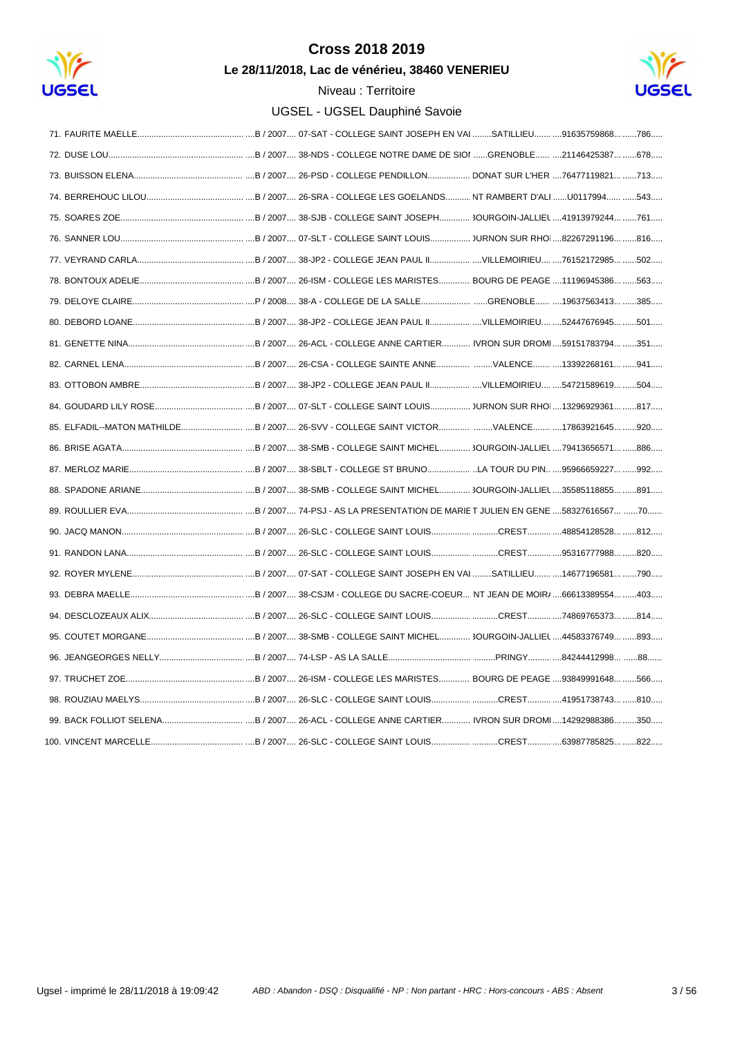# Cross 2018 2019

**Le 28/11/2018, Lac de vénérieu, 38460 VENERIEU**

Niveau : Territoire

UGSEL - UGSEL Dauphiné Savoie

| Rang | Nom | Cat. / Année | Établissement | Ville | N° licence | Dossard |
|---|---|---|---|---|---|---|
| 71. | FAURITE MAELLE | B / 2007 | 07-SAT - COLLEGE SAINT JOSEPH EN VAI | SATILLIEU | 91635759868 | 786 |
| 72. | DUSE LOU | B / 2007 | 38-NDS - COLLEGE NOTRE DAME DE SIOI | GRENOBLE | 21146425387 | 678 |
| 73. | BUISSON ELENA | B / 2007 | 26-PSD - COLLEGE PENDILLON | DONAT SUR L'HER | 76477119821 | 713 |
| 74. | BERREHOUC LILOU | B / 2007 | 26-SRA - COLLEGE LES GOELANDS | NT RAMBERT D'ALI | U0117994 | 543 |
| 75. | SOARES ZOE | B / 2007 | 38-SJB - COLLEGE SAINT JOSEPH | 3OURGOIN-JALLIEL | 41913979244 | 761 |
| 76. | SANNER LOU | B / 2007 | 07-SLT - COLLEGE SAINT LOUIS | )URNON SUR RHOI | 82267291196 | 816 |
| 77. | VEYRAND CARLA | B / 2007 | 38-JP2 - COLLEGE JEAN PAUL II | VILLEMOIRIEU | 76152172985 | 502 |
| 78. | BONTOUX ADELIE | B / 2007 | 26-ISM - COLLEGE LES MARISTES | BOURG DE PEAGE | 11196945386 | 563 |
| 79. | DELOYE CLAIRE | P / 2008 | 38-A - COLLEGE DE LA SALLE | GRENOBLE | 19637563413 | 385 |
| 80. | DEBORD LOANE | B / 2007 | 38-JP2 - COLLEGE JEAN PAUL II | VILLEMOIRIEU | 52447676945 | 501 |
| 81. | GENETTE NINA | B / 2007 | 26-ACL - COLLEGE ANNE CARTIER | IVRON SUR DROMI | 59151783794 | 351 |
| 82. | CARNEL LENA | B / 2007 | 26-CSA - COLLEGE SAINTE ANNE | VALENCE | 13392268161 | 941 |
| 83. | OTTOBON AMBRE | B / 2007 | 38-JP2 - COLLEGE JEAN PAUL II | VILLEMOIRIEU | 54721589619 | 504 |
| 84. | GOUDARD LILY ROSE | B / 2007 | 07-SLT - COLLEGE SAINT LOUIS | )URNON SUR RHOI | 13296929361 | 817 |
| 85. | ELFADIL--MATON MATHILDE | B / 2007 | 26-SVV - COLLEGE SAINT VICTOR | VALENCE | 17863921645 | 920 |
| 86. | BRISE AGATA | B / 2007 | 38-SMB - COLLEGE SAINT MICHEL | 3OURGOIN-JALLIEL | 79413656571 | 886 |
| 87. | MERLOZ MARIE | B / 2007 | 38-SBLT - COLLEGE ST BRUNO | LA TOUR DU PIN | 95966659227 | 992 |
| 88. | SPADONE ARIANE | B / 2007 | 38-SMB - COLLEGE SAINT MICHEL | 3OURGOIN-JALLIEL | 35585118855 | 891 |
| 89. | ROULLIER EVA | B / 2007 | 74-PSJ - AS LA PRESENTATION DE MARIE | T JULIEN EN GENE | 58327616567 | 70 |
| 90. | JACQ MANON | B / 2007 | 26-SLC - COLLEGE SAINT LOUIS | CREST | 48854128528 | 812 |
| 91. | RANDON LANA | B / 2007 | 26-SLC - COLLEGE SAINT LOUIS | CREST | 95316777988 | 820 |
| 92. | ROYER MYLENE | B / 2007 | 07-SAT - COLLEGE SAINT JOSEPH EN VAI | SATILLIEU | 14677196581 | 790 |
| 93. | DEBRA MAELLE | B / 2007 | 38-CSJM - COLLEGE DU SACRE-COEUR | NT JEAN DE MOIR/ | 66613389554 | 403 |
| 94. | DESCLOZEAUX ALIX | B / 2007 | 26-SLC - COLLEGE SAINT LOUIS | CREST | 74869765373 | 814 |
| 95. | COUTET MORGANE | B / 2007 | 38-SMB - COLLEGE SAINT MICHEL | 3OURGOIN-JALLIEL | 44583376749 | 893 |
| 96. | JEANGEORGES NELLY | B / 2007 | 74-LSP - AS LA SALLE | PRINGY | 84244412998 | 88 |
| 97. | TRUCHET ZOE | B / 2007 | 26-ISM - COLLEGE LES MARISTES | BOURG DE PEAGE | 93849991648 | 566 |
| 98. | ROUZIAU MAELYS | B / 2007 | 26-SLC - COLLEGE SAINT LOUIS | CREST | 41951738743 | 810 |
| 99. | BACK FOLLIOT SELENA | B / 2007 | 26-ACL - COLLEGE ANNE CARTIER | IVRON SUR DROMI | 14292988386 | 350 |
| 100. | VINCENT MARCELLE | B / 2007 | 26-SLC - COLLEGE SAINT LOUIS | CREST | 63987785825 | 822 |

Ugsel - imprimé le 28/11/2018 à 19:09:42

*ABD : Abandon - DSQ : Disqualifié - NP : Non partant - HRC : Hors-concours - ABS : Absent*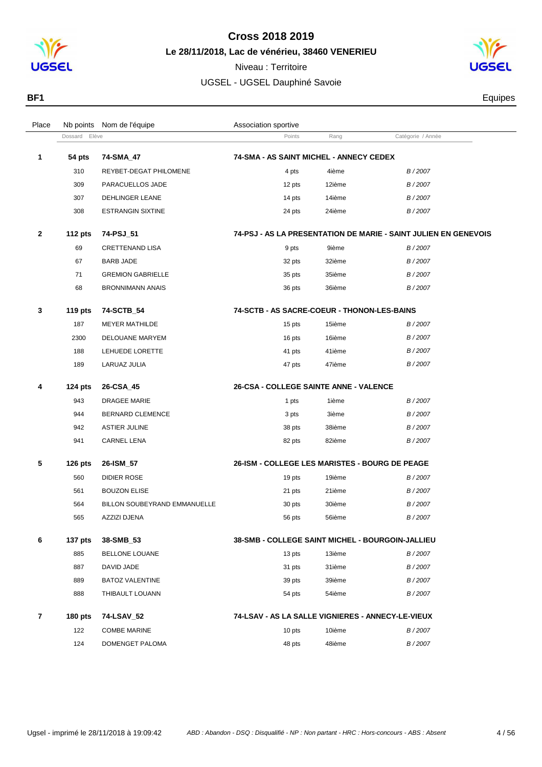# Cross 2018 2019

**Le 28/11/2018, Lac de vénérieu, 38460 VENERIEU**

Niveau : Territoire

UGSEL - UGSEL Dauphiné Savoie

**BF1** Equipes

| Place | Nb points | Nom de l'équipe | Association sportive | | |
|---|---|---|---|---|---|
| | Dossard | Elève | Points | Rang | Catégorie / Année |
| **1** | **54 pts** | **74-SMA_47** | **74-SMA - AS SAINT MICHEL - ANNECY CEDEX** | | |
| | 310 | REYBET-DEGAT PHILOMENE | 4 pts | 4ième | *B / 2007* |
| | 309 | PARACUELLOS JADE | 12 pts | 12ième | *B / 2007* |
| | 307 | DEHLINGER LEANE | 14 pts | 14ième | *B / 2007* |
| | 308 | ESTRANGIN SIXTINE | 24 pts | 24ième | *B / 2007* |
| **2** | **112 pts** | **74-PSJ_51** | **74-PSJ - AS LA PRESENTATION DE MARIE - SAINT JULIEN EN GENEVOIS** | | |
| | 69 | CRETTENAND LISA | 9 pts | 9ième | *B / 2007* |
| | 67 | BARB JADE | 32 pts | 32ième | *B / 2007* |
| | 71 | GREMION GABRIELLE | 35 pts | 35ième | *B / 2007* |
| | 68 | BRONNIMANN ANAIS | 36 pts | 36ième | *B / 2007* |
| **3** | **119 pts** | **74-SCTB_54** | **74-SCTB - AS SACRE-COEUR - THONON-LES-BAINS** | | |
| | 187 | MEYER MATHILDE | 15 pts | 15ième | *B / 2007* |
| | 2300 | DELOUANE MARYEM | 16 pts | 16ième | *B / 2007* |
| | 188 | LEHUEDE LORETTE | 41 pts | 41ième | *B / 2007* |
| | 189 | LARUAZ JULIA | 47 pts | 47ième | *B / 2007* |
| **4** | **124 pts** | **26-CSA_45** | **26-CSA - COLLEGE SAINTE ANNE - VALENCE** | | |
| | 943 | DRAGEE MARIE | 1 pts | 1ième | *B / 2007* |
| | 944 | BERNARD CLEMENCE | 3 pts | 3ième | *B / 2007* |
| | 942 | ASTIER JULINE | 38 pts | 38ième | *B / 2007* |
| | 941 | CARNEL LENA | 82 pts | 82ième | *B / 2007* |
| **5** | **126 pts** | **26-ISM_57** | **26-ISM - COLLEGE LES MARISTES - BOURG DE PEAGE** | | |
| | 560 | DIDIER ROSE | 19 pts | 19ième | *B / 2007* |
| | 561 | BOUZON ELISE | 21 pts | 21ième | *B / 2007* |
| | 564 | BILLON SOUBEYRAND EMMANUELLE | 30 pts | 30ième | *B / 2007* |
| | 565 | AZZIZI DJENA | 56 pts | 56ième | *B / 2007* |
| **6** | **137 pts** | **38-SMB_53** | **38-SMB - COLLEGE SAINT MICHEL - BOURGOIN-JALLIEU** | | |
| | 885 | BELLONE LOUANE | 13 pts | 13ième | *B / 2007* |
| | 887 | DAVID JADE | 31 pts | 31ième | *B / 2007* |
| | 889 | BATOZ VALENTINE | 39 pts | 39ième | *B / 2007* |
| | 888 | THIBAULT LOUANN | 54 pts | 54ième | *B / 2007* |
| **7** | **180 pts** | **74-LSAV_52** | **74-LSAV - AS LA SALLE VIGNIERES - ANNECY-LE-VIEUX** | | |
| | 122 | COMBE MARINE | 10 pts | 10ième | *B / 2007* |
| | 124 | DOMENGET PALOMA | 48 pts | 48ième | *B / 2007* |

*ABD : Abandon - DSQ : Disqualifié - NP : Non partant - HRC : Hors-concours - ABS : Absent*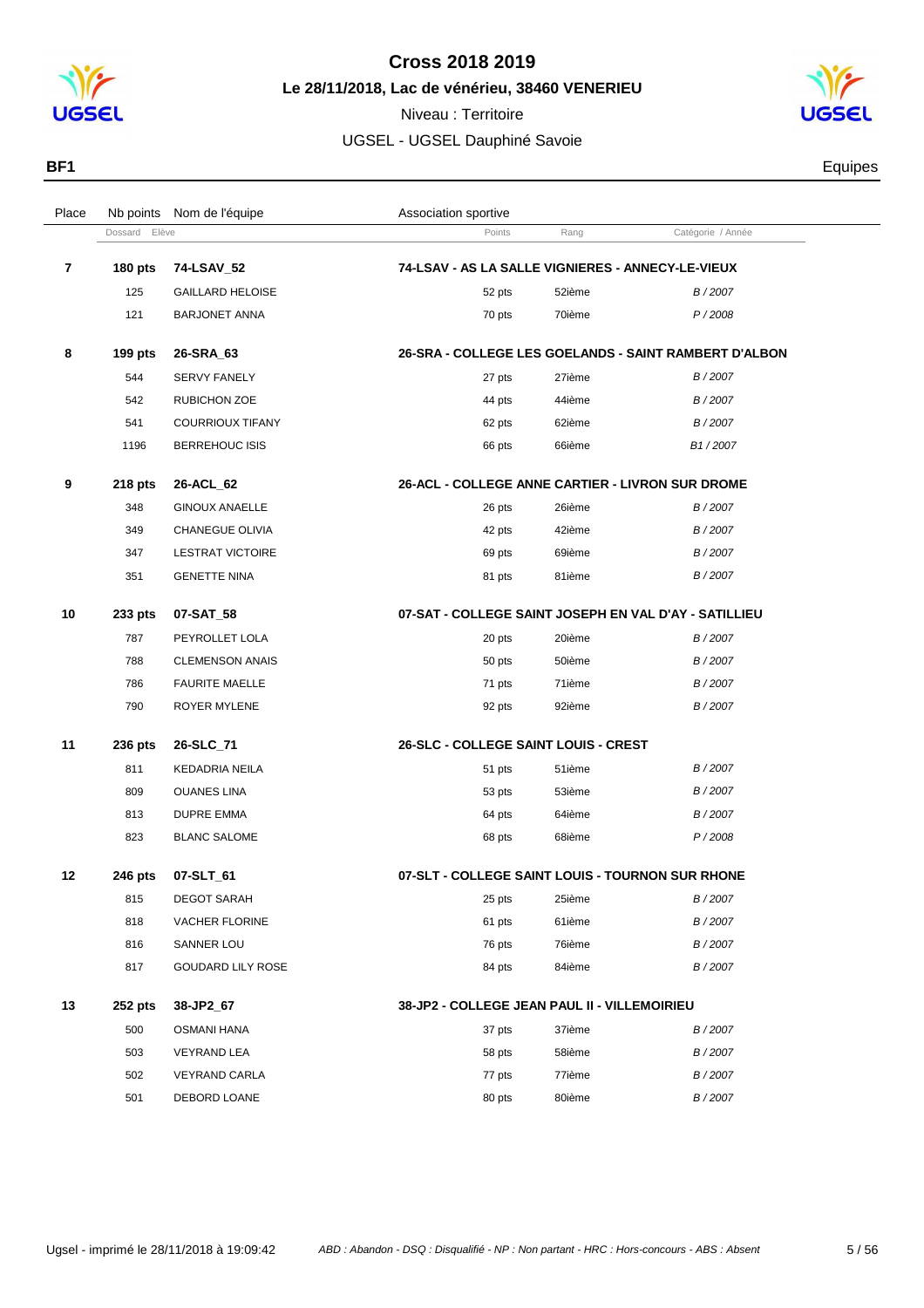# Cross 2018 2019

## Le 28/11/2018, Lac de vénérieu, 38460 VENERIEU

Niveau : Territoire

UGSEL - UGSEL Dauphiné Savoie

**BF1** Equipes

| Place | Nb points / Dossard | Nom de l'équipe / Elève | Association sportive / Points | Rang | Catégorie / Année |
|---|---|---|---|---|---|
| **7** | **180 pts** | **74-LSAV_52** | **74-LSAV - AS LA SALLE VIGNIERES - ANNECY-LE-VIEUX** | | |
| | 125 | GAILLARD HELOISE | 52 pts | 52ième | *B / 2007* |
| | 121 | BARJONET ANNA | 70 pts | 70ième | *P / 2008* |
| **8** | **199 pts** | **26-SRA_63** | **26-SRA - COLLEGE LES GOELANDS - SAINT RAMBERT D'ALBON** | | |
| | 544 | SERVY FANELY | 27 pts | 27ième | *B / 2007* |
| | 542 | RUBICHON ZOE | 44 pts | 44ième | *B / 2007* |
| | 541 | COURRIOUX TIFANY | 62 pts | 62ième | *B / 2007* |
| | 1196 | BERREHOUC ISIS | 66 pts | 66ième | *B1 / 2007* |
| **9** | **218 pts** | **26-ACL_62** | **26-ACL - COLLEGE ANNE CARTIER - LIVRON SUR DROME** | | |
| | 348 | GINOUX ANAELLE | 26 pts | 26ième | *B / 2007* |
| | 349 | CHANEGUE OLIVIA | 42 pts | 42ième | *B / 2007* |
| | 347 | LESTRAT VICTOIRE | 69 pts | 69ième | *B / 2007* |
| | 351 | GENETTE NINA | 81 pts | 81ième | *B / 2007* |
| **10** | **233 pts** | **07-SAT_58** | **07-SAT - COLLEGE SAINT JOSEPH EN VAL D'AY - SATILLIEU** | | |
| | 787 | PEYROLLET LOLA | 20 pts | 20ième | *B / 2007* |
| | 788 | CLEMENSON ANAIS | 50 pts | 50ième | *B / 2007* |
| | 786 | FAURITE MAELLE | 71 pts | 71ième | *B / 2007* |
| | 790 | ROYER MYLENE | 92 pts | 92ième | *B / 2007* |
| **11** | **236 pts** | **26-SLC_71** | **26-SLC - COLLEGE SAINT LOUIS - CREST** | | |
| | 811 | KEDADRIA NEILA | 51 pts | 51ième | *B / 2007* |
| | 809 | OUANES LINA | 53 pts | 53ième | *B / 2007* |
| | 813 | DUPRE EMMA | 64 pts | 64ième | *B / 2007* |
| | 823 | BLANC SALOME | 68 pts | 68ième | *P / 2008* |
| **12** | **246 pts** | **07-SLT_61** | **07-SLT - COLLEGE SAINT LOUIS - TOURNON SUR RHONE** | | |
| | 815 | DEGOT SARAH | 25 pts | 25ième | *B / 2007* |
| | 818 | VACHER FLORINE | 61 pts | 61ième | *B / 2007* |
| | 816 | SANNER LOU | 76 pts | 76ième | *B / 2007* |
| | 817 | GOUDARD LILY ROSE | 84 pts | 84ième | *B / 2007* |
| **13** | **252 pts** | **38-JP2_67** | **38-JP2 - COLLEGE JEAN PAUL II - VILLEMOIRIEU** | | |
| | 500 | OSMANI HANA | 37 pts | 37ième | *B / 2007* |
| | 503 | VEYRAND LEA | 58 pts | 58ième | *B / 2007* |
| | 502 | VEYRAND CARLA | 77 pts | 77ième | *B / 2007* |
| | 501 | DEBORD LOANE | 80 pts | 80ième | *B / 2007* |

Ugsel - imprimé le 28/11/2018 à 19:09:42 *ABD : Abandon - DSQ : Disqualifié - NP : Non partant - HRC : Hors-concours - ABS : Absent*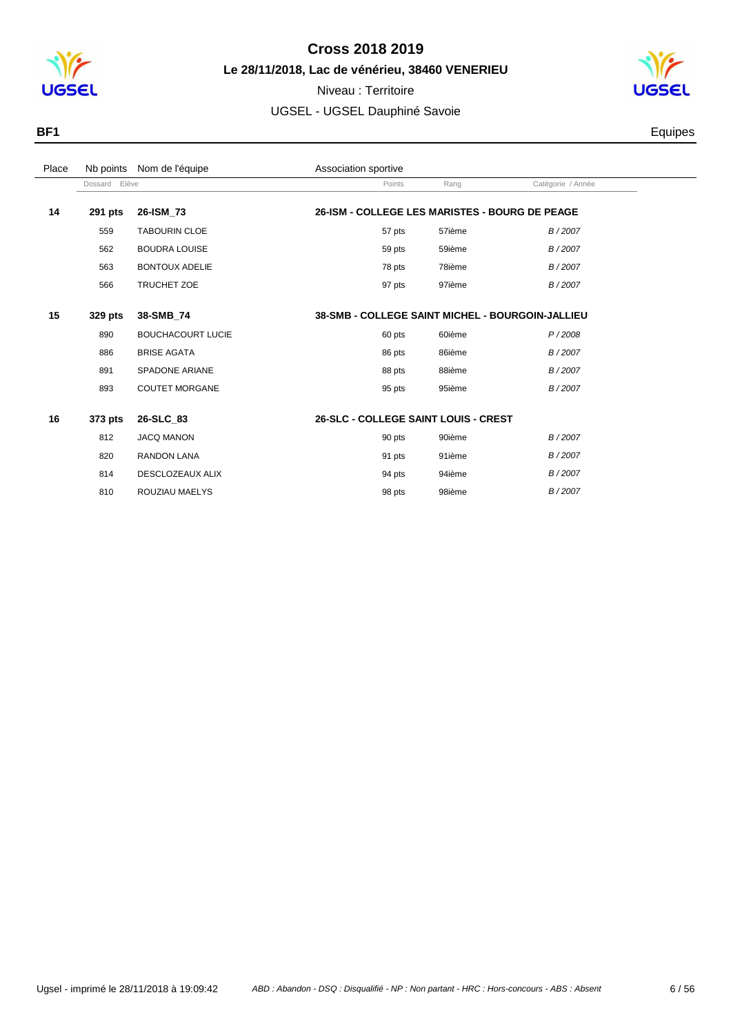# Cross 2018 2019

**Le 28/11/2018, Lac de vénérieu, 38460 VENERIEU**

Niveau : Territoire

UGSEL - UGSEL Dauphiné Savoie

**BF1** Equipes

| Place | Nb points | Nom de l'équipe | Association sportive | | |
|---|---|---|---|---|---|
| | Dossard | Elève | Points | Rang | Catégorie / Année |
| **14** | **291 pts** | **26-ISM_73** | **26-ISM - COLLEGE LES MARISTES - BOURG DE PEAGE** | | |
| | 559 | TABOURIN CLOE | 57 pts | 57ième | *B / 2007* |
| | 562 | BOUDRA LOUISE | 59 pts | 59ième | *B / 2007* |
| | 563 | BONTOUX ADELIE | 78 pts | 78ième | *B / 2007* |
| | 566 | TRUCHET ZOE | 97 pts | 97ième | *B / 2007* |
| **15** | **329 pts** | **38-SMB_74** | **38-SMB - COLLEGE SAINT MICHEL - BOURGOIN-JALLIEU** | | |
| | 890 | BOUCHACOURT LUCIE | 60 pts | 60ième | *P / 2008* |
| | 886 | BRISE AGATA | 86 pts | 86ième | *B / 2007* |
| | 891 | SPADONE ARIANE | 88 pts | 88ième | *B / 2007* |
| | 893 | COUTET MORGANE | 95 pts | 95ième | *B / 2007* |
| **16** | **373 pts** | **26-SLC_83** | **26-SLC - COLLEGE SAINT LOUIS - CREST** | | |
| | 812 | JACQ MANON | 90 pts | 90ième | *B / 2007* |
| | 820 | RANDON LANA | 91 pts | 91ième | *B / 2007* |
| | 814 | DESCLOZEAUX ALIX | 94 pts | 94ième | *B / 2007* |
| | 810 | ROUZIAU MAELYS | 98 pts | 98ième | *B / 2007* |

Ugsel - imprimé le 28/11/2018 à 19:09:42 — *ABD : Abandon - DSQ : Disqualifié - NP : Non partant - HRC : Hors-concours - ABS : Absent*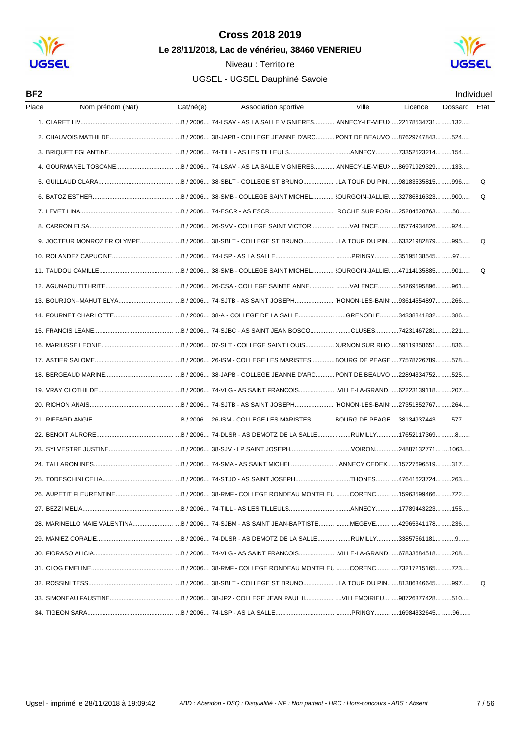# Cross 2018 2019

**Le 28/11/2018, Lac de vénérieu, 38460 VENERIEU**

Niveau : Territoire

UGSEL - UGSEL Dauphiné Savoie

**BF2** — Individuel

| Place | Nom prénom (Nat) | Cat/né(e) | Association sportive | Ville | Licence | Dossard | Etat |
|---|---|---|---|---|---|---|---|
| 1. | CLARET LIV | B / 2006 | 74-LSAV - AS LA SALLE VIGNIERES | ANNECY-LE-VIEUX | 22178534731 | 132 | |
| 2. | CHAUVOIS MATHILDE | B / 2006 | 38-JAPB - COLLEGE JEANNE D'ARC | PONT DE BEAUVOI | 87629747843 | 524 | |
| 3. | BRIQUET EGLANTINE | B / 2006 | 74-TILL - AS LES TILLEULS | ANNECY | 73352523214 | 154 | |
| 4. | GOURMANEL TOSCANE | B / 2006 | 74-LSAV - AS LA SALLE VIGNIERES | ANNECY-LE-VIEUX | 86971929329 | 133 | |
| 5. | GUILLAUD CLARA | B / 2006 | 38-SBLT - COLLEGE ST BRUNO | LA TOUR DU PIN | 98183535815 | 996 | Q |
| 6. | BATOZ ESTHER | B / 2006 | 38-SMB - COLLEGE SAINT MICHEL | BOURGOIN-JALLIEU | 32786816323 | 900 | Q |
| 7. | LEVET LINA | B / 2006 | 74-ESCR - AS ESCR | ROCHE SUR FORON | 25284628763 | 50 | |
| 8. | CARRON ELSA | B / 2006 | 26-SVV - COLLEGE SAINT VICTOR | VALENCE | 85774934826 | 924 | |
| 9. | JOCTEUR MONROZIER OLYMPE | B / 2006 | 38-SBLT - COLLEGE ST BRUNO | LA TOUR DU PIN | 63321982879 | 995 | Q |
| 10. | ROLANDEZ CAPUCINE | B / 2006 | 74-LSP - AS LA SALLE | PRINGY | 35195138545 | 97 | |
| 11. | TAUDOU CAMILLE | B / 2006 | 38-SMB - COLLEGE SAINT MICHEL | BOURGOIN-JALLIEU | 47114135885 | 901 | Q |
| 12. | AGUNAOU TITHRITE | B / 2006 | 26-CSA - COLLEGE SAINTE ANNE | VALENCE | 54269595896 | 961 | |
| 13. | BOURJON--MAHUT ELYA | B / 2006 | 74-SJTB - AS SAINT JOSEPH | THONON-LES-BAINS | 93614554897 | 266 | |
| 14. | FOURNET CHARLOTTE | B / 2006 | 38-A - COLLEGE DE LA SALLE | GRENOBLE | 34338841832 | 386 | |
| 15. | FRANCIS LEANE | B / 2006 | 74-SJBC - AS SAINT JEAN BOSCO | CLUSES | 74231467281 | 221 | |
| 16. | MARIUSSE LEONIE | B / 2006 | 07-SLT - COLLEGE SAINT LOUIS | TOURNON SUR RHONE | 59119358651 | 836 | |
| 17. | ASTIER SALOME | B / 2006 | 26-ISM - COLLEGE LES MARISTES | BOURG DE PEAGE | 77578726789 | 578 | |
| 18. | BERGEAUD MARINE | B / 2006 | 38-JAPB - COLLEGE JEANNE D'ARC | PONT DE BEAUVOI | 22894334752 | 525 | |
| 19. | VRAY CLOTHILDE | B / 2006 | 74-VLG - AS SAINT FRANCOIS | VILLE-LA-GRAND | 62223139118 | 207 | |
| 20. | RICHON ANAIS | B / 2006 | 74-SJTB - AS SAINT JOSEPH | THONON-LES-BAINS | 27351852767 | 264 | |
| 21. | RIFFARD ANGIE | B / 2006 | 26-ISM - COLLEGE LES MARISTES | BOURG DE PEAGE | 38134937443 | 577 | |
| 22. | BENOIT AURORE | B / 2006 | 74-DLSR - AS DEMOTZ DE LA SALLE | RUMILLY | 17652117369 | 8 | |
| 23. | SYLVESTRE JUSTINE | B / 2006 | 38-SJV - LP SAINT JOSEPH | VOIRON | 24887132771 | 1063 | |
| 24. | TALLARON INES | B / 2006 | 74-SMA - AS SAINT MICHEL | ANNECY CEDEX | 15727696519 | 317 | |
| 25. | TODESCHINI CELIA | B / 2006 | 74-STJO - AS SAINT JOSEPH | THONES | 47641623724 | 263 | |
| 26. | AUPETIT FLEURENTINE | B / 2006 | 38-RMF - COLLEGE RONDEAU MONTFLEU | CORENC | 15963599466 | 722 | |
| 27. | BEZZI MELIA | B / 2006 | 74-TILL - AS LES TILLEULS | ANNECY | 17789443223 | 155 | |
| 28. | MARINELLO MAIE VALENTINA | B / 2006 | 74-SJBM - AS SAINT JEAN-BAPTISTE | MEGEVE | 42965341178 | 236 | |
| 29. | MANIEZ CORALIE | B / 2006 | 74-DLSR - AS DEMOTZ DE LA SALLE | RUMILLY | 33857561181 | 9 | |
| 30. | FIORASO ALICIA | B / 2006 | 74-VLG - AS SAINT FRANCOIS | VILLE-LA-GRAND | 67833684518 | 208 | |
| 31. | CLOG EMELINE | B / 2006 | 38-RMF - COLLEGE RONDEAU MONTFLEU | CORENC | 73217215165 | 723 | |
| 32. | ROSSINI TESS | B / 2006 | 38-SBLT - COLLEGE ST BRUNO | LA TOUR DU PIN | 81386346645 | 997 | Q |
| 33. | SIMONEAU FAUSTINE | B / 2006 | 38-JP2 - COLLEGE JEAN PAUL II | VILLEMOIRIEU | 98726377428 | 510 | |
| 34. | TIGEON SARA | B / 2006 | 74-LSP - AS LA SALLE | PRINGY | 16984332645 | 96 | |

Ugsel - imprimé le 28/11/2018 à 19:09:42 — *ABD : Abandon - DSQ : Disqualifié - NP : Non partant - HRC : Hors-concours - ABS : Absent*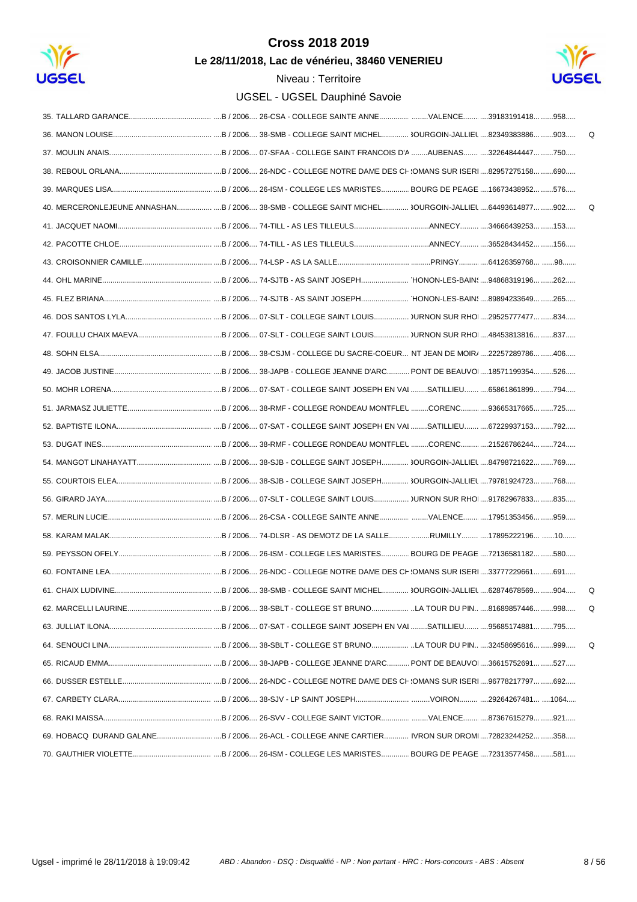# Cross 2018 2019

**Le 28/11/2018, Lac de vénérieu, 38460 VENERIEU**

Niveau : Territoire

UGSEL - UGSEL Dauphiné Savoie

| Rang | Nom | Cat. | Établissement | Ville | Licence | Dossard | |
|---|---|---|---|---|---|---|---|
| 35. | TALLARD GARANCE | B / 2006 | 26-CSA - COLLEGE SAINTE ANNE | VALENCE | 39183191418 | 958 | |
| 36. | MANON LOUISE | B / 2006 | 38-SMB - COLLEGE SAINT MICHEL | 3OURGOIN-JALLIEU | 82349383886 | 903 | Q |
| 37. | MOULIN ANAIS | B / 2006 | 07-SFAA - COLLEGE SAINT FRANCOIS D'A | AUBENAS | 32264844447 | 750 | |
| 38. | REBOUL ORLANA | B / 2006 | 26-NDC - COLLEGE NOTRE DAME DES CH | ROMANS SUR ISERE | 82957275158 | 690 | |
| 39. | MARQUES LISA | B / 2006 | 26-ISM - COLLEGE LES MARISTES | BOURG DE PEAGE | 16673438952 | 576 | |
| 40. | MERCERONLEJEUNE ANNASHAN | B / 2006 | 38-SMB - COLLEGE SAINT MICHEL | 3OURGOIN-JALLIEU | 64493614877 | 902 | Q |
| 41. | JACQUET NAOMI | B / 2006 | 74-TILL - AS LES TILLEULS | ANNECY | 34666439253 | 153 | |
| 42. | PACOTTE CHLOE | B / 2006 | 74-TILL - AS LES TILLEULS | ANNECY | 36528434452 | 156 | |
| 43. | CROISONNIER CAMILLE | B / 2006 | 74-LSP - AS LA SALLE | PRINGY | 64126359768 | 98 | |
| 44. | OHL MARINE | B / 2006 | 74-SJTB - AS SAINT JOSEPH | THONON-LES-BAINS | 94868319196 | 262 | |
| 45. | FLEZ BRIANA | B / 2006 | 74-SJTB - AS SAINT JOSEPH | THONON-LES-BAINS | 89894233649 | 265 | |
| 46. | DOS SANTOS LYLA | B / 2006 | 07-SLT - COLLEGE SAINT LOUIS | TOURNON SUR RHO | 29525777477 | 834 | |
| 47. | FOULLU CHAIX MAEVA | B / 2006 | 07-SLT - COLLEGE SAINT LOUIS | TOURNON SUR RHO | 48453813816 | 837 | |
| 48. | SOHN ELSA | B / 2006 | 38-CSJM - COLLEGE DU SACRE-COEUR | SAINT JEAN DE MOIRA | 22257289786 | 406 | |
| 49. | JACOB JUSTINE | B / 2006 | 38-JAPB - COLLEGE JEANNE D'ARC | PONT DE BEAUVO | 18571199354 | 526 | |
| 50. | MOHR LORENA | B / 2006 | 07-SAT - COLLEGE SAINT JOSEPH EN VAI | SATILLIEU | 65861861899 | 794 | |
| 51. | JARMASZ JULIETTE | B / 2006 | 38-RMF - COLLEGE RONDEAU MONTFLEU | CORENC | 93665317665 | 725 | |
| 52. | BAPTISTE ILONA | B / 2006 | 07-SAT - COLLEGE SAINT JOSEPH EN VAI | SATILLIEU | 67229937153 | 792 | |
| 53. | DUGAT INES | B / 2006 | 38-RMF - COLLEGE RONDEAU MONTFLEU | CORENC | 21526786244 | 724 | |
| 54. | MANGOT LINAHAYATT | B / 2006 | 38-SJB - COLLEGE SAINT JOSEPH | 3OURGOIN-JALLIEU | 84798721622 | 769 | |
| 55. | COURTOIS ELEA | B / 2006 | 38-SJB - COLLEGE SAINT JOSEPH | 3OURGOIN-JALLIEU | 79781924723 | 768 | |
| 56. | GIRARD JAYA | B / 2006 | 07-SLT - COLLEGE SAINT LOUIS | TOURNON SUR RHO | 91782967833 | 835 | |
| 57. | MERLIN LUCIE | B / 2006 | 26-CSA - COLLEGE SAINTE ANNE | VALENCE | 17951353456 | 959 | |
| 58. | KARAM MALAK | B / 2006 | 74-DLSR - AS DEMOTZ DE LA SALLE | RUMILLY | 17895222196 | 10 | |
| 59. | PEYSSON OFELY | B / 2006 | 26-ISM - COLLEGE LES MARISTES | BOURG DE PEAGE | 72136581182 | 580 | |
| 60. | FONTAINE LEA | B / 2006 | 26-NDC - COLLEGE NOTRE DAME DES CH | ROMANS SUR ISERE | 33777229661 | 691 | |
| 61. | CHAIX LUDIVINE | B / 2006 | 38-SMB - COLLEGE SAINT MICHEL | 3OURGOIN-JALLIEU | 62874678569 | 904 | Q |
| 62. | MARCELLI LAURINE | B / 2006 | 38-SBLT - COLLEGE ST BRUNO | LA TOUR DU PIN | 81689857446 | 998 | Q |
| 63. | JULLIAT ILONA | B / 2006 | 07-SAT - COLLEGE SAINT JOSEPH EN VAI | SATILLIEU | 95685174881 | 795 | |
| 64. | SENOUCI LINA | B / 2006 | 38-SBLT - COLLEGE ST BRUNO | LA TOUR DU PIN | 32458695616 | 999 | Q |
| 65. | RICAUD EMMA | B / 2006 | 38-JAPB - COLLEGE JEANNE D'ARC | PONT DE BEAUVO | 36615752691 | 527 | |
| 66. | DUSSER ESTELLE | B / 2006 | 26-NDC - COLLEGE NOTRE DAME DES CH | ROMANS SUR ISERE | 96778217797 | 692 | |
| 67. | CARBETY CLARA | B / 2006 | 38-SJV - LP SAINT JOSEPH | VOIRON | 29264267481 | 1064 | |
| 68. | RAKI MAISSA | B / 2006 | 26-SVV - COLLEGE SAINT VICTOR | VALENCE | 87367615279 | 921 | |
| 69. | HOBACQ DURAND GALANE | B / 2006 | 26-ACL - COLLEGE ANNE CARTIER | LIVRON SUR DROME | 72823244252 | 358 | |
| 70. | GAUTHIER VIOLETTE | B / 2006 | 26-ISM - COLLEGE LES MARISTES | BOURG DE PEAGE | 72313577458 | 581 | |

Ugsel - imprimé le 28/11/2018 à 19:09:42

*ABD : Abandon - DSQ : Disqualifié - NP : Non partant - HRC : Hors-concours - ABS : Absent*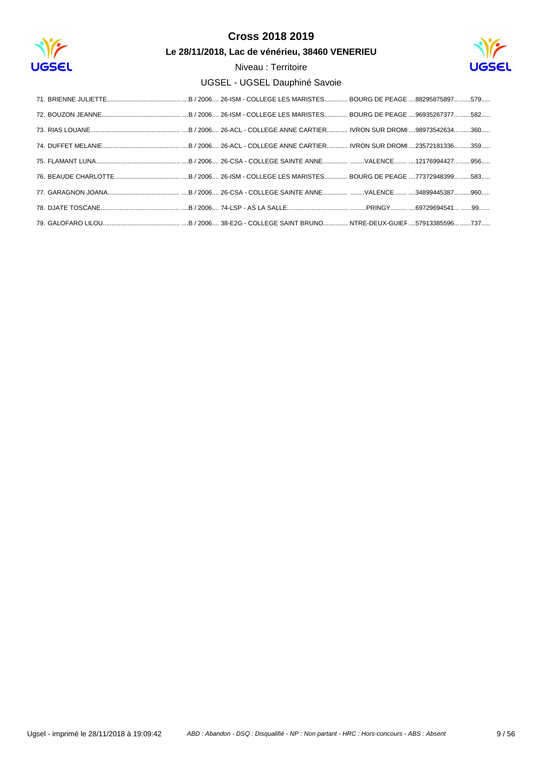# Cross 2018 2019

**Le 28/11/2018, Lac de vénérieu, 38460 VENERIEU**

Niveau : Territoire

UGSEL - UGSEL Dauphiné Savoie

| | | | | | | |
|---|---|---|---|---|---|---|
| 71. | BRIENNE JULIETTE | B / 2006 | 26-ISM - COLLEGE LES MARISTES | BOURG DE PEAGE | 88295875897 | 579 |
| 72. | BOUZON JEANNE | B / 2006 | 26-ISM - COLLEGE LES MARISTES | BOURG DE PEAGE | 96935267377 | 582 |
| 73. | RIAS LOUANE | B / 2006 | 26-ACL - COLLEGE ANNE CARTIER | IVRON SUR DROMI | 98973542634 | 360 |
| 74. | DUFFET MELANIE | B / 2006 | 26-ACL - COLLEGE ANNE CARTIER | IVRON SUR DROMI | 23572181336 | 359 |
| 75. | FLAMANT LUNA | B / 2006 | 26-CSA - COLLEGE SAINTE ANNE | VALENCE | 12176994427 | 956 |
| 76. | BEAUDE CHARLOTTE | B / 2006 | 26-ISM - COLLEGE LES MARISTES | BOURG DE PEAGE | 77372948399 | 583 |
| 77. | GARAGNON JOANA | B / 2006 | 26-CSA - COLLEGE SAINTE ANNE | VALENCE | 34899445387 | 960 |
| 78. | DJATE TOSCANE | B / 2006 | 74-LSP - AS LA SALLE | PRINGY | 69729694541 | 99 |
| 79. | GALOFARO LILOU | B / 2006 | 38-E2G - COLLEGE SAINT BRUNO | NTRE-DEUX-GUIEF | 57913385596 | 737 |

Ugsel - imprimé le 28/11/2018 à 19:09:42 — *ABD : Abandon - DSQ : Disqualifié - NP : Non partant - HRC : Hors-concours - ABS : Absent*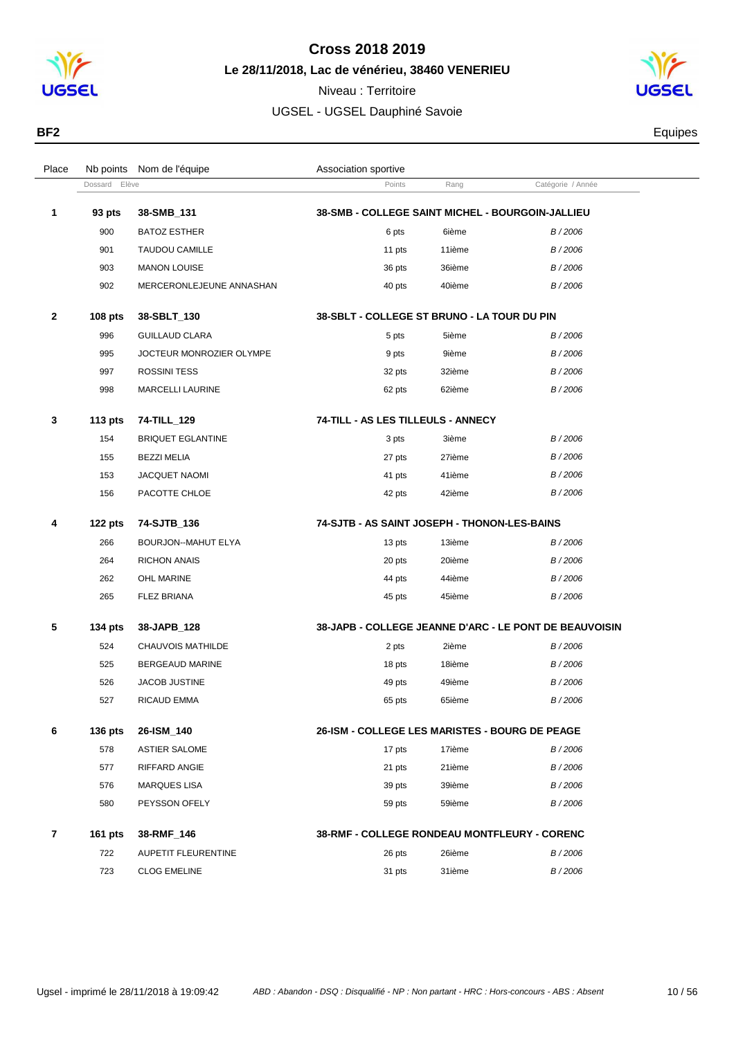# Cross 2018 2019

**Le 28/11/2018, Lac de vénérieu, 38460 VENERIEU**

Niveau : Territoire

UGSEL - UGSEL Dauphiné Savoie

**BF2** — Equipes

| Place | Nb points | Nom de l'équipe | Association sportive | | |
|---|---|---|---|---|---|
| | Dossard | Elève | Points | Rang | Catégorie / Année |
| **1** | **93 pts** | **38-SMB_131** | **38-SMB - COLLEGE SAINT MICHEL - BOURGOIN-JALLIEU** | | |
| | 900 | BATOZ ESTHER | 6 pts | 6ième | B / 2006 |
| | 901 | TAUDOU CAMILLE | 11 pts | 11ième | B / 2006 |
| | 903 | MANON LOUISE | 36 pts | 36ième | B / 2006 |
| | 902 | MERCERONLEJEUNE ANNASHAN | 40 pts | 40ième | B / 2006 |
| **2** | **108 pts** | **38-SBLT_130** | **38-SBLT - COLLEGE ST BRUNO - LA TOUR DU PIN** | | |
| | 996 | GUILLAUD CLARA | 5 pts | 5ième | B / 2006 |
| | 995 | JOCTEUR MONROZIER OLYMPE | 9 pts | 9ième | B / 2006 |
| | 997 | ROSSINI TESS | 32 pts | 32ième | B / 2006 |
| | 998 | MARCELLI LAURINE | 62 pts | 62ième | B / 2006 |
| **3** | **113 pts** | **74-TILL_129** | **74-TILL - AS LES TILLEULS - ANNECY** | | |
| | 154 | BRIQUET EGLANTINE | 3 pts | 3ième | B / 2006 |
| | 155 | BEZZI MELIA | 27 pts | 27ième | B / 2006 |
| | 153 | JACQUET NAOMI | 41 pts | 41ième | B / 2006 |
| | 156 | PACOTTE CHLOE | 42 pts | 42ième | B / 2006 |
| **4** | **122 pts** | **74-SJTB_136** | **74-SJTB - AS SAINT JOSEPH - THONON-LES-BAINS** | | |
| | 266 | BOURJON--MAHUT ELYA | 13 pts | 13ième | B / 2006 |
| | 264 | RICHON ANAIS | 20 pts | 20ième | B / 2006 |
| | 262 | OHL MARINE | 44 pts | 44ième | B / 2006 |
| | 265 | FLEZ BRIANA | 45 pts | 45ième | B / 2006 |
| **5** | **134 pts** | **38-JAPB_128** | **38-JAPB - COLLEGE JEANNE D'ARC - LE PONT DE BEAUVOISIN** | | |
| | 524 | CHAUVOIS MATHILDE | 2 pts | 2ième | B / 2006 |
| | 525 | BERGEAUD MARINE | 18 pts | 18ième | B / 2006 |
| | 526 | JACOB JUSTINE | 49 pts | 49ième | B / 2006 |
| | 527 | RICAUD EMMA | 65 pts | 65ième | B / 2006 |
| **6** | **136 pts** | **26-ISM_140** | **26-ISM - COLLEGE LES MARISTES - BOURG DE PEAGE** | | |
| | 578 | ASTIER SALOME | 17 pts | 17ième | B / 2006 |
| | 577 | RIFFARD ANGIE | 21 pts | 21ième | B / 2006 |
| | 576 | MARQUES LISA | 39 pts | 39ième | B / 2006 |
| | 580 | PEYSSON OFELY | 59 pts | 59ième | B / 2006 |
| **7** | **161 pts** | **38-RMF_146** | **38-RMF - COLLEGE RONDEAU MONTFLEURY - CORENC** | | |
| | 722 | AUPETIT FLEURENTINE | 26 pts | 26ième | B / 2006 |
| | 723 | CLOG EMELINE | 31 pts | 31ième | B / 2006 |

Ugsel - imprimé le 28/11/2018 à 19:09:42 — *ABD : Abandon - DSQ : Disqualifié - NP : Non partant - HRC : Hors-concours - ABS : Absent*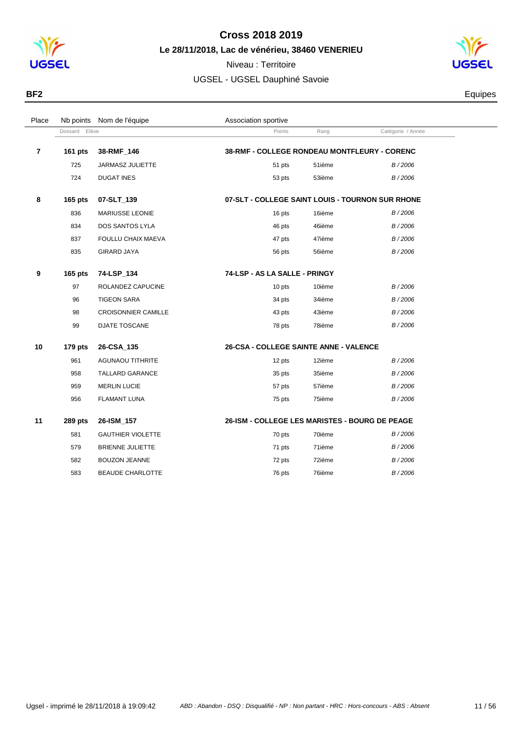# Cross 2018 2019

**Le 28/11/2018, Lac de vénérieu, 38460 VENERIEU**

Niveau : Territoire

UGSEL - UGSEL Dauphiné Savoie

**BF2** — Equipes

| Place | Nb points | Nom de l'équipe | Association sportive | | |
|---|---|---|---|---|---|
| | Dossard | Elève | Points | Rang | Catégorie / Année |
| **7** | **161 pts** | **38-RMF_146** | **38-RMF - COLLEGE RONDEAU MONTFLEURY - CORENC** | | |
| | 725 | JARMASZ JULIETTE | 51 pts | 51ième | *B / 2006* |
| | 724 | DUGAT INES | 53 pts | 53ième | *B / 2006* |
| **8** | **165 pts** | **07-SLT_139** | **07-SLT - COLLEGE SAINT LOUIS - TOURNON SUR RHONE** | | |
| | 836 | MARIUSSE LEONIE | 16 pts | 16ième | *B / 2006* |
| | 834 | DOS SANTOS LYLA | 46 pts | 46ième | *B / 2006* |
| | 837 | FOULLU CHAIX MAEVA | 47 pts | 47ième | *B / 2006* |
| | 835 | GIRARD JAYA | 56 pts | 56ième | *B / 2006* |
| **9** | **165 pts** | **74-LSP_134** | **74-LSP - AS LA SALLE - PRINGY** | | |
| | 97 | ROLANDEZ CAPUCINE | 10 pts | 10ième | *B / 2006* |
| | 96 | TIGEON SARA | 34 pts | 34ième | *B / 2006* |
| | 98 | CROISONNIER CAMILLE | 43 pts | 43ième | *B / 2006* |
| | 99 | DJATE TOSCANE | 78 pts | 78ième | *B / 2006* |
| **10** | **179 pts** | **26-CSA_135** | **26-CSA - COLLEGE SAINTE ANNE - VALENCE** | | |
| | 961 | AGUNAOU TITHRITE | 12 pts | 12ième | *B / 2006* |
| | 958 | TALLARD GARANCE | 35 pts | 35ième | *B / 2006* |
| | 959 | MERLIN LUCIE | 57 pts | 57ième | *B / 2006* |
| | 956 | FLAMANT LUNA | 75 pts | 75ième | *B / 2006* |
| **11** | **289 pts** | **26-ISM_157** | **26-ISM - COLLEGE LES MARISTES - BOURG DE PEAGE** | | |
| | 581 | GAUTHIER VIOLETTE | 70 pts | 70ième | *B / 2006* |
| | 579 | BRIENNE JULIETTE | 71 pts | 71ième | *B / 2006* |
| | 582 | BOUZON JEANNE | 72 pts | 72ième | *B / 2006* |
| | 583 | BEAUDE CHARLOTTE | 76 pts | 76ième | *B / 2006* |

Ugsel - imprimé le 28/11/2018 à 19:09:42 — *ABD : Abandon - DSQ : Disqualifié - NP : Non partant - HRC : Hors-concours - ABS : Absent*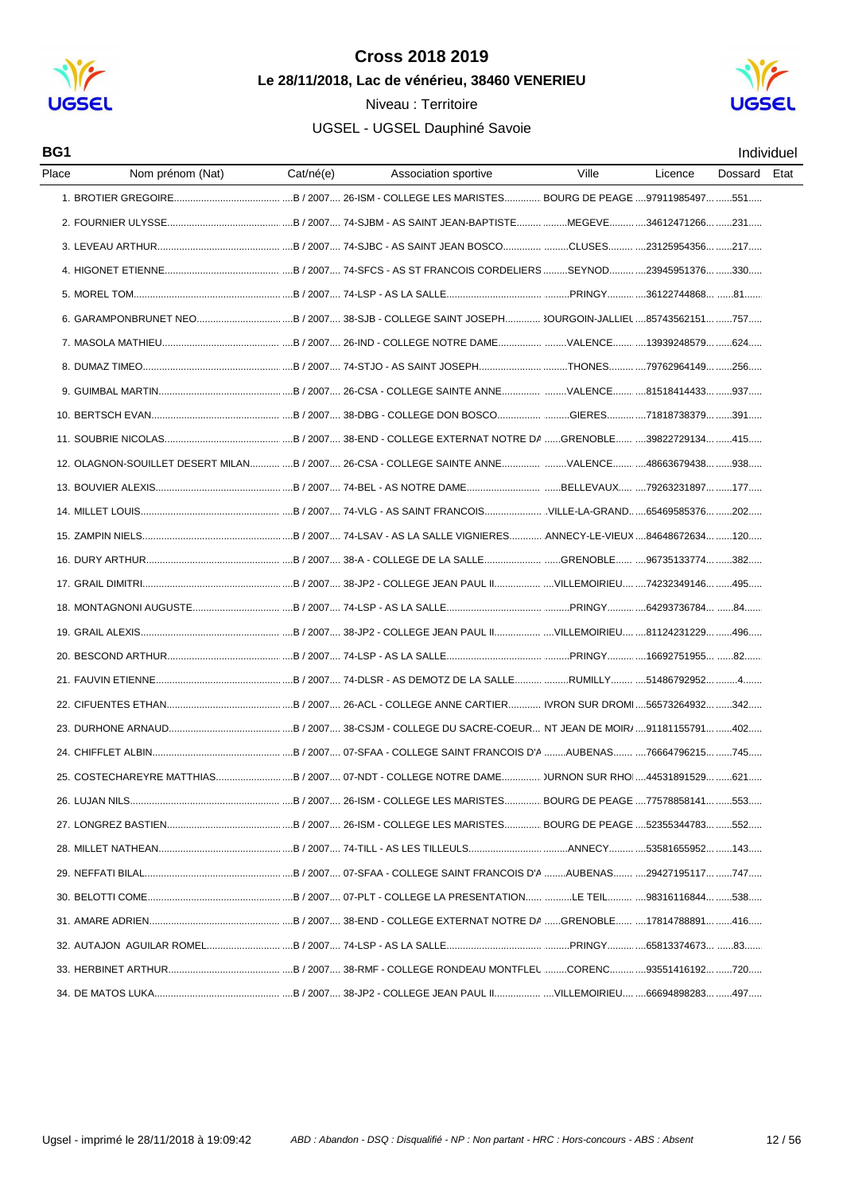# Cross 2018 2019

**Le 28/11/2018, Lac de vénérieu, 38460 VENERIEU**

Niveau : Territoire

UGSEL - UGSEL Dauphiné Savoie

**BG1** Individuel

| Place | Nom prénom (Nat) | Cat/né(e) | Association sportive | Ville | Licence | Dossard | Etat |
|---|---|---|---|---|---|---|---|
| 1. | BROTIER GREGOIRE | B / 2007 | 26-ISM - COLLEGE LES MARISTES | BOURG DE PEAGE | 97911985497 | 551 | |
| 2. | FOURNIER ULYSSE | B / 2007 | 74-SJBM - AS SAINT JEAN-BAPTISTE | MEGEVE | 34612471266 | 231 | |
| 3. | LEVEAU ARTHUR | B / 2007 | 74-SJBC - AS SAINT JEAN BOSCO | CLUSES | 23125954356 | 217 | |
| 4. | HIGONET ETIENNE | B / 2007 | 74-SFCS - AS ST FRANCOIS CORDELIERS | SEYNOD | 23945951376 | 330 | |
| 5. | MOREL TOM | B / 2007 | 74-LSP - AS LA SALLE | PRINGY | 36122744868 | 81 | |
| 6. | GARAMPONBRUNET NEO | B / 2007 | 38-SJB - COLLEGE SAINT JOSEPH | BOURGOIN-JALLIEU | 85743562151 | 757 | |
| 7. | MASOLA MATHIEU | B / 2007 | 26-IND - COLLEGE NOTRE DAME | VALENCE | 13939248579 | 624 | |
| 8. | DUMAZ TIMEO | B / 2007 | 74-STJO - AS SAINT JOSEPH | THONES | 79762964149 | 256 | |
| 9. | GUIMBAL MARTIN | B / 2007 | 26-CSA - COLLEGE SAINTE ANNE | VALENCE | 81518414433 | 937 | |
| 10. | BERTSCH EVAN | B / 2007 | 38-DBG - COLLEGE DON BOSCO | GIERES | 71818738379 | 391 | |
| 11. | SOUBRIE NICOLAS | B / 2007 | 38-END - COLLEGE EXTERNAT NOTRE DA | GRENOBLE | 39822729134 | 415 | |
| 12. | OLAGNON-SOUILLET DESERT MILAN | B / 2007 | 26-CSA - COLLEGE SAINTE ANNE | VALENCE | 48663679438 | 938 | |
| 13. | BOUVIER ALEXIS | B / 2007 | 74-BEL - AS NOTRE DAME | BELLEVAUX | 79263231897 | 177 | |
| 14. | MILLET LOUIS | B / 2007 | 74-VLG - AS SAINT FRANCOIS | VILLE-LA-GRAND | 65469585376 | 202 | |
| 15. | ZAMPIN NIELS | B / 2007 | 74-LSAV - AS LA SALLE VIGNIERES | ANNECY-LE-VIEUX | 84648672634 | 120 | |
| 16. | DURY ARTHUR | B / 2007 | 38-A - COLLEGE DE LA SALLE | GRENOBLE | 96735133774 | 382 | |
| 17. | GRAIL DIMITRI | B / 2007 | 38-JP2 - COLLEGE JEAN PAUL II | VILLEMOIRIEU | 74232349146 | 495 | |
| 18. | MONTAGNONI AUGUSTE | B / 2007 | 74-LSP - AS LA SALLE | PRINGY | 64293736784 | 84 | |
| 19. | GRAIL ALEXIS | B / 2007 | 38-JP2 - COLLEGE JEAN PAUL II | VILLEMOIRIEU | 81124231229 | 496 | |
| 20. | BESCOND ARTHUR | B / 2007 | 74-LSP - AS LA SALLE | PRINGY | 16692751955 | 82 | |
| 21. | FAUVIN ETIENNE | B / 2007 | 74-DLSR - AS DEMOTZ DE LA SALLE | RUMILLY | 51486792952 | 4 | |
| 22. | CIFUENTES ETHAN | B / 2007 | 26-ACL - COLLEGE ANNE CARTIER | IVRON SUR DROMI | 56573264932 | 342 | |
| 23. | DURHONE ARNAUD | B / 2007 | 38-CSJM - COLLEGE DU SACRE-COEUR | NT JEAN DE MOIR | 91181155791 | 402 | |
| 24. | CHIFFLET ALBIN | B / 2007 | 07-SFAA - COLLEGE SAINT FRANCOIS D'A | AUBENAS | 76664796215 | 745 | |
| 25. | COSTECHAREYRE MATTHIAS | B / 2007 | 07-NDT - COLLEGE NOTRE DAME | )URNON SUR RHO | 44531891529 | 621 | |
| 26. | LUJAN NILS | B / 2007 | 26-ISM - COLLEGE LES MARISTES | BOURG DE PEAGE | 77578858141 | 553 | |
| 27. | LONGREZ BASTIEN | B / 2007 | 26-ISM - COLLEGE LES MARISTES | BOURG DE PEAGE | 52355344783 | 552 | |
| 28. | MILLET NATHEAN | B / 2007 | 74-TILL - AS LES TILLEULS | ANNECY | 53581655952 | 143 | |
| 29. | NEFFATI BILAL | B / 2007 | 07-SFAA - COLLEGE SAINT FRANCOIS D'A | AUBENAS | 29427195117 | 747 | |
| 30. | BELOTTI COME | B / 2007 | 07-PLT - COLLEGE LA PRESENTATION | LE TEIL | 98316116844 | 538 | |
| 31. | AMARE ADRIEN | B / 2007 | 38-END - COLLEGE EXTERNAT NOTRE DA | GRENOBLE | 17814788891 | 416 | |
| 32. | AUTAJON AGUILAR ROMEL | B / 2007 | 74-LSP - AS LA SALLE | PRINGY | 65813374673 | 83 | |
| 33. | HERBINET ARTHUR | B / 2007 | 38-RMF - COLLEGE RONDEAU MONTFLEU | CORENC | 93551416192 | 720 | |
| 34. | DE MATOS LUKA | B / 2007 | 38-JP2 - COLLEGE JEAN PAUL II | VILLEMOIRIEU | 66694898283 | 497 | |

Ugsel - imprimé le 28/11/2018 à 19:09:42

*ABD : Abandon - DSQ : Disqualifié - NP : Non partant - HRC : Hors-concours - ABS : Absent*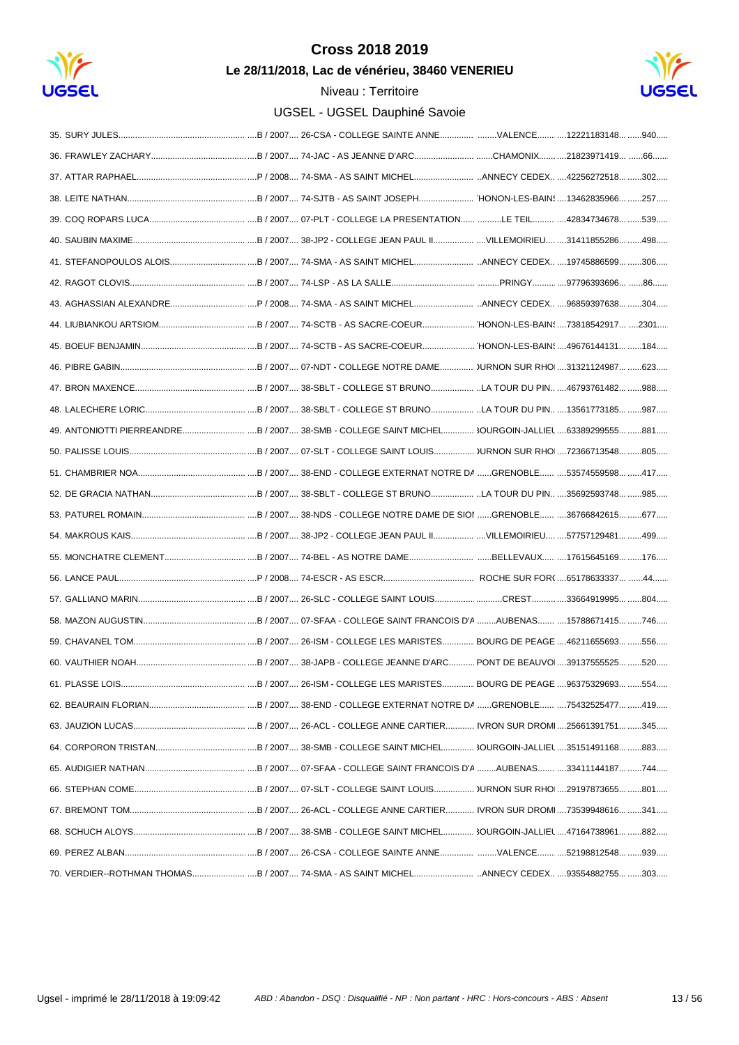# Cross 2018 2019

**Le 28/11/2018, Lac de vénérieu, 38460 VENERIEU**

Niveau : Territoire

UGSEL - UGSEL Dauphiné Savoie

| Rang | Nom | Cat. / Année | Établissement | Ville | N° | Dossard |
|---|---|---|---|---|---|---|
| 35. | SURY JULES | B / 2007 | 26-CSA - COLLEGE SAINTE ANNE | VALENCE | 12221183148 | 940 |
| 36. | FRAWLEY ZACHARY | B / 2007 | 74-JAC - AS JEANNE D'ARC | CHAMONIX | 21823971419 | 66 |
| 37. | ATTAR RAPHAEL | P / 2008 | 74-SMA - AS SAINT MICHEL | ANNECY CEDEX | 42256272518 | 302 |
| 38. | LEITE NATHAN | B / 2007 | 74-SJTB - AS SAINT JOSEPH | HONON-LES-BAIN: | 13462835966 | 257 |
| 39. | COQ ROPARS LUCA | B / 2007 | 07-PLT - COLLEGE LA PRESENTATION | LE TEIL | 42834734678 | 539 |
| 40. | SAUBIN MAXIME | B / 2007 | 38-JP2 - COLLEGE JEAN PAUL II | VILLEMOIRIEU | 31411855286 | 498 |
| 41. | STEFANOPOULOS ALOIS | B / 2007 | 74-SMA - AS SAINT MICHEL | ANNECY CEDEX | 19745886599 | 306 |
| 42. | RAGOT CLOVIS | B / 2007 | 74-LSP - AS LA SALLE | PRINGY | 97796393696 | 86 |
| 43. | AGHASSIAN ALEXANDRE | P / 2008 | 74-SMA - AS SAINT MICHEL | ANNECY CEDEX | 96859397638 | 304 |
| 44. | LIUBIANKOU ARTSIOM | B / 2007 | 74-SCTB - AS SACRE-COEUR | HONON-LES-BAIN: | 73818542917 | 2301 |
| 45. | BOEUF BENJAMIN | B / 2007 | 74-SCTB - AS SACRE-COEUR | HONON-LES-BAIN: | 49676144131 | 184 |
| 46. | PIBRE GABIN | B / 2007 | 07-NDT - COLLEGE NOTRE DAME | )URNON SUR RHO | 31321124987 | 623 |
| 47. | BRON MAXENCE | B / 2007 | 38-SBLT - COLLEGE ST BRUNO | LA TOUR DU PIN | 46793761482 | 988 |
| 48. | LALECHERE LORIC | B / 2007 | 38-SBLT - COLLEGE ST BRUNO | LA TOUR DU PIN | 13561773185 | 987 |
| 49. | ANTONIOTTI PIERREANDRE | B / 2007 | 38-SMB - COLLEGE SAINT MICHEL | 3OURGOIN-JALLIEL | 63389299555 | 881 |
| 50. | PALISSE LOUIS | B / 2007 | 07-SLT - COLLEGE SAINT LOUIS | )URNON SUR RHO | 72366713548 | 805 |
| 51. | CHAMBRIER NOA | B / 2007 | 38-END - COLLEGE EXTERNAT NOTRE DA | GRENOBLE | 53574559598 | 417 |
| 52. | DE GRACIA NATHAN | B / 2007 | 38-SBLT - COLLEGE ST BRUNO | LA TOUR DU PIN | 35692593748 | 985 |
| 53. | PATUREL ROMAIN | B / 2007 | 38-NDS - COLLEGE NOTRE DAME DE SIOI | GRENOBLE | 36766842615 | 677 |
| 54. | MAKROUS KAIS | B / 2007 | 38-JP2 - COLLEGE JEAN PAUL II | VILLEMOIRIEU | 57757129481 | 499 |
| 55. | MONCHATRE CLEMENT | B / 2007 | 74-BEL - AS NOTRE DAME | BELLEVAUX | 17615645169 | 176 |
| 56. | LANCE PAUL | P / 2008 | 74-ESCR - AS ESCR | ROCHE SUR FOR( | 65178633337 | 44 |
| 57. | GALLIANO MARIN | B / 2007 | 26-SLC - COLLEGE SAINT LOUIS | CREST | 33664919995 | 804 |
| 58. | MAZON AUGUSTIN | B / 2007 | 07-SFAA - COLLEGE SAINT FRANCOIS D'A | AUBENAS | 15788671415 | 746 |
| 59. | CHAVANEL TOM | B / 2007 | 26-ISM - COLLEGE LES MARISTES | BOURG DE PEAGE | 46211655693 | 556 |
| 60. | VAUTHIER NOAH | B / 2007 | 38-JAPB - COLLEGE JEANNE D'ARC | PONT DE BEAUVOI | 39137555525 | 520 |
| 61. | PLASSE LOIS | B / 2007 | 26-ISM - COLLEGE LES MARISTES | BOURG DE PEAGE | 96375329693 | 554 |
| 62. | BEAURAIN FLORIAN | B / 2007 | 38-END - COLLEGE EXTERNAT NOTRE DA | GRENOBLE | 75432525477 | 419 |
| 63. | JAUZION LUCAS | B / 2007 | 26-ACL - COLLEGE ANNE CARTIER | IVRON SUR DROMI | 25661391751 | 345 |
| 64. | CORPORON TRISTAN | B / 2007 | 38-SMB - COLLEGE SAINT MICHEL | 3OURGOIN-JALLIEL | 35151491168 | 883 |
| 65. | AUDIGIER NATHAN | B / 2007 | 07-SFAA - COLLEGE SAINT FRANCOIS D'A | AUBENAS | 33411144187 | 744 |
| 66. | STEPHAN COME | B / 2007 | 07-SLT - COLLEGE SAINT LOUIS | )URNON SUR RHO | 29197873655 | 801 |
| 67. | BREMONT TOM | B / 2007 | 26-ACL - COLLEGE ANNE CARTIER | IVRON SUR DROMI | 73539948616 | 341 |
| 68. | SCHUCH ALOYS | B / 2007 | 38-SMB - COLLEGE SAINT MICHEL | 3OURGOIN-JALLIEL | 47164738961 | 882 |
| 69. | PEREZ ALBAN | B / 2007 | 26-CSA - COLLEGE SAINTE ANNE | VALENCE | 52198812548 | 939 |
| 70. | VERDIER--ROTHMAN THOMAS | B / 2007 | 74-SMA - AS SAINT MICHEL | ANNECY CEDEX | 93554882755 | 303 |

Ugsel - imprimé le 28/11/2018 à 19:09:42 — *ABD : Abandon - DSQ : Disqualifié - NP : Non partant - HRC : Hors-concours - ABS : Absent*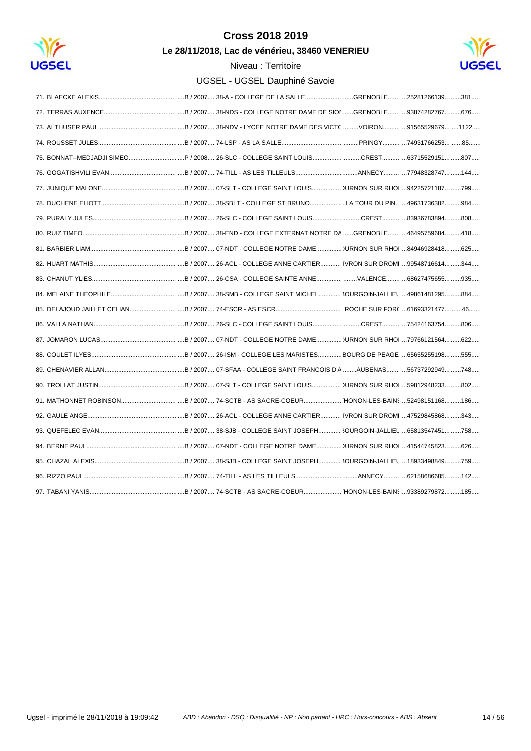# Cross 2018 2019

**Le 28/11/2018, Lac de vénérieu, 38460 VENERIEU**

Niveau : Territoire

UGSEL - UGSEL Dauphiné Savoie

71. BLAECKE ALEXIS..........................................B / 2007.... 38-A - COLLEGE DE LA SALLE.....................GRENOBLE......25281266139.......381.....
72. TERRAS AUXENCE..........................................B / 2007.... 38-NDS - COLLEGE NOTRE DAME DE SIOI ......GRENOBLE......93874282767.......676.....
73. ALTHUSER PAUL..........................................B / 2007.... 38-NDV - LYCEE NOTRE DAME DES VICTC .........VOIRON.........91565529679.......1122.....
74. ROUSSET JULES..........................................B / 2007.... 74-LSP - AS LA SALLE.....................PRINGY.........74931766253.......85......
75. BONNAT--MEDJADJI SIMEO..........................................P / 2008.... 26-SLC - COLLEGE SAINT LOUIS.....................CREST..........63715529151.......807.....
76. GOGATISHVILI EVAN..........................................B / 2007.... 74-TILL - AS LES TILLEULS.....................ANNECY.........77948328747.......144.....
77. JUNIQUE MALONE..........................................B / 2007.... 07-SLT - COLLEGE SAINT LOUIS.....................)URNON SUR RHOI....94225721187.......799.....
78. DUCHENE ELIOTT..........................................B / 2007.... 38-SBLT - COLLEGE ST BRUNO.....................LA TOUR DU PIN.....49631736382.......984.....
79. PURALY JULES..........................................B / 2007.... 26-SLC - COLLEGE SAINT LOUIS.....................CREST..........83936783894.......808.....
80. RUIZ TIMEO..........................................B / 2007.... 38-END - COLLEGE EXTERNAT NOTRE DA ......GRENOBLE......46495759684.......418.....
81. BARBIER LIAM..........................................B / 2007.... 07-NDT - COLLEGE NOTRE DAME.....................)URNON SUR RHOI....84946928418.......625.....
82. HUART MATHIS..........................................B / 2007.... 26-ACL - COLLEGE ANNE CARTIER.....................IVRON SUR DROMI....99548716614.......344.....
83. CHANUT YLIES..........................................B / 2007.... 26-CSA - COLLEGE SAINTE ANNE.....................VALENCE.......68627475655.......935.....
84. MELAINE THEOPHILE..........................................B / 2007.... 38-SMB - COLLEGE SAINT MICHEL.....................3OURGOIN-JALLIEL....49861481295.......884.....
85. DELAJOUD JAILLET CELIAN..........................................B / 2007.... 74-ESCR - AS ESCR.....................ROCHE SUR FOR(....61693321477.......46......
86. VALLA NATHAN..........................................B / 2007.... 26-SLC - COLLEGE SAINT LOUIS.....................CREST..........75424163754.......806.....
87. JOMARON LUCAS..........................................B / 2007.... 07-NDT - COLLEGE NOTRE DAME.....................)URNON SUR RHOI....79766121564.......622.....
88. COULET ILYES..........................................B / 2007.... 26-ISM - COLLEGE LES MARISTES.....................BOURG DE PEAGE....65655255198.......555.....
89. CHENAVIER ALLAN..........................................B / 2007.... 07-SFAA - COLLEGE SAINT FRANCOIS D'A ........AUBENAS.......56737292949.......748.....
90. TROLLAT JUSTIN..........................................B / 2007.... 07-SLT - COLLEGE SAINT LOUIS.....................)URNON SUR RHOI....59812948233.......802.....
91. MATHONNET ROBINSON..........................................B / 2007.... 74-SCTB - AS SACRE-COEUR.....................'HONON-LES-BAINS....52498151168.......186.....
92. GAULE ANGE..........................................B / 2007.... 26-ACL - COLLEGE ANNE CARTIER.....................IVRON SUR DROMI....47529845868.......343.....
93. QUEFELEC EVAN..........................................B / 2007.... 38-SJB - COLLEGE SAINT JOSEPH.....................3OURGOIN-JALLIEL....65813547451.......758.....
94. BERNE PAUL..........................................B / 2007.... 07-NDT - COLLEGE NOTRE DAME.....................)URNON SUR RHOI....41544745823.......626.....
95. CHAZAL ALEXIS..........................................B / 2007.... 38-SJB - COLLEGE SAINT JOSEPH.....................3OURGOIN-JALLIEL....18933498849.......759.....
96. RIZZO PAUL..........................................B / 2007.... 74-TILL - AS LES TILLEULS.....................ANNECY.........62158686685.......142.....
97. TABANI YANIS..........................................B / 2007.... 74-SCTB - AS SACRE-COEUR.....................'HONON-LES-BAINS....93389279872.......185.....

Ugsel - imprimé le 28/11/2018 à 19:09:42 — *ABD : Abandon - DSQ : Disqualifié - NP : Non partant - HRC : Hors-concours - ABS : Absent*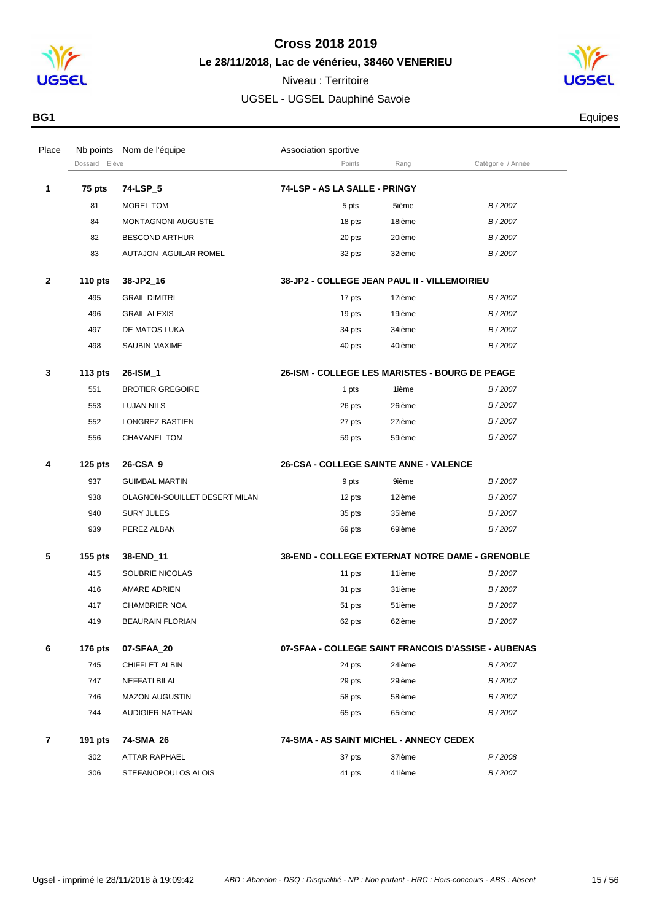# Cross 2018 2019

## Le 28/11/2018, Lac de vénérieu, 38460 VENERIEU

Niveau : Territoire

UGSEL - UGSEL Dauphiné Savoie

**BG1** — Equipes

| Place | Nb points / Dossard | Nom de l'équipe / Elève | Association sportive / Points | Rang | Catégorie / Année |
|---|---|---|---|---|---|
| **1** | **75 pts** | **74-LSP_5** | **74-LSP - AS LA SALLE - PRINGY** | | |
| | 81 | MOREL TOM | 5 pts | 5ième | *B / 2007* |
| | 84 | MONTAGNONI AUGUSTE | 18 pts | 18ième | *B / 2007* |
| | 82 | BESCOND ARTHUR | 20 pts | 20ième | *B / 2007* |
| | 83 | AUTAJON AGUILAR ROMEL | 32 pts | 32ième | *B / 2007* |
| **2** | **110 pts** | **38-JP2_16** | **38-JP2 - COLLEGE JEAN PAUL II - VILLEMOIRIEU** | | |
| | 495 | GRAIL DIMITRI | 17 pts | 17ième | *B / 2007* |
| | 496 | GRAIL ALEXIS | 19 pts | 19ième | *B / 2007* |
| | 497 | DE MATOS LUKA | 34 pts | 34ième | *B / 2007* |
| | 498 | SAUBIN MAXIME | 40 pts | 40ième | *B / 2007* |
| **3** | **113 pts** | **26-ISM_1** | **26-ISM - COLLEGE LES MARISTES - BOURG DE PEAGE** | | |
| | 551 | BROTIER GREGOIRE | 1 pts | 1ième | *B / 2007* |
| | 553 | LUJAN NILS | 26 pts | 26ième | *B / 2007* |
| | 552 | LONGREZ BASTIEN | 27 pts | 27ième | *B / 2007* |
| | 556 | CHAVANEL TOM | 59 pts | 59ième | *B / 2007* |
| **4** | **125 pts** | **26-CSA_9** | **26-CSA - COLLEGE SAINTE ANNE - VALENCE** | | |
| | 937 | GUIMBAL MARTIN | 9 pts | 9ième | *B / 2007* |
| | 938 | OLAGNON-SOUILLET DESERT MILAN | 12 pts | 12ième | *B / 2007* |
| | 940 | SURY JULES | 35 pts | 35ième | *B / 2007* |
| | 939 | PEREZ ALBAN | 69 pts | 69ième | *B / 2007* |
| **5** | **155 pts** | **38-END_11** | **38-END - COLLEGE EXTERNAT NOTRE DAME - GRENOBLE** | | |
| | 415 | SOUBRIE NICOLAS | 11 pts | 11ième | *B / 2007* |
| | 416 | AMARE ADRIEN | 31 pts | 31ième | *B / 2007* |
| | 417 | CHAMBRIER NOA | 51 pts | 51ième | *B / 2007* |
| | 419 | BEAURAIN FLORIAN | 62 pts | 62ième | *B / 2007* |
| **6** | **176 pts** | **07-SFAA_20** | **07-SFAA - COLLEGE SAINT FRANCOIS D'ASSISE - AUBENAS** | | |
| | 745 | CHIFFLET ALBIN | 24 pts | 24ième | *B / 2007* |
| | 747 | NEFFATI BILAL | 29 pts | 29ième | *B / 2007* |
| | 746 | MAZON AUGUSTIN | 58 pts | 58ième | *B / 2007* |
| | 744 | AUDIGIER NATHAN | 65 pts | 65ième | *B / 2007* |
| **7** | **191 pts** | **74-SMA_26** | **74-SMA - AS SAINT MICHEL - ANNECY CEDEX** | | |
| | 302 | ATTAR RAPHAEL | 37 pts | 37ième | *P / 2008* |
| | 306 | STEFANOPOULOS ALOIS | 41 pts | 41ième | *B / 2007* |

Ugsel - imprimé le 28/11/2018 à 19:09:42 — *ABD : Abandon - DSQ : Disqualifié - NP : Non partant - HRC : Hors-concours - ABS : Absent*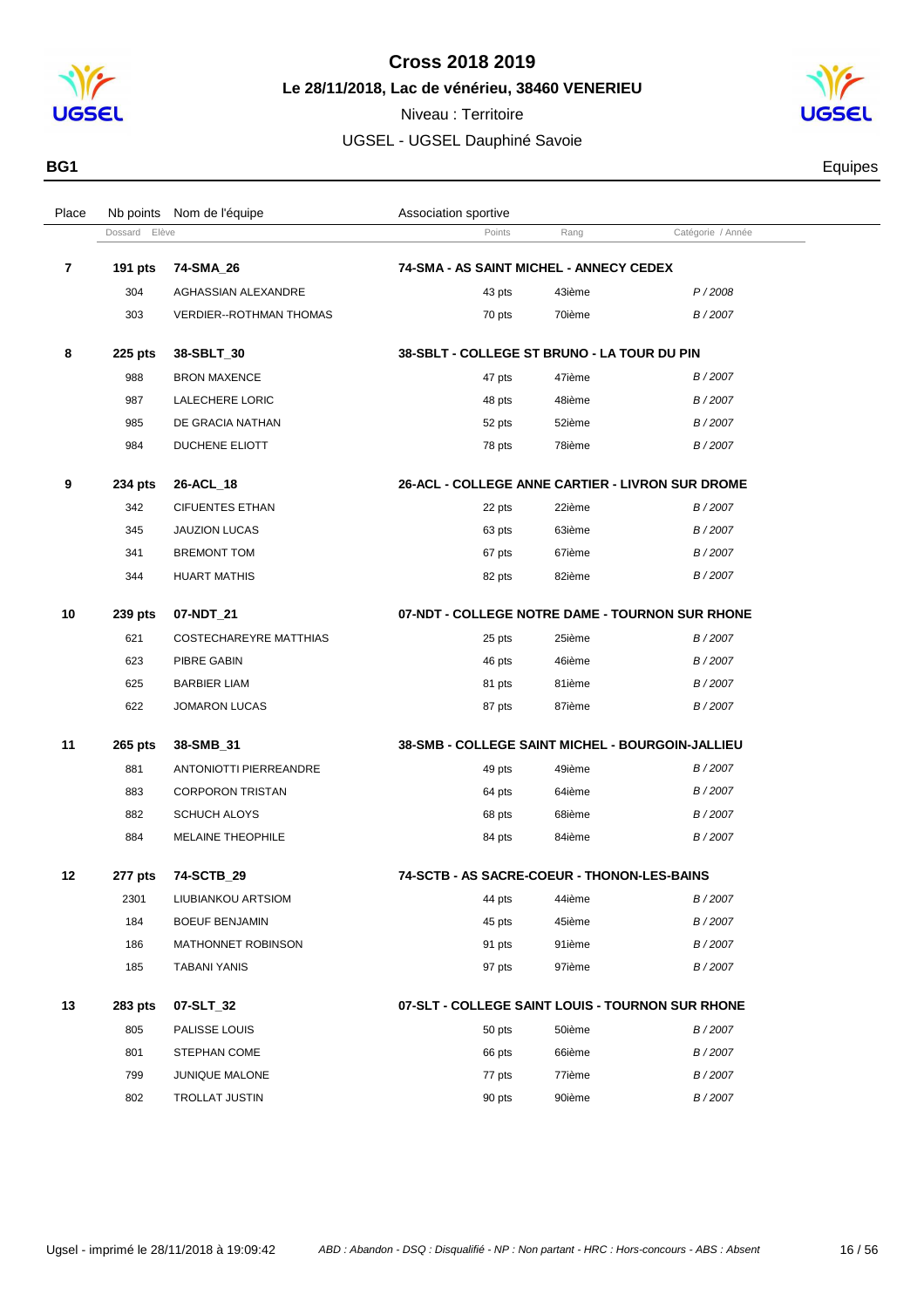# Cross 2018 2019

## Le 28/11/2018, Lac de vénérieu, 38460 VENERIEU

Niveau : Territoire

UGSEL - UGSEL Dauphiné Savoie

**BG1** Equipes

| Place | Nb points / Dossard | Nom de l'équipe / Elève | Association sportive / Points | Rang | Catégorie / Année |
|---|---|---|---|---|---|
| **7** | **191 pts** | **74-SMA_26** | **74-SMA - AS SAINT MICHEL - ANNECY CEDEX** | | |
| | 304 | AGHASSIAN ALEXANDRE | 43 pts | 43ième | *P / 2008* |
| | 303 | VERDIER--ROTHMAN THOMAS | 70 pts | 70ième | *B / 2007* |
| **8** | **225 pts** | **38-SBLT_30** | **38-SBLT - COLLEGE ST BRUNO - LA TOUR DU PIN** | | |
| | 988 | BRON MAXENCE | 47 pts | 47ième | *B / 2007* |
| | 987 | LALECHERE LORIC | 48 pts | 48ième | *B / 2007* |
| | 985 | DE GRACIA NATHAN | 52 pts | 52ième | *B / 2007* |
| | 984 | DUCHENE ELIOTT | 78 pts | 78ième | *B / 2007* |
| **9** | **234 pts** | **26-ACL_18** | **26-ACL - COLLEGE ANNE CARTIER - LIVRON SUR DROME** | | |
| | 342 | CIFUENTES ETHAN | 22 pts | 22ième | *B / 2007* |
| | 345 | JAUZION LUCAS | 63 pts | 63ième | *B / 2007* |
| | 341 | BREMONT TOM | 67 pts | 67ième | *B / 2007* |
| | 344 | HUART MATHIS | 82 pts | 82ième | *B / 2007* |
| **10** | **239 pts** | **07-NDT_21** | **07-NDT - COLLEGE NOTRE DAME - TOURNON SUR RHONE** | | |
| | 621 | COSTECHAREYRE MATTHIAS | 25 pts | 25ième | *B / 2007* |
| | 623 | PIBRE GABIN | 46 pts | 46ième | *B / 2007* |
| | 625 | BARBIER LIAM | 81 pts | 81ième | *B / 2007* |
| | 622 | JOMARON LUCAS | 87 pts | 87ième | *B / 2007* |
| **11** | **265 pts** | **38-SMB_31** | **38-SMB - COLLEGE SAINT MICHEL - BOURGOIN-JALLIEU** | | |
| | 881 | ANTONIOTTI PIERREANDRE | 49 pts | 49ième | *B / 2007* |
| | 883 | CORPORON TRISTAN | 64 pts | 64ième | *B / 2007* |
| | 882 | SCHUCH ALOYS | 68 pts | 68ième | *B / 2007* |
| | 884 | MELAINE THEOPHILE | 84 pts | 84ième | *B / 2007* |
| **12** | **277 pts** | **74-SCTB_29** | **74-SCTB - AS SACRE-COEUR - THONON-LES-BAINS** | | |
| | 2301 | LIUBIANKOU ARTSIOM | 44 pts | 44ième | *B / 2007* |
| | 184 | BOEUF BENJAMIN | 45 pts | 45ième | *B / 2007* |
| | 186 | MATHONNET ROBINSON | 91 pts | 91ième | *B / 2007* |
| | 185 | TABANI YANIS | 97 pts | 97ième | *B / 2007* |
| **13** | **283 pts** | **07-SLT_32** | **07-SLT - COLLEGE SAINT LOUIS - TOURNON SUR RHONE** | | |
| | 805 | PALISSE LOUIS | 50 pts | 50ième | *B / 2007* |
| | 801 | STEPHAN COME | 66 pts | 66ième | *B / 2007* |
| | 799 | JUNIQUE MALONE | 77 pts | 77ième | *B / 2007* |
| | 802 | TROLLAT JUSTIN | 90 pts | 90ième | *B / 2007* |

Ugsel - imprimé le 28/11/2018 à 19:09:42 *ABD : Abandon - DSQ : Disqualifié - NP : Non partant - HRC : Hors-concours - ABS : Absent*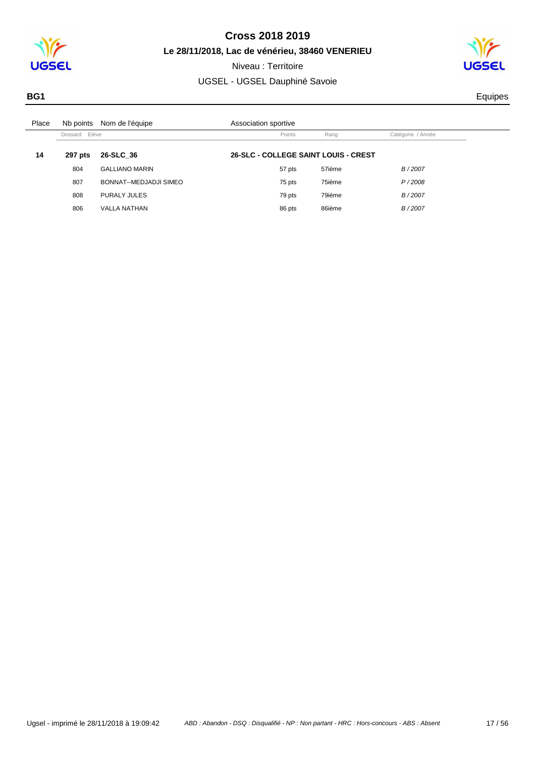# Cross 2018 2019

**Le 28/11/2018, Lac de vénérieu, 38460 VENERIEU**

Niveau : Territoire

UGSEL - UGSEL Dauphiné Savoie

**BG1** Equipes

| Place | Nb points | Nom de l'équipe | Association sportive | | |
|---|---|---|---|---|---|
| | Dossard | Elève | Points | Rang | Catégorie / Année |
| **14** | **297 pts** | **26-SLC_36** | **26-SLC - COLLEGE SAINT LOUIS - CREST** | | |
| | 804 | GALLIANO MARIN | 57 pts | 57ième | *B / 2007* |
| | 807 | BONNAT--MEDJADJI SIMEO | 75 pts | 75ième | *P / 2008* |
| | 808 | PURALY JULES | 79 pts | 79ième | *B / 2007* |
| | 806 | VALLA NATHAN | 86 pts | 86ième | *B / 2007* |

Ugsel - imprimé le 28/11/2018 à 19:09:42 — *ABD : Abandon - DSQ : Disqualifié - NP : Non partant - HRC : Hors-concours - ABS : Absent*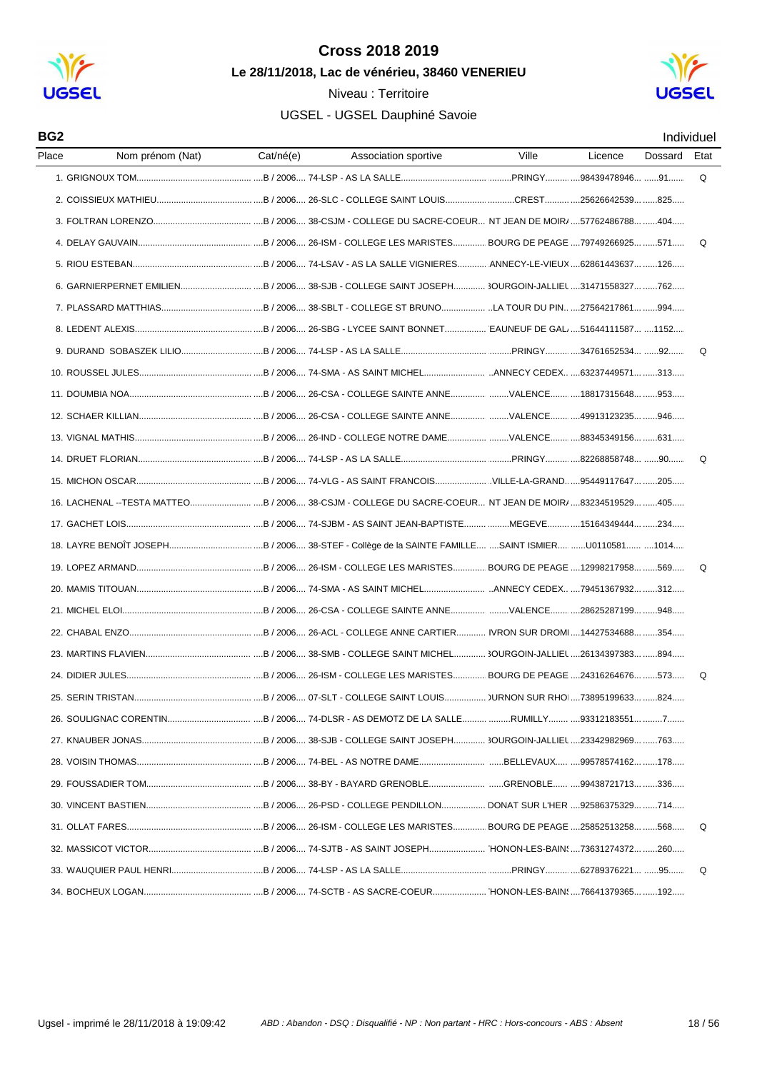# Cross 2018 2019

**Le 28/11/2018, Lac de vénérieu, 38460 VENERIEU**

Niveau : Territoire

UGSEL - UGSEL Dauphiné Savoie

**BG2** — Individuel

| Place | Nom prénom (Nat) | Cat/né(e) | Association sportive | Ville | Licence | Dossard | Etat |
|---|---|---|---|---|---|---|---|
| 1. | GRIGNOUX TOM | B / 2006 | 74-LSP - AS LA SALLE | PRINGY | 98439478946 | 91 | Q |
| 2. | COISSIEUX MATHIEU | B / 2006 | 26-SLC - COLLEGE SAINT LOUIS | CREST | 25626642539 | 825 | |
| 3. | FOLTRAN LORENZO | B / 2006 | 38-CSJM - COLLEGE DU SACRE-COEUR | NT JEAN DE MOIR/ | 57762486788 | 404 | |
| 4. | DELAY GAUVAIN | B / 2006 | 26-ISM - COLLEGE LES MARISTES | BOURG DE PEAGE | 79749266925 | 571 | Q |
| 5. | RIOU ESTEBAN | B / 2006 | 74-LSAV - AS LA SALLE VIGNIERES | ANNECY-LE-VIEUX | 62861443637 | 126 | |
| 6. | GARNIERPERNET EMILIEN | B / 2006 | 38-SJB - COLLEGE SAINT JOSEPH | 3OURGOIN-JALLIEL | 31471558327 | 762 | |
| 7. | PLASSARD MATTHIAS | B / 2006 | 38-SBLT - COLLEGE ST BRUNO | LA TOUR DU PIN | 27564217861 | 994 | |
| 8. | LEDENT ALEXIS | B / 2006 | 26-SBG - LYCEE SAINT BONNET | EAUNEUF DE GAL/ | 51644111587 | 1152 | |
| 9. | DURAND SOBASZEK LILIO | B / 2006 | 74-LSP - AS LA SALLE | PRINGY | 34761652534 | 92 | Q |
| 10. | ROUSSEL JULES | B / 2006 | 74-SMA - AS SAINT MICHEL | ANNECY CEDEX | 63237449571 | 313 | |
| 11. | DOUMBIA NOA | B / 2006 | 26-CSA - COLLEGE SAINTE ANNE | VALENCE | 18817315648 | 953 | |
| 12. | SCHAER KILLIAN | B / 2006 | 26-CSA - COLLEGE SAINTE ANNE | VALENCE | 49913123235 | 946 | |
| 13. | VIGNAL MATHIS | B / 2006 | 26-IND - COLLEGE NOTRE DAME | VALENCE | 88345349156 | 631 | |
| 14. | DRUET FLORIAN | B / 2006 | 74-LSP - AS LA SALLE | PRINGY | 82268858748 | 90 | Q |
| 15. | MICHON OSCAR | B / 2006 | 74-VLG - AS SAINT FRANCOIS | VILLE-LA-GRAND | 95449117647 | 205 | |
| 16. | LACHENAL --TESTA MATTEO | B / 2006 | 38-CSJM - COLLEGE DU SACRE-COEUR | NT JEAN DE MOIR/ | 83234519529 | 405 | |
| 17. | GACHET LOIS | B / 2006 | 74-SJBM - AS SAINT JEAN-BAPTISTE | MEGEVE | 15164349444 | 234 | |
| 18. | LAYRE BENOÎT JOSEPH | B / 2006 | 38-STEF - Collège de la SAINTE FAMILLE | SAINT ISMIER | U0110581 | 1014 | |
| 19. | LOPEZ ARMAND | B / 2006 | 26-ISM - COLLEGE LES MARISTES | BOURG DE PEAGE | 12998217958 | 569 | Q |
| 20. | MAMIS TITOUAN | B / 2006 | 74-SMA - AS SAINT MICHEL | ANNECY CEDEX | 79451367932 | 312 | |
| 21. | MICHEL ELOI | B / 2006 | 26-CSA - COLLEGE SAINTE ANNE | VALENCE | 28625287199 | 948 | |
| 22. | CHABAL ENZO | B / 2006 | 26-ACL - COLLEGE ANNE CARTIER | IVRON SUR DROMI | 14427534688 | 354 | |
| 23. | MARTINS FLAVIEN | B / 2006 | 38-SMB - COLLEGE SAINT MICHEL | 3OURGOIN-JALLIEL | 26134397383 | 894 | |
| 24. | DIDIER JULES | B / 2006 | 26-ISM - COLLEGE LES MARISTES | BOURG DE PEAGE | 24316264676 | 573 | Q |
| 25. | SERIN TRISTAN | B / 2006 | 07-SLT - COLLEGE SAINT LOUIS | )URNON SUR RHOI | 73895199633 | 824 | |
| 26. | SOULIGNAC CORENTIN | B / 2006 | 74-DLSR - AS DEMOTZ DE LA SALLE | RUMILLY | 93312183551 | 7 | |
| 27. | KNAUBER JONAS | B / 2006 | 38-SJB - COLLEGE SAINT JOSEPH | 3OURGOIN-JALLIEL | 23342982969 | 763 | |
| 28. | VOISIN THOMAS | B / 2006 | 74-BEL - AS NOTRE DAME | BELLEVAUX | 99578574162 | 178 | |
| 29. | FOUSSADIER TOM | B / 2006 | 38-BY - BAYARD GRENOBLE | GRENOBLE | 99438721713 | 336 | |
| 30. | VINCENT BASTIEN | B / 2006 | 26-PSD - COLLEGE PENDILLON | DONAT SUR L'HER | 92586375329 | 714 | |
| 31. | OLLAT FARES | B / 2006 | 26-ISM - COLLEGE LES MARISTES | BOURG DE PEAGE | 25852513258 | 568 | Q |
| 32. | MASSICOT VICTOR | B / 2006 | 74-SJTB - AS SAINT JOSEPH | 'HONON-LES-BAINS | 73631274372 | 260 | |
| 33. | WAUQUIER PAUL HENRI | B / 2006 | 74-LSP - AS LA SALLE | PRINGY | 62789376221 | 95 | Q |
| 34. | BOCHEUX LOGAN | B / 2006 | 74-SCTB - AS SACRE-COEUR | 'HONON-LES-BAINS | 76641379365 | 192 | |

Ugsel - imprimé le 28/11/2018 à 19:09:42

*ABD : Abandon - DSQ : Disqualifié - NP : Non partant - HRC : Hors-concours - ABS : Absent*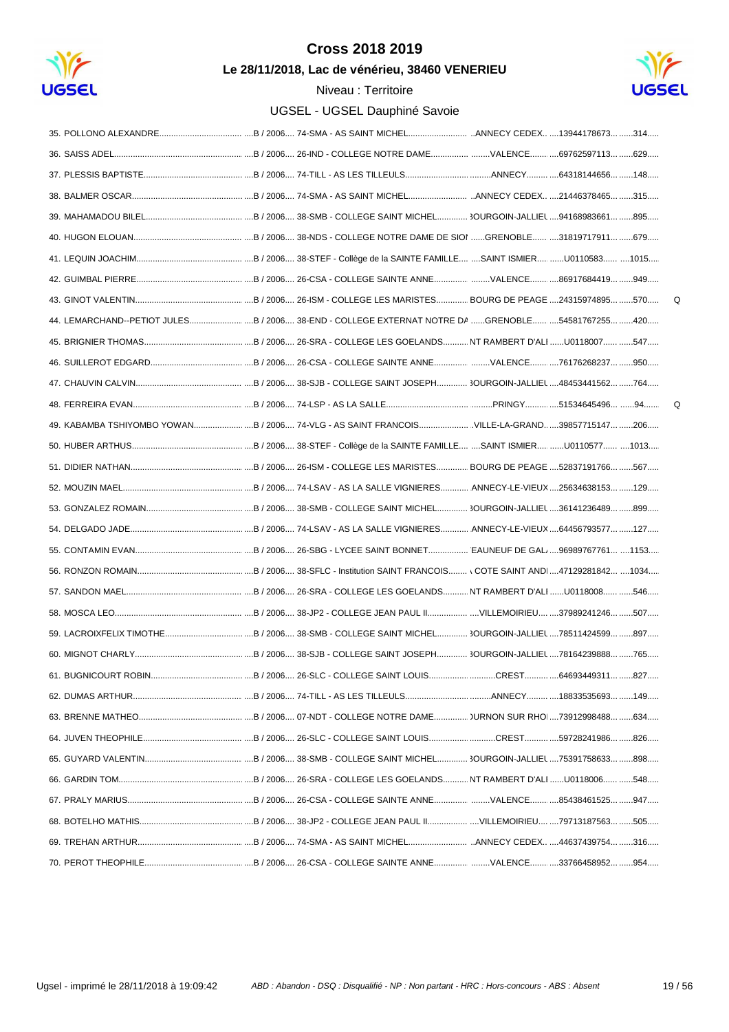# Cross 2018 2019

**Le 28/11/2018, Lac de vénérieu, 38460 VENERIEU**

Niveau : Territoire

UGSEL - UGSEL Dauphiné Savoie

| Rang | Nom | Cat. | Établissement | Ville | Licence | Dossard | |
|---|---|---|---|---|---|---|---|
| 35. | POLLONO ALEXANDRE | B / 2006 | 74-SMA - AS SAINT MICHEL | ANNECY CEDEX | 13944178673 | 314 | |
| 36. | SAISS ADEL | B / 2006 | 26-IND - COLLEGE NOTRE DAME | VALENCE | 69762597113 | 629 | |
| 37. | PLESSIS BAPTISTE | B / 2006 | 74-TILL - AS LES TILLEULS | ANNECY | 64318144656 | 148 | |
| 38. | BALMER OSCAR | B / 2006 | 74-SMA - AS SAINT MICHEL | ANNECY CEDEX | 21446378465 | 315 | |
| 39. | MAHAMADOU BILEL | B / 2006 | 38-SMB - COLLEGE SAINT MICHEL | 3OURGOIN-JALLIEU | 94168983661 | 895 | |
| 40. | HUGON ELOUAN | B / 2006 | 38-NDS - COLLEGE NOTRE DAME DE SIOI | GRENOBLE | 31819717911 | 679 | |
| 41. | LEQUIN JOACHIM | B / 2006 | 38-STEF - Collège de la SAINTE FAMILLE | SAINT ISMIER | U0110583 | 1015 | |
| 42. | GUIMBAL PIERRE | B / 2006 | 26-CSA - COLLEGE SAINTE ANNE | VALENCE | 86917684419 | 949 | |
| 43. | GINOT VALENTIN | B / 2006 | 26-ISM - COLLEGE LES MARISTES | BOURG DE PEAGE | 24315974895 | 570 | Q |
| 44. | LEMARCHAND--PETIOT JULES | B / 2006 | 38-END - COLLEGE EXTERNAT NOTRE DA | GRENOBLE | 54581767255 | 420 | |
| 45. | BRIGNIER THOMAS | B / 2006 | 26-SRA - COLLEGE LES GOELANDS | NT RAMBERT D'ALI | U0118007 | 547 | |
| 46. | SUILLEROT EDGARD | B / 2006 | 26-CSA - COLLEGE SAINTE ANNE | VALENCE | 76176268237 | 950 | |
| 47. | CHAUVIN CALVIN | B / 2006 | 38-SJB - COLLEGE SAINT JOSEPH | 3OURGOIN-JALLIEU | 48453441562 | 764 | |
| 48. | FERREIRA EVAN | B / 2006 | 74-LSP - AS LA SALLE | PRINGY | 51534645496 | 94 | Q |
| 49. | KABAMBA TSHIYOMBO YOWAN | B / 2006 | 74-VLG - AS SAINT FRANCOIS | VILLE-LA-GRAND | 39857715147 | 206 | |
| 50. | HUBER ARTHUS | B / 2006 | 38-STEF - Collège de la SAINTE FAMILLE | SAINT ISMIER | U0110577 | 1013 | |
| 51. | DIDIER NATHAN | B / 2006 | 26-ISM - COLLEGE LES MARISTES | BOURG DE PEAGE | 52837191766 | 567 | |
| 52. | MOUZIN MAEL | B / 2006 | 74-LSAV - AS LA SALLE VIGNIERES | ANNECY-LE-VIEUX | 25634638153 | 129 | |
| 53. | GONZALEZ ROMAIN | B / 2006 | 38-SMB - COLLEGE SAINT MICHEL | 3OURGOIN-JALLIEU | 36141236489 | 899 | |
| 54. | DELGADO JADE | B / 2006 | 74-LSAV - AS LA SALLE VIGNIERES | ANNECY-LE-VIEUX | 64456793577 | 127 | |
| 55. | CONTAMIN EVAN | B / 2006 | 26-SBG - LYCEE SAINT BONNET | EAUNEUF DE GAL | 96989767761 | 1153 | |
| 56. | RONZON ROMAIN | B / 2006 | 38-SFLC - Institution SAINT FRANCOIS | COTE SAINT ANDI | 47129281842 | 1034 | |
| 57. | SANDON MAEL | B / 2006 | 26-SRA - COLLEGE LES GOELANDS | NT RAMBERT D'ALI | U0118008 | 546 | |
| 58. | MOSCA LEO | B / 2006 | 38-JP2 - COLLEGE JEAN PAUL II | VILLEMOIRIEU | 37989241246 | 507 | |
| 59. | LACROIXFELIX TIMOTHE | B / 2006 | 38-SMB - COLLEGE SAINT MICHEL | 3OURGOIN-JALLIEU | 78511424599 | 897 | |
| 60. | MIGNOT CHARLY | B / 2006 | 38-SJB - COLLEGE SAINT JOSEPH | 3OURGOIN-JALLIEU | 78164239888 | 765 | |
| 61. | BUGNICOURT ROBIN | B / 2006 | 26-SLC - COLLEGE SAINT LOUIS | CREST | 64693449311 | 827 | |
| 62. | DUMAS ARTHUR | B / 2006 | 74-TILL - AS LES TILLEULS | ANNECY | 18833535693 | 149 | |
| 63. | BRENNE MATHEO | B / 2006 | 07-NDT - COLLEGE NOTRE DAME | )URNON SUR RHOI | 73912998488 | 634 | |
| 64. | JUVEN THEOPHILE | B / 2006 | 26-SLC - COLLEGE SAINT LOUIS | CREST | 59728241986 | 826 | |
| 65. | GUYARD VALENTIN | B / 2006 | 38-SMB - COLLEGE SAINT MICHEL | 3OURGOIN-JALLIEU | 75391758633 | 898 | |
| 66. | GARDIN TOM | B / 2006 | 26-SRA - COLLEGE LES GOELANDS | NT RAMBERT D'ALI | U0118006 | 548 | |
| 67. | PRALY MARIUS | B / 2006 | 26-CSA - COLLEGE SAINTE ANNE | VALENCE | 85438461525 | 947 | |
| 68. | BOTELHO MATHIS | B / 2006 | 38-JP2 - COLLEGE JEAN PAUL II | VILLEMOIRIEU | 79713187563 | 505 | |
| 69. | TREHAN ARTHUR | B / 2006 | 74-SMA - AS SAINT MICHEL | ANNECY CEDEX | 44637439754 | 316 | |
| 70. | PEROT THEOPHILE | B / 2006 | 26-CSA - COLLEGE SAINTE ANNE | VALENCE | 33766458952 | 954 | |

*ABD : Abandon - DSQ : Disqualifié - NP : Non partant - HRC : Hors-concours - ABS : Absent*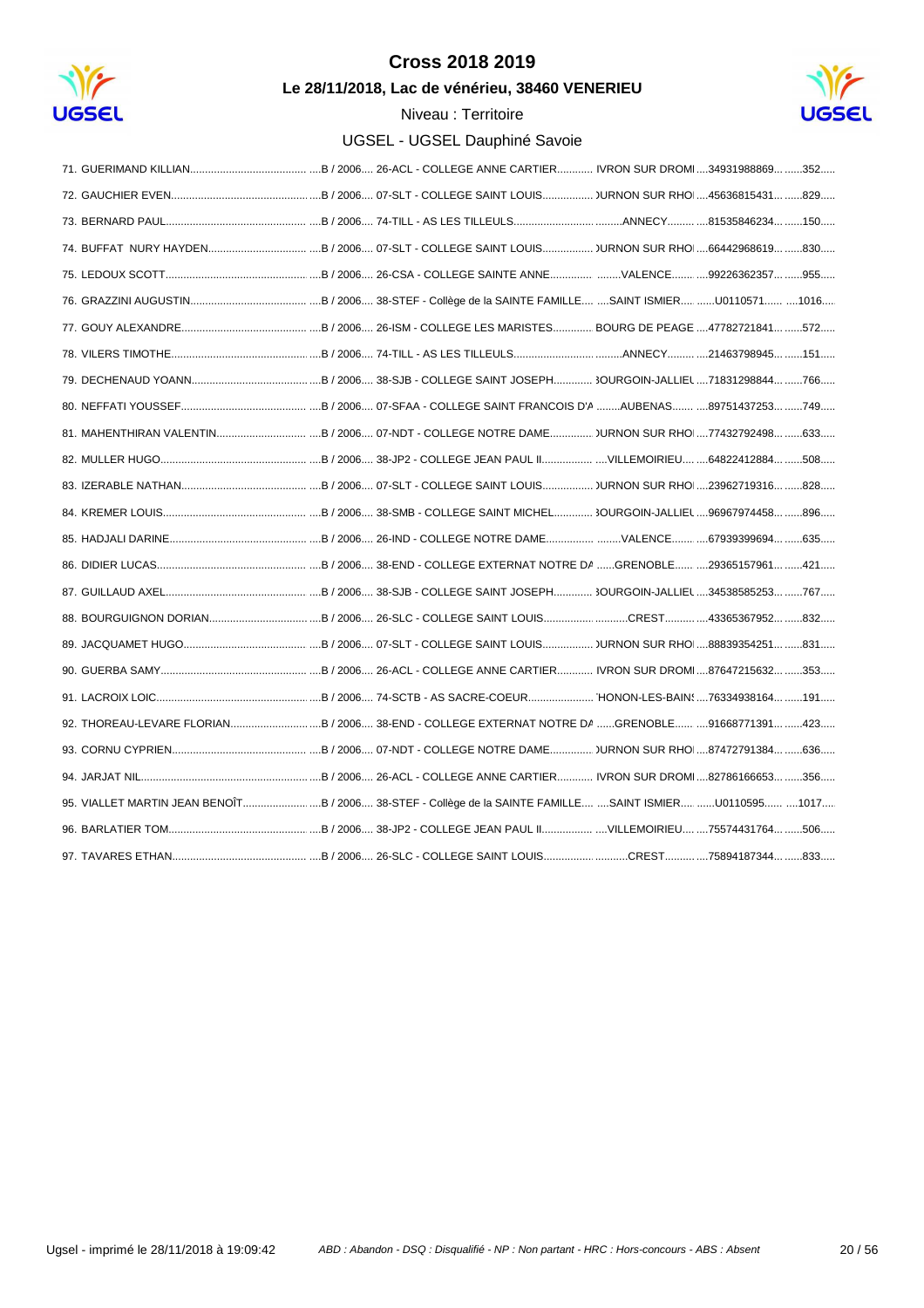# Cross 2018 2019

**Le 28/11/2018, Lac de vénérieu, 38460 VENERIEU**

Niveau : Territoire

UGSEL - UGSEL Dauphiné Savoie

| Rang | Nom | Cat. / Année | Établissement | Ville | N° licence | Dossard |
|---|---|---|---|---|---|---|
| 71. | GUERIMAND KILLIAN | B / 2006 | 26-ACL - COLLEGE ANNE CARTIER | IVRON SUR DROMI | 34931988869 | 352 |
| 72. | GAUCHIER EVEN | B / 2006 | 07-SLT - COLLEGE SAINT LOUIS | )URNON SUR RHOI | 45636815431 | 829 |
| 73. | BERNARD PAUL | B / 2006 | 74-TILL - AS LES TILLEULS | ANNECY | 81535846234 | 150 |
| 74. | BUFFAT NURY HAYDEN | B / 2006 | 07-SLT - COLLEGE SAINT LOUIS | )URNON SUR RHOI | 66442968619 | 830 |
| 75. | LEDOUX SCOTT | B / 2006 | 26-CSA - COLLEGE SAINTE ANNE | VALENCE | 99226362357 | 955 |
| 76. | GRAZZINI AUGUSTIN | B / 2006 | 38-STEF - Collège de la SAINTE FAMILLE | SAINT ISMIER | U0110571 | 1016 |
| 77. | GOUY ALEXANDRE | B / 2006 | 26-ISM - COLLEGE LES MARISTES | BOURG DE PEAGE | 47782721841 | 572 |
| 78. | VILERS TIMOTHE | B / 2006 | 74-TILL - AS LES TILLEULS | ANNECY | 21463798945 | 151 |
| 79. | DECHENAUD YOANN | B / 2006 | 38-SJB - COLLEGE SAINT JOSEPH | 3OURGOIN-JALLIEL | 71831298844 | 766 |
| 80. | NEFFATI YOUSSEF | B / 2006 | 07-SFAA - COLLEGE SAINT FRANCOIS D'A | AUBENAS | 89751437253 | 749 |
| 81. | MAHENTHIRAN VALENTIN | B / 2006 | 07-NDT - COLLEGE NOTRE DAME | )URNON SUR RHOI | 77432792498 | 633 |
| 82. | MULLER HUGO | B / 2006 | 38-JP2 - COLLEGE JEAN PAUL II | VILLEMOIRIEU | 64822412884 | 508 |
| 83. | IZERABLE NATHAN | B / 2006 | 07-SLT - COLLEGE SAINT LOUIS | )URNON SUR RHOI | 23962719316 | 828 |
| 84. | KREMER LOUIS | B / 2006 | 38-SMB - COLLEGE SAINT MICHEL | 3OURGOIN-JALLIEL | 96967974458 | 896 |
| 85. | HADJALI DARINE | B / 2006 | 26-IND - COLLEGE NOTRE DAME | VALENCE | 67939399694 | 635 |
| 86. | DIDIER LUCAS | B / 2006 | 38-END - COLLEGE EXTERNAT NOTRE DA | GRENOBLE | 29365157961 | 421 |
| 87. | GUILLAUD AXEL | B / 2006 | 38-SJB - COLLEGE SAINT JOSEPH | 3OURGOIN-JALLIEL | 34538585253 | 767 |
| 88. | BOURGUIGNON DORIAN | B / 2006 | 26-SLC - COLLEGE SAINT LOUIS | CREST | 43365367952 | 832 |
| 89. | JACQUAMET HUGO | B / 2006 | 07-SLT - COLLEGE SAINT LOUIS | )URNON SUR RHOI | 88839354251 | 831 |
| 90. | GUERBA SAMY | B / 2006 | 26-ACL - COLLEGE ANNE CARTIER | IVRON SUR DROMI | 87647215632 | 353 |
| 91. | LACROIX LOIC | B / 2006 | 74-SCTB - AS SACRE-COEUR | 'HONON-LES-BAINS | 76334938164 | 191 |
| 92. | THOREAU-LEVARE FLORIAN | B / 2006 | 38-END - COLLEGE EXTERNAT NOTRE DA | GRENOBLE | 91668771391 | 423 |
| 93. | CORNU CYPRIEN | B / 2006 | 07-NDT - COLLEGE NOTRE DAME | )URNON SUR RHOI | 87472791384 | 636 |
| 94. | JARJAT NIL | B / 2006 | 26-ACL - COLLEGE ANNE CARTIER | IVRON SUR DROMI | 82786166653 | 356 |
| 95. | VIALLET MARTIN JEAN BENOÎT | B / 2006 | 38-STEF - Collège de la SAINTE FAMILLE | SAINT ISMIER | U0110595 | 1017 |
| 96. | BARLATIER TOM | B / 2006 | 38-JP2 - COLLEGE JEAN PAUL II | VILLEMOIRIEU | 75574431764 | 506 |
| 97. | TAVARES ETHAN | B / 2006 | 26-SLC - COLLEGE SAINT LOUIS | CREST | 75894187344 | 833 |

Ugsel - imprimé le 28/11/2018 à 19:09:42

*ABD : Abandon - DSQ : Disqualifié - NP : Non partant - HRC : Hors-concours - ABS : Absent*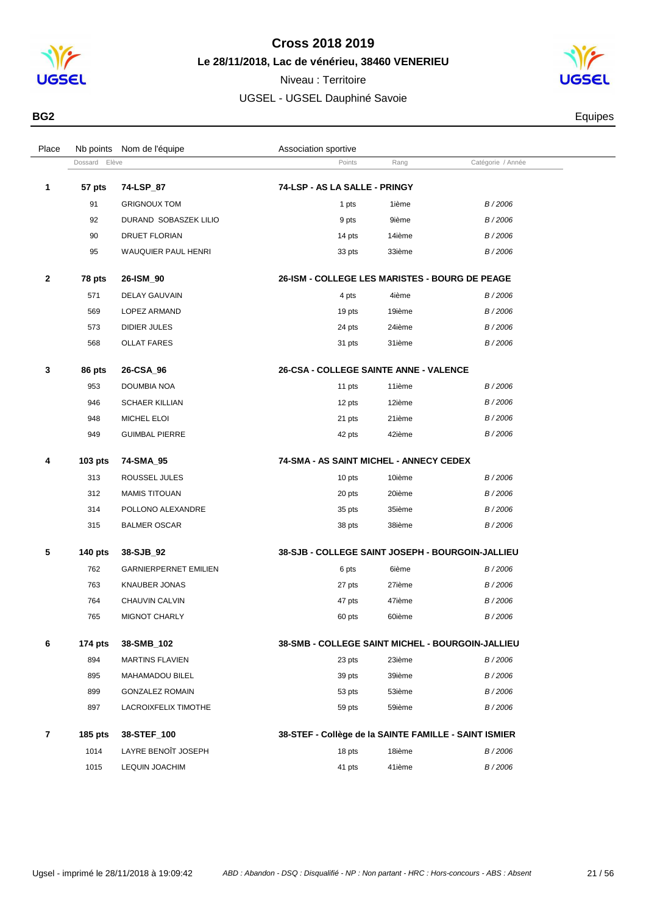# Cross 2018 2019

**Le 28/11/2018, Lac de vénérieu, 38460 VENERIEU**

Niveau : Territoire

UGSEL - UGSEL Dauphiné Savoie

**BG2** Equipes

| Place | Nb points / Dossard | Nom de l'équipe / Elève | Association sportive / Points | Rang | Catégorie / Année |
|---|---|---|---|---|---|
| **1** | **57 pts** | **74-LSP_87** | **74-LSP - AS LA SALLE - PRINGY** | | |
| | 91 | GRIGNOUX TOM | 1 pts | 1ième | *B / 2006* |
| | 92 | DURAND SOBASZEK LILIO | 9 pts | 9ième | *B / 2006* |
| | 90 | DRUET FLORIAN | 14 pts | 14ième | *B / 2006* |
| | 95 | WAUQUIER PAUL HENRI | 33 pts | 33ième | *B / 2006* |
| **2** | **78 pts** | **26-ISM_90** | **26-ISM - COLLEGE LES MARISTES - BOURG DE PEAGE** | | |
| | 571 | DELAY GAUVAIN | 4 pts | 4ième | *B / 2006* |
| | 569 | LOPEZ ARMAND | 19 pts | 19ième | *B / 2006* |
| | 573 | DIDIER JULES | 24 pts | 24ième | *B / 2006* |
| | 568 | OLLAT FARES | 31 pts | 31ième | *B / 2006* |
| **3** | **86 pts** | **26-CSA_96** | **26-CSA - COLLEGE SAINTE ANNE - VALENCE** | | |
| | 953 | DOUMBIA NOA | 11 pts | 11ième | *B / 2006* |
| | 946 | SCHAER KILLIAN | 12 pts | 12ième | *B / 2006* |
| | 948 | MICHEL ELOI | 21 pts | 21ième | *B / 2006* |
| | 949 | GUIMBAL PIERRE | 42 pts | 42ième | *B / 2006* |
| **4** | **103 pts** | **74-SMA_95** | **74-SMA - AS SAINT MICHEL - ANNECY CEDEX** | | |
| | 313 | ROUSSEL JULES | 10 pts | 10ième | *B / 2006* |
| | 312 | MAMIS TITOUAN | 20 pts | 20ième | *B / 2006* |
| | 314 | POLLONO ALEXANDRE | 35 pts | 35ième | *B / 2006* |
| | 315 | BALMER OSCAR | 38 pts | 38ième | *B / 2006* |
| **5** | **140 pts** | **38-SJB_92** | **38-SJB - COLLEGE SAINT JOSEPH - BOURGOIN-JALLIEU** | | |
| | 762 | GARNIERPERNET EMILIEN | 6 pts | 6ième | *B / 2006* |
| | 763 | KNAUBER JONAS | 27 pts | 27ième | *B / 2006* |
| | 764 | CHAUVIN CALVIN | 47 pts | 47ième | *B / 2006* |
| | 765 | MIGNOT CHARLY | 60 pts | 60ième | *B / 2006* |
| **6** | **174 pts** | **38-SMB_102** | **38-SMB - COLLEGE SAINT MICHEL - BOURGOIN-JALLIEU** | | |
| | 894 | MARTINS FLAVIEN | 23 pts | 23ième | *B / 2006* |
| | 895 | MAHAMADOU BILEL | 39 pts | 39ième | *B / 2006* |
| | 899 | GONZALEZ ROMAIN | 53 pts | 53ième | *B / 2006* |
| | 897 | LACROIXFELIX TIMOTHE | 59 pts | 59ième | *B / 2006* |
| **7** | **185 pts** | **38-STEF_100** | **38-STEF - Collège de la SAINTE FAMILLE - SAINT ISMIER** | | |
| | 1014 | LAYRE BENOÎT JOSEPH | 18 pts | 18ième | *B / 2006* |
| | 1015 | LEQUIN JOACHIM | 41 pts | 41ième | *B / 2006* |

Ugsel - imprimé le 28/11/2018 à 19:09:42

*ABD : Abandon - DSQ : Disqualifié - NP : Non partant - HRC : Hors-concours - ABS : Absent*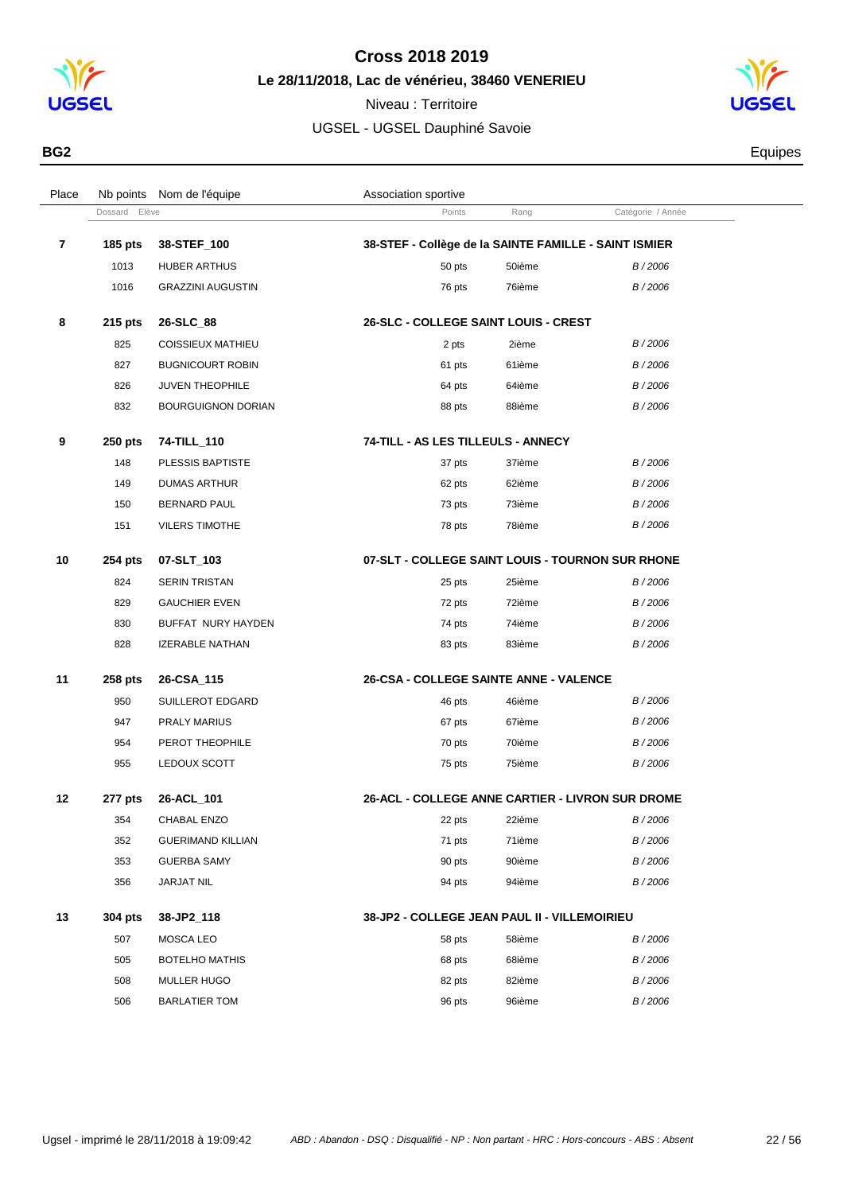# Cross 2018 2019

**Le 28/11/2018, Lac de vénérieu, 38460 VENERIEU**

Niveau : Territoire

UGSEL - UGSEL Dauphiné Savoie

**BG2** Equipes

| Place | Nb points | Nom de l'équipe | Association sportive | | |
|---|---|---|---|---|---|
| | Dossard | Elève | Points | Rang | Catégorie / Année |
| **7** | **185 pts** | **38-STEF_100** | **38-STEF - Collège de la SAINTE FAMILLE - SAINT ISMIER** | | |
| | 1013 | HUBER ARTHUS | 50 pts | 50ième | B / 2006 |
| | 1016 | GRAZZINI AUGUSTIN | 76 pts | 76ième | B / 2006 |
| **8** | **215 pts** | **26-SLC_88** | **26-SLC - COLLEGE SAINT LOUIS - CREST** | | |
| | 825 | COISSIEUX MATHIEU | 2 pts | 2ième | B / 2006 |
| | 827 | BUGNICOURT ROBIN | 61 pts | 61ième | B / 2006 |
| | 826 | JUVEN THEOPHILE | 64 pts | 64ième | B / 2006 |
| | 832 | BOURGUIGNON DORIAN | 88 pts | 88ième | B / 2006 |
| **9** | **250 pts** | **74-TILL_110** | **74-TILL - AS LES TILLEULS - ANNECY** | | |
| | 148 | PLESSIS BAPTISTE | 37 pts | 37ième | B / 2006 |
| | 149 | DUMAS ARTHUR | 62 pts | 62ième | B / 2006 |
| | 150 | BERNARD PAUL | 73 pts | 73ième | B / 2006 |
| | 151 | VILERS TIMOTHE | 78 pts | 78ième | B / 2006 |
| **10** | **254 pts** | **07-SLT_103** | **07-SLT - COLLEGE SAINT LOUIS - TOURNON SUR RHONE** | | |
| | 824 | SERIN TRISTAN | 25 pts | 25ième | B / 2006 |
| | 829 | GAUCHIER EVEN | 72 pts | 72ième | B / 2006 |
| | 830 | BUFFAT NURY HAYDEN | 74 pts | 74ième | B / 2006 |
| | 828 | IZERABLE NATHAN | 83 pts | 83ième | B / 2006 |
| **11** | **258 pts** | **26-CSA_115** | **26-CSA - COLLEGE SAINTE ANNE - VALENCE** | | |
| | 950 | SUILLEROT EDGARD | 46 pts | 46ième | B / 2006 |
| | 947 | PRALY MARIUS | 67 pts | 67ième | B / 2006 |
| | 954 | PEROT THEOPHILE | 70 pts | 70ième | B / 2006 |
| | 955 | LEDOUX SCOTT | 75 pts | 75ième | B / 2006 |
| **12** | **277 pts** | **26-ACL_101** | **26-ACL - COLLEGE ANNE CARTIER - LIVRON SUR DROME** | | |
| | 354 | CHABAL ENZO | 22 pts | 22ième | B / 2006 |
| | 352 | GUERIMAND KILLIAN | 71 pts | 71ième | B / 2006 |
| | 353 | GUERBA SAMY | 90 pts | 90ième | B / 2006 |
| | 356 | JARJAT NIL | 94 pts | 94ième | B / 2006 |
| **13** | **304 pts** | **38-JP2_118** | **38-JP2 - COLLEGE JEAN PAUL II - VILLEMOIRIEU** | | |
| | 507 | MOSCA LEO | 58 pts | 58ième | B / 2006 |
| | 505 | BOTELHO MATHIS | 68 pts | 68ième | B / 2006 |
| | 508 | MULLER HUGO | 82 pts | 82ième | B / 2006 |
| | 506 | BARLATIER TOM | 96 pts | 96ième | B / 2006 |

*ABD : Abandon - DSQ : Disqualifié - NP : Non partant - HRC : Hors-concours - ABS : Absent*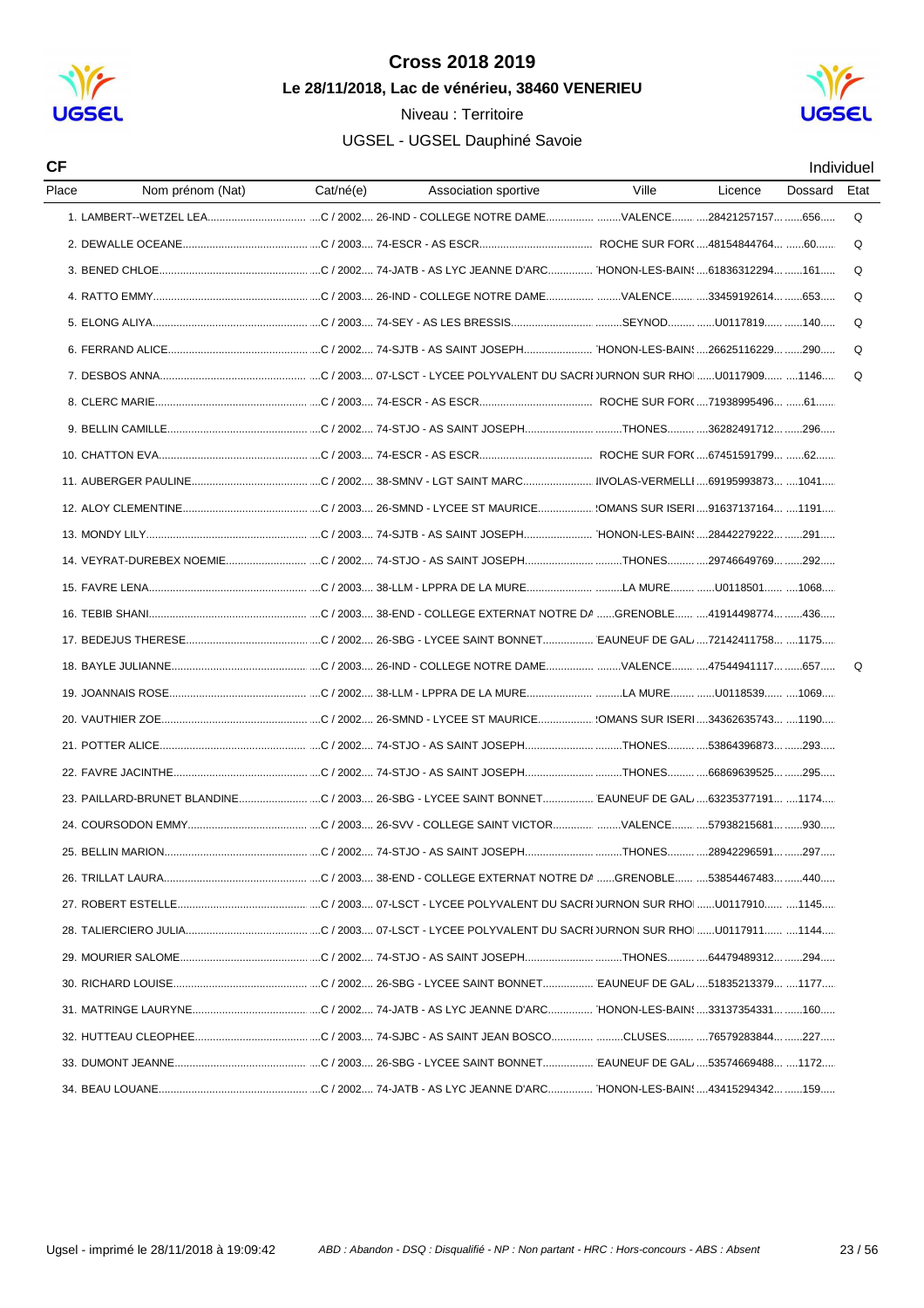# Cross 2018 2019

**Le 28/11/2018, Lac de vénérieu, 38460 VENERIEU**

Niveau : Territoire

UGSEL - UGSEL Dauphiné Savoie

**CF** — Individuel

| Place | Nom prénom (Nat) | Cat/né(e) | Association sportive | Ville | Licence | Dossard | Etat |
|---|---|---|---|---|---|---|---|
| 1. | LAMBERT--WETZEL LEA | C / 2002 | 26-IND - COLLEGE NOTRE DAME | VALENCE | 28421257157 | 656 | Q |
| 2. | DEWALLE OCEANE | C / 2003 | 74-ESCR - AS ESCR | ROCHE SUR FOR( | 48154844764 | 60 | Q |
| 3. | BENED CHLOE | C / 2002 | 74-JATB - AS LYC JEANNE D'ARC | 'HONON-LES-BAINS | 61836312294 | 161 | Q |
| 4. | RATTO EMMY | C / 2003 | 26-IND - COLLEGE NOTRE DAME | VALENCE | 33459192614 | 653 | Q |
| 5. | ELONG ALIYA | C / 2003 | 74-SEY - AS LES BRESSIS | SEYNOD | U0117819 | 140 | Q |
| 6. | FERRAND ALICE | C / 2002 | 74-SJTB - AS SAINT JOSEPH | 'HONON-LES-BAINS | 26625116229 | 290 | Q |
| 7. | DESBOS ANNA | C / 2003 | 07-LSCT - LYCEE POLYVALENT DU SACRI | )URNON SUR RHO | U0117909 | 1146 | Q |
| 8. | CLERC MARIE | C / 2003 | 74-ESCR - AS ESCR | ROCHE SUR FOR( | 71938995496 | 61 | |
| 9. | BELLIN CAMILLE | C / 2002 | 74-STJO - AS SAINT JOSEPH | THONES | 36282491712 | 296 | |
| 10. | CHATTON EVA | C / 2003 | 74-ESCR - AS ESCR | ROCHE SUR FOR( | 67451591799 | 62 | |
| 11. | AUBERGER PAULINE | C / 2002 | 38-SMNV - LGT SAINT MARC | IIVOLAS-VERMELLI | 69195993873 | 1041 | |
| 12. | ALOY CLEMENTINE | C / 2003 | 26-SMND - LYCEE ST MAURICE | !OMANS SUR ISERI | 91637137164 | 1191 | |
| 13. | MONDY LILY | C / 2003 | 74-SJTB - AS SAINT JOSEPH | 'HONON-LES-BAINS | 28442279222 | 291 | |
| 14. | VEYRAT-DUREBEX NOEMIE | C / 2002 | 74-STJO - AS SAINT JOSEPH | THONES | 29746649769 | 292 | |
| 15. | FAVRE LENA | C / 2003 | 38-LLM - LPPRA DE LA MURE | LA MURE | U0118501 | 1068 | |
| 16. | TEBIB SHANI | C / 2003 | 38-END - COLLEGE EXTERNAT NOTRE DA | GRENOBLE | 41914498774 | 436 | |
| 17. | BEDEJUS THERESE | C / 2002 | 26-SBG - LYCEE SAINT BONNET | 'EAUNEUF DE GAL | 72142411758 | 1175 | |
| 18. | BAYLE JULIANNE | C / 2003 | 26-IND - COLLEGE NOTRE DAME | VALENCE | 47544941117 | 657 | Q |
| 19. | JOANNAIS ROSE | C / 2002 | 38-LLM - LPPRA DE LA MURE | LA MURE | U0118539 | 1069 | |
| 20. | VAUTHIER ZOE | C / 2002 | 26-SMND - LYCEE ST MAURICE | !OMANS SUR ISERI | 34362635743 | 1190 | |
| 21. | POTTER ALICE | C / 2002 | 74-STJO - AS SAINT JOSEPH | THONES | 53864396873 | 293 | |
| 22. | FAVRE JACINTHE | C / 2002 | 74-STJO - AS SAINT JOSEPH | THONES | 66869639525 | 295 | |
| 23. | PAILLARD-BRUNET BLANDINE | C / 2003 | 26-SBG - LYCEE SAINT BONNET | 'EAUNEUF DE GAL | 63235377191 | 1174 | |
| 24. | COURSODON EMMY | C / 2003 | 26-SVV - COLLEGE SAINT VICTOR | VALENCE | 57938215681 | 930 | |
| 25. | BELLIN MARION | C / 2002 | 74-STJO - AS SAINT JOSEPH | THONES | 28942296591 | 297 | |
| 26. | TRILLAT LAURA | C / 2003 | 38-END - COLLEGE EXTERNAT NOTRE DA | GRENOBLE | 53854467483 | 440 | |
| 27. | ROBERT ESTELLE | C / 2003 | 07-LSCT - LYCEE POLYVALENT DU SACRI | )URNON SUR RHO | U0117910 | 1145 | |
| 28. | TALIERCIERO JULIA | C / 2003 | 07-LSCT - LYCEE POLYVALENT DU SACRI | )URNON SUR RHO | U0117911 | 1144 | |
| 29. | MOURIER SALOME | C / 2002 | 74-STJO - AS SAINT JOSEPH | THONES | 64479489312 | 294 | |
| 30. | RICHARD LOUISE | C / 2002 | 26-SBG - LYCEE SAINT BONNET | 'EAUNEUF DE GAL | 51835213379 | 1177 | |
| 31. | MATRINGE LAURYNE | C / 2002 | 74-JATB - AS LYC JEANNE D'ARC | 'HONON-LES-BAINS | 33137354331 | 160 | |
| 32. | HUTTEAU CLEOPHEE | C / 2003 | 74-SJBC - AS SAINT JEAN BOSCO | CLUSES | 76579283844 | 227 | |
| 33. | DUMONT JEANNE | C / 2003 | 26-SBG - LYCEE SAINT BONNET | 'EAUNEUF DE GAL | 53574669488 | 1172 | |
| 34. | BEAU LOUANE | C / 2002 | 74-JATB - AS LYC JEANNE D'ARC | 'HONON-LES-BAINS | 43415294342 | 159 | |

Ugsel - imprimé le 28/11/2018 à 19:09:42 — *ABD : Abandon - DSQ : Disqualifié - NP : Non partant - HRC : Hors-concours - ABS : Absent*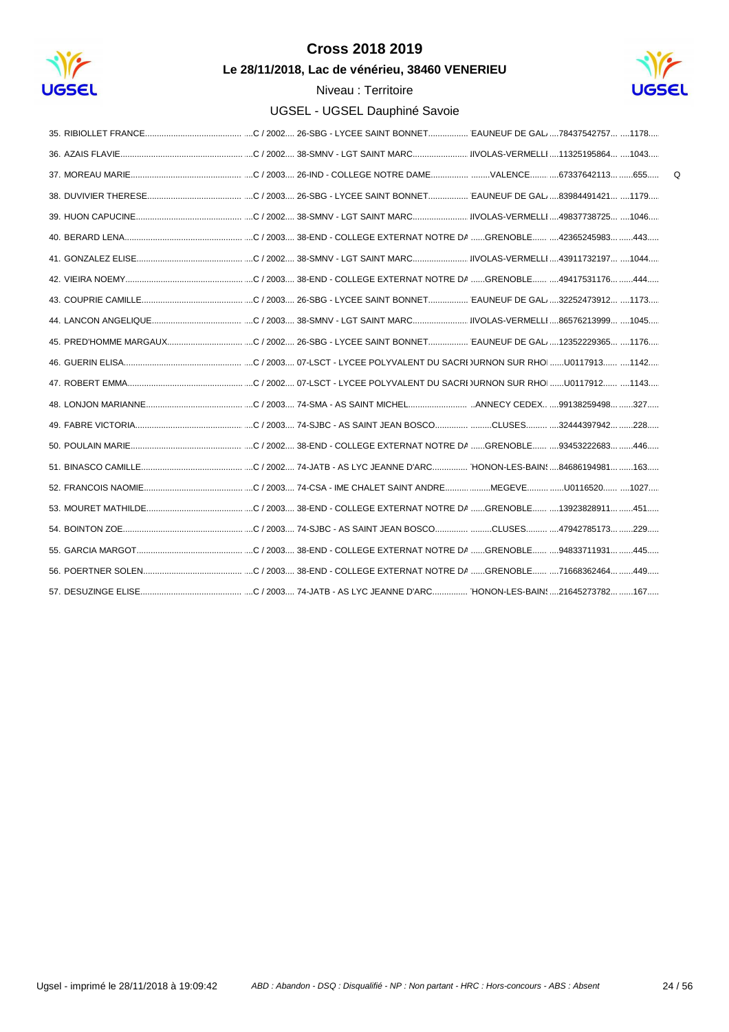# Cross 2018 2019

**Le 28/11/2018, Lac de vénérieu, 38460 VENERIEU**

Niveau : Territoire

UGSEL - UGSEL Dauphiné Savoie

| Rang | Nom | Cat. / Année | Établissement | Ville | N° | Dossard | |
|---|---|---|---|---|---|---|---|
| 35. | RIBIOLLET FRANCE | C / 2002 | 26-SBG - LYCEE SAINT BONNET | EAUNEUF DE GAL | 78437542757 | 1178 | |
| 36. | AZAIS FLAVIE | C / 2002 | 38-SMNV - LGT SAINT MARC | IIVOLAS-VERMELLI | 11325195864 | 1043 | |
| 37. | MOREAU MARIE | C / 2003 | 26-IND - COLLEGE NOTRE DAME | VALENCE | 67337642113 | 655 | Q |
| 38. | DUVIVIER THERESE | C / 2003 | 26-SBG - LYCEE SAINT BONNET | EAUNEUF DE GAL | 83984491421 | 1179 | |
| 39. | HUON CAPUCINE | C / 2002 | 38-SMNV - LGT SAINT MARC | IIVOLAS-VERMELLI | 49837738725 | 1046 | |
| 40. | BERARD LENA | C / 2003 | 38-END - COLLEGE EXTERNAT NOTRE DA | GRENOBLE | 42365245983 | 443 | |
| 41. | GONZALEZ ELISE | C / 2002 | 38-SMNV - LGT SAINT MARC | IIVOLAS-VERMELLI | 43911732197 | 1044 | |
| 42. | VIEIRA NOEMY | C / 2003 | 38-END - COLLEGE EXTERNAT NOTRE DA | GRENOBLE | 49417531176 | 444 | |
| 43. | COUPRIE CAMILLE | C / 2003 | 26-SBG - LYCEE SAINT BONNET | EAUNEUF DE GAL | 32252473912 | 1173 | |
| 44. | LANCON ANGELIQUE | C / 2003 | 38-SMNV - LGT SAINT MARC | IIVOLAS-VERMELLI | 86576213999 | 1045 | |
| 45. | PRED'HOMME MARGAUX | C / 2002 | 26-SBG - LYCEE SAINT BONNET | EAUNEUF DE GAL | 12352229365 | 1176 | |
| 46. | GUERIN ELISA | C / 2003 | 07-LSCT - LYCEE POLYVALENT DU SACRI | OURNON SUR RHO | U0117913 | 1142 | |
| 47. | ROBERT EMMA | C / 2002 | 07-LSCT - LYCEE POLYVALENT DU SACRI | OURNON SUR RHO | U0117912 | 1143 | |
| 48. | LONJON MARIANNE | C / 2003 | 74-SMA - AS SAINT MICHEL | ANNECY CEDEX | 99138259498 | 327 | |
| 49. | FABRE VICTORIA | C / 2003 | 74-SJBC - AS SAINT JEAN BOSCO | CLUSES | 32444397942 | 228 | |
| 50. | POULAIN MARIE | C / 2002 | 38-END - COLLEGE EXTERNAT NOTRE DA | GRENOBLE | 93453222683 | 446 | |
| 51. | BINASCO CAMILLE | C / 2002 | 74-JATB - AS LYC JEANNE D'ARC | HONON-LES-BAINS | 84686194981 | 163 | |
| 52. | FRANCOIS NAOMIE | C / 2003 | 74-CSA - IME CHALET SAINT ANDRE | MEGEVE | U0116520 | 1027 | |
| 53. | MOURET MATHILDE | C / 2003 | 38-END - COLLEGE EXTERNAT NOTRE DA | GRENOBLE | 13923828911 | 451 | |
| 54. | BOINTON ZOE | C / 2003 | 74-SJBC - AS SAINT JEAN BOSCO | CLUSES | 47942785173 | 229 | |
| 55. | GARCIA MARGOT | C / 2003 | 38-END - COLLEGE EXTERNAT NOTRE DA | GRENOBLE | 94833711931 | 445 | |
| 56. | POERTNER SOLEN | C / 2003 | 38-END - COLLEGE EXTERNAT NOTRE DA | GRENOBLE | 71668362464 | 449 | |
| 57. | DESUZINGE ELISE | C / 2003 | 74-JATB - AS LYC JEANNE D'ARC | HONON-LES-BAINS | 21645273782 | 167 | |

Ugsel - imprimé le 28/11/2018 à 19:09:42

*ABD : Abandon - DSQ : Disqualifié - NP : Non partant - HRC : Hors-concours - ABS : Absent*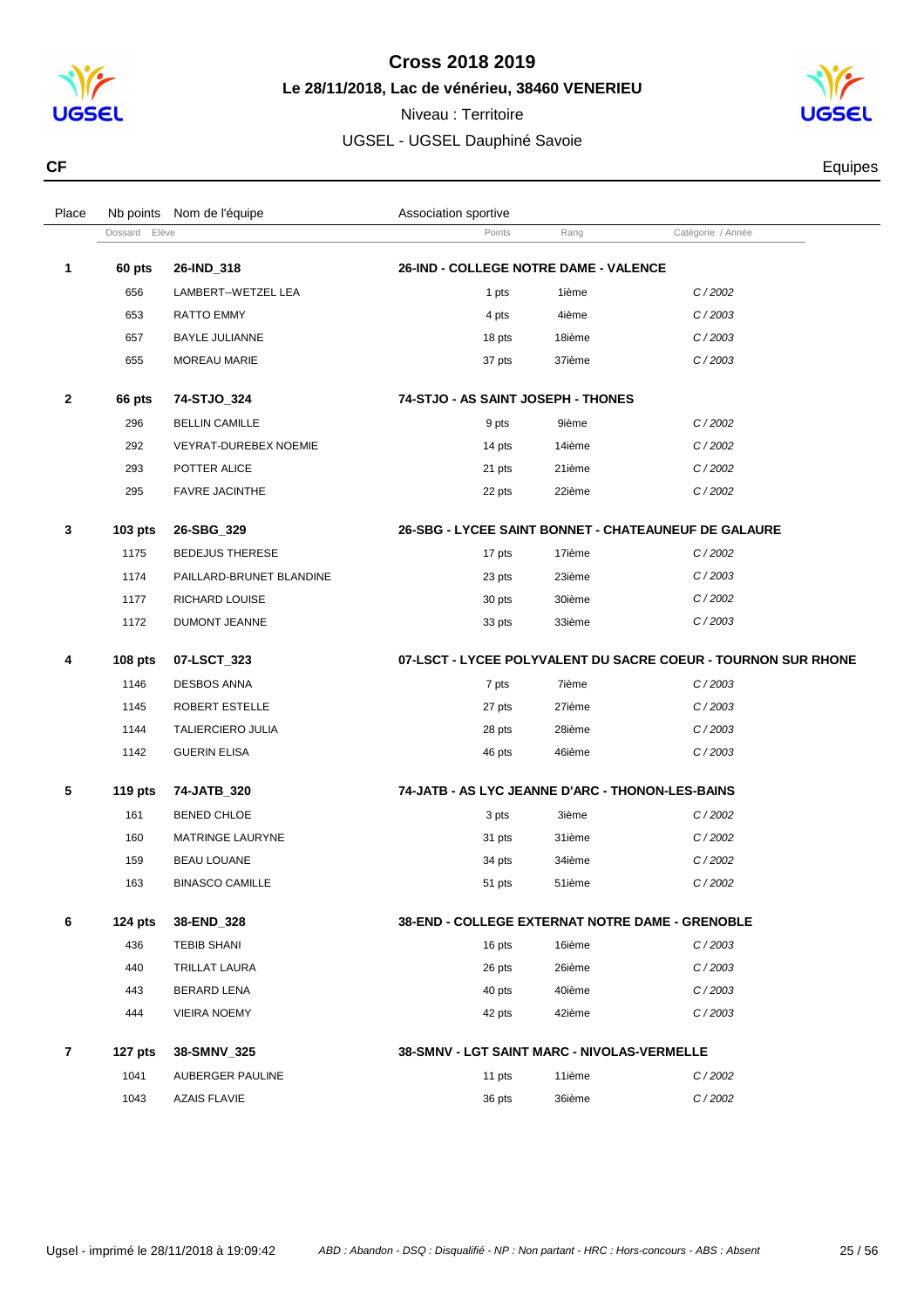# Cross 2018 2019

## Le 28/11/2018, Lac de vénérieu, 38460 VENERIEU

Niveau : Territoire

UGSEL - UGSEL Dauphiné Savoie

**CF** Equipes

| Place | Nb points | Nom de l'équipe | Association sportive | | |
|---|---|---|---|---|---|
| | Dossard | Elève | Points | Rang | Catégorie / Année |
| **1** | **60 pts** | **26-IND_318** | **26-IND - COLLEGE NOTRE DAME - VALENCE** | | |
| | 656 | LAMBERT--WETZEL LEA | 1 pts | 1ième | C / 2002 |
| | 653 | RATTO EMMY | 4 pts | 4ième | C / 2003 |
| | 657 | BAYLE JULIANNE | 18 pts | 18ième | C / 2003 |
| | 655 | MOREAU MARIE | 37 pts | 37ième | C / 2003 |
| **2** | **66 pts** | **74-STJO_324** | **74-STJO - AS SAINT JOSEPH - THONES** | | |
| | 296 | BELLIN CAMILLE | 9 pts | 9ième | C / 2002 |
| | 292 | VEYRAT-DUREBEX NOEMIE | 14 pts | 14ième | C / 2002 |
| | 293 | POTTER ALICE | 21 pts | 21ième | C / 2002 |
| | 295 | FAVRE JACINTHE | 22 pts | 22ième | C / 2002 |
| **3** | **103 pts** | **26-SBG_329** | **26-SBG - LYCEE SAINT BONNET - CHATEAUNEUF DE GALAURE** | | |
| | 1175 | BEDEJUS THERESE | 17 pts | 17ième | C / 2002 |
| | 1174 | PAILLARD-BRUNET BLANDINE | 23 pts | 23ième | C / 2003 |
| | 1177 | RICHARD LOUISE | 30 pts | 30ième | C / 2002 |
| | 1172 | DUMONT JEANNE | 33 pts | 33ième | C / 2003 |
| **4** | **108 pts** | **07-LSCT_323** | **07-LSCT - LYCEE POLYVALENT DU SACRE COEUR - TOURNON SUR RHONE** | | |
| | 1146 | DESBOS ANNA | 7 pts | 7ième | C / 2003 |
| | 1145 | ROBERT ESTELLE | 27 pts | 27ième | C / 2003 |
| | 1144 | TALIERCIERO JULIA | 28 pts | 28ième | C / 2003 |
| | 1142 | GUERIN ELISA | 46 pts | 46ième | C / 2003 |
| **5** | **119 pts** | **74-JATB_320** | **74-JATB - AS LYC JEANNE D'ARC - THONON-LES-BAINS** | | |
| | 161 | BENED CHLOE | 3 pts | 3ième | C / 2002 |
| | 160 | MATRINGE LAURYNE | 31 pts | 31ième | C / 2002 |
| | 159 | BEAU LOUANE | 34 pts | 34ième | C / 2002 |
| | 163 | BINASCO CAMILLE | 51 pts | 51ième | C / 2002 |
| **6** | **124 pts** | **38-END_328** | **38-END - COLLEGE EXTERNAT NOTRE DAME - GRENOBLE** | | |
| | 436 | TEBIB SHANI | 16 pts | 16ième | C / 2003 |
| | 440 | TRILLAT LAURA | 26 pts | 26ième | C / 2003 |
| | 443 | BERARD LENA | 40 pts | 40ième | C / 2003 |
| | 444 | VIEIRA NOEMY | 42 pts | 42ième | C / 2003 |
| **7** | **127 pts** | **38-SMNV_325** | **38-SMNV - LGT SAINT MARC - NIVOLAS-VERMELLE** | | |
| | 1041 | AUBERGER PAULINE | 11 pts | 11ième | C / 2002 |
| | 1043 | AZAIS FLAVIE | 36 pts | 36ième | C / 2002 |

Ugsel - imprimé le 28/11/2018 à 19:09:42 — *ABD : Abandon - DSQ : Disqualifié - NP : Non partant - HRC : Hors-concours - ABS : Absent*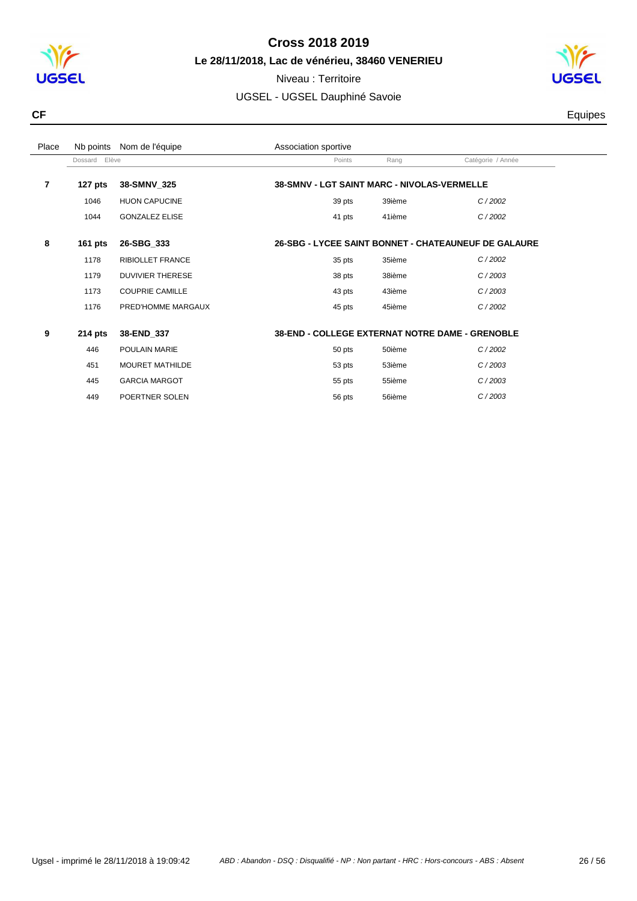# Cross 2018 2019

**Le 28/11/2018, Lac de vénérieu, 38460 VENERIEU**

Niveau : Territoire

UGSEL - UGSEL Dauphiné Savoie

**CF** Equipes

| Place | Nb points | Nom de l'équipe | Association sportive | | |
|---|---|---|---|---|---|
| | Dossard | Elève | Points | Rang | Catégorie / Année |
| **7** | **127 pts** | **38-SMNV_325** | **38-SMNV - LGT SAINT MARC - NIVOLAS-VERMELLE** | | |
| | 1046 | HUON CAPUCINE | 39 pts | 39ième | *C / 2002* |
| | 1044 | GONZALEZ ELISE | 41 pts | 41ième | *C / 2002* |
| **8** | **161 pts** | **26-SBG_333** | **26-SBG - LYCEE SAINT BONNET - CHATEAUNEUF DE GALAURE** | | |
| | 1178 | RIBIOLLET FRANCE | 35 pts | 35ième | *C / 2002* |
| | 1179 | DUVIVIER THERESE | 38 pts | 38ième | *C / 2003* |
| | 1173 | COUPRIE CAMILLE | 43 pts | 43ième | *C / 2003* |
| | 1176 | PRED'HOMME MARGAUX | 45 pts | 45ième | *C / 2002* |
| **9** | **214 pts** | **38-END_337** | **38-END - COLLEGE EXTERNAT NOTRE DAME - GRENOBLE** | | |
| | 446 | POULAIN MARIE | 50 pts | 50ième | *C / 2002* |
| | 451 | MOURET MATHILDE | 53 pts | 53ième | *C / 2003* |
| | 445 | GARCIA MARGOT | 55 pts | 55ième | *C / 2003* |
| | 449 | POERTNER SOLEN | 56 pts | 56ième | *C / 2003* |

Ugsel - imprimé le 28/11/2018 à 19:09:42

*ABD : Abandon - DSQ : Disqualifié - NP : Non partant - HRC : Hors-concours - ABS : Absent*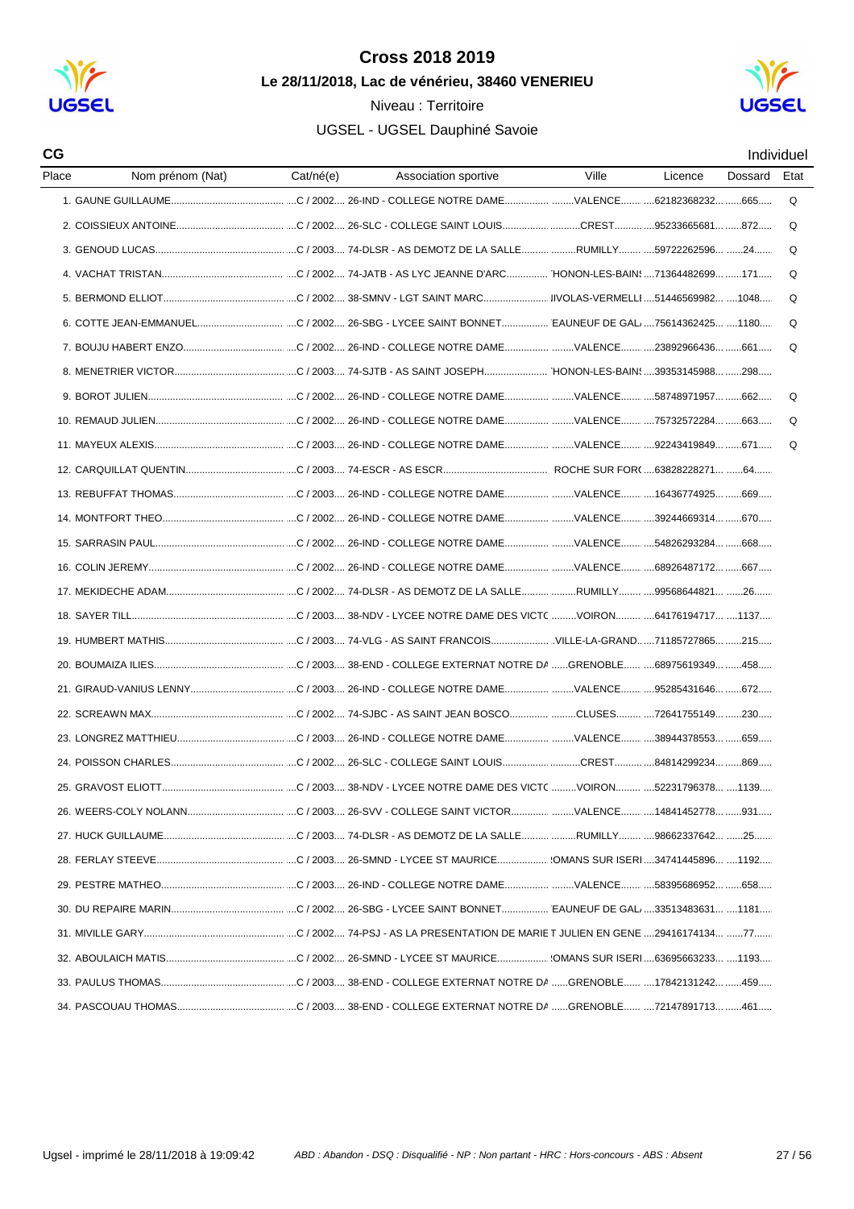# Cross 2018 2019

**Le 28/11/2018, Lac de vénérieu, 38460 VENERIEU**

Niveau : Territoire

UGSEL - UGSEL Dauphiné Savoie

**CG** — Individuel

| Place | Nom prénom (Nat) | Cat/né(e) | Association sportive | Ville | Licence | Dossard | Etat |
|---|---|---|---|---|---|---|---|
| 1. | GAUNE GUILLAUME | C / 2002 | 26-IND - COLLEGE NOTRE DAME | VALENCE | 62182368232 | 665 | Q |
| 2. | COISSIEUX ANTOINE | C / 2002 | 26-SLC - COLLEGE SAINT LOUIS | CREST | 95233665681 | 872 | Q |
| 3. | GENOUD LUCAS | C / 2003 | 74-DLSR - AS DEMOTZ DE LA SALLE | RUMILLY | 59722262596 | 24 | Q |
| 4. | VACHAT TRISTAN | C / 2002 | 74-JATB - AS LYC JEANNE D'ARC | HONON-LES-BAINS | 71364482699 | 171 | Q |
| 5. | BERMOND ELLIOT | C / 2002 | 38-SMNV - LGT SAINT MARC | IIVOLAS-VERMELLI | 51446569982 | 1048 | Q |
| 6. | COTTE JEAN-EMMANUEL | C / 2002 | 26-SBG - LYCEE SAINT BONNET | EAUNEUF DE GAL | 75614362425 | 1180 | Q |
| 7. | BOUJU HABERT ENZO | C / 2002 | 26-IND - COLLEGE NOTRE DAME | VALENCE | 23892966436 | 661 | Q |
| 8. | MENETRIER VICTOR | C / 2003 | 74-SJTB - AS SAINT JOSEPH | HONON-LES-BAINS | 39353145988 | 298 | |
| 9. | BOROT JULIEN | C / 2002 | 26-IND - COLLEGE NOTRE DAME | VALENCE | 58748971957 | 662 | Q |
| 10. | REMAUD JULIEN | C / 2002 | 26-IND - COLLEGE NOTRE DAME | VALENCE | 75732572284 | 663 | Q |
| 11. | MAYEUX ALEXIS | C / 2003 | 26-IND - COLLEGE NOTRE DAME | VALENCE | 92243419849 | 671 | Q |
| 12. | CARQUILLAT QUENTIN | C / 2003 | 74-ESCR - AS ESCR | ROCHE SUR FOR | 63828228271 | 64 | |
| 13. | REBUFFAT THOMAS | C / 2003 | 26-IND - COLLEGE NOTRE DAME | VALENCE | 16436774925 | 669 | |
| 14. | MONTFORT THEO | C / 2002 | 26-IND - COLLEGE NOTRE DAME | VALENCE | 39244669314 | 670 | |
| 15. | SARRASIN PAUL | C / 2002 | 26-IND - COLLEGE NOTRE DAME | VALENCE | 54826293284 | 668 | |
| 16. | COLIN JEREMY | C / 2002 | 26-IND - COLLEGE NOTRE DAME | VALENCE | 68926487172 | 667 | |
| 17. | MEKIDECHE ADAM | C / 2002 | 74-DLSR - AS DEMOTZ DE LA SALLE | RUMILLY | 99568644821 | 26 | |
| 18. | SAYER TILL | C / 2003 | 38-NDV - LYCEE NOTRE DAME DES VICTC | VOIRON | 64176194717 | 1137 | |
| 19. | HUMBERT MATHIS | C / 2003 | 74-VLG - AS SAINT FRANCOIS | VILLE-LA-GRAND | 71185727865 | 215 | |
| 20. | BOUMAIZA ILIES | C / 2003 | 38-END - COLLEGE EXTERNAT NOTRE DA | GRENOBLE | 68975619349 | 458 | |
| 21. | GIRAUD-VANIUS LENNY | C / 2003 | 26-IND - COLLEGE NOTRE DAME | VALENCE | 95285431646 | 672 | |
| 22. | SCREAWN MAX | C / 2002 | 74-SJBC - AS SAINT JEAN BOSCO | CLUSES | 72641755149 | 230 | |
| 23. | LONGREZ MATTHIEU | C / 2003 | 26-IND - COLLEGE NOTRE DAME | VALENCE | 38944378553 | 659 | |
| 24. | POISSON CHARLES | C / 2002 | 26-SLC - COLLEGE SAINT LOUIS | CREST | 84814299234 | 869 | |
| 25. | GRAVOST ELIOTT | C / 2003 | 38-NDV - LYCEE NOTRE DAME DES VICTC | VOIRON | 52231796378 | 1139 | |
| 26. | WEERS-COLY NOLANN | C / 2003 | 26-SVV - COLLEGE SAINT VICTOR | VALENCE | 14841452778 | 931 | |
| 27. | HUCK GUILLAUME | C / 2003 | 74-DLSR - AS DEMOTZ DE LA SALLE | RUMILLY | 98662337642 | 25 | |
| 28. | FERLAY STEEVE | C / 2003 | 26-SMND - LYCEE ST MAURICE | OMANS SUR ISERI | 34741445896 | 1192 | |
| 29. | PESTRE MATHEO | C / 2003 | 26-IND - COLLEGE NOTRE DAME | VALENCE | 58395686952 | 658 | |
| 30. | DU REPAIRE MARIN | C / 2002 | 26-SBG - LYCEE SAINT BONNET | EAUNEUF DE GAL | 33513483631 | 1181 | |
| 31. | MIVILLE GARY | C / 2002 | 74-PSJ - AS LA PRESENTATION DE MARIE | T JULIEN EN GENE | 29416174134 | 77 | |
| 32. | ABOULAICH MATIS | C / 2002 | 26-SMND - LYCEE ST MAURICE | OMANS SUR ISERI | 63695663233 | 1193 | |
| 33. | PAULUS THOMAS | C / 2003 | 38-END - COLLEGE EXTERNAT NOTRE DA | GRENOBLE | 17842131242 | 459 | |
| 34. | PASCOUAU THOMAS | C / 2003 | 38-END - COLLEGE EXTERNAT NOTRE DA | GRENOBLE | 72147891713 | 461 | |

Ugsel - imprimé le 28/11/2018 à 19:09:42

*ABD : Abandon - DSQ : Disqualifié - NP : Non partant - HRC : Hors-concours - ABS : Absent*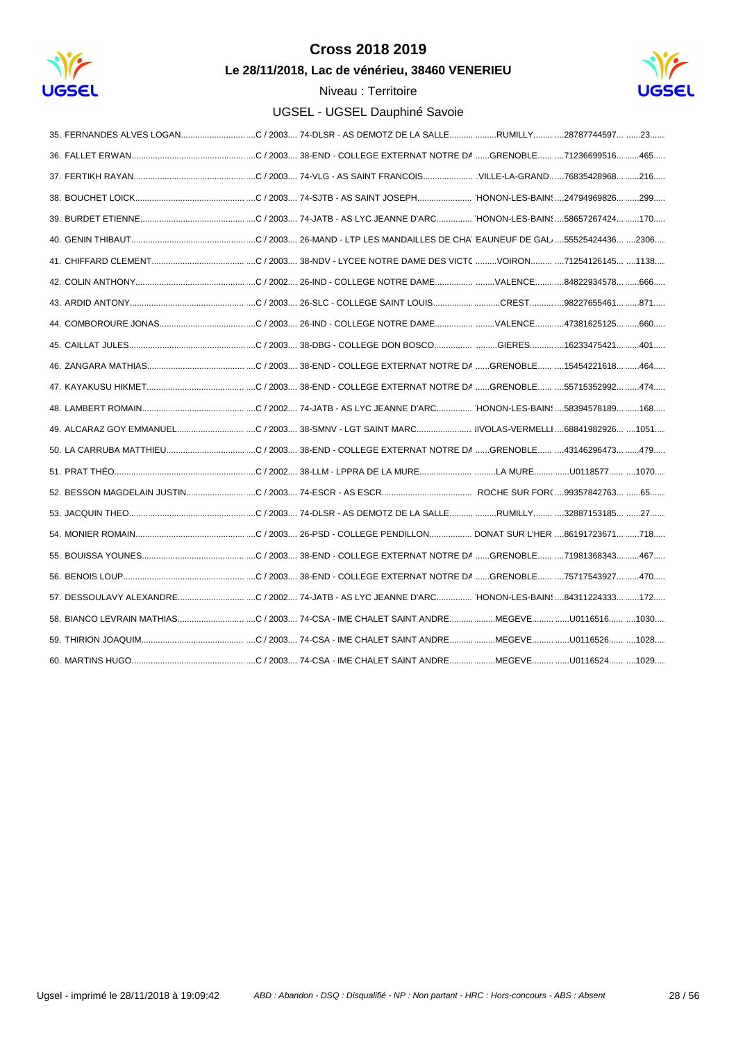# Cross 2018 2019

**Le 28/11/2018, Lac de vénérieu, 38460 VENERIEU**

Niveau : Territoire

UGSEL - UGSEL Dauphiné Savoie

| | | | | | |
|---|---|---|---|---|---|
| 35. FERNANDES ALVES LOGAN | C / 2003 | 74-DLSR - AS DEMOTZ DE LA SALLE | RUMILLY | 28787744597 | 23 |
| 36. FALLET ERWAN | C / 2003 | 38-END - COLLEGE EXTERNAT NOTRE DA | GRENOBLE | 71236699516 | 465 |
| 37. FERTIKH RAYAN | C / 2003 | 74-VLG - AS SAINT FRANCOIS | VILLE-LA-GRAND | 76835428968 | 216 |
| 38. BOUCHET LOICK | C / 2003 | 74-SJTB - AS SAINT JOSEPH | HONON-LES-BAINS | 24794969826 | 299 |
| 39. BURDET ETIENNE | C / 2003 | 74-JATB - AS LYC JEANNE D'ARC | HONON-LES-BAINS | 58657267424 | 170 |
| 40. GENIN THIBAUT | C / 2003 | 26-MAND - LTP LES MANDAILLES DE CHA | EAUNEUF DE GAL | 55525424436 | 2306 |
| 41. CHIFFARD CLEMENT | C / 2003 | 38-NDV - LYCEE NOTRE DAME DES VICTO | VOIRON | 71254126145 | 1138 |
| 42. COLIN ANTHONY | C / 2002 | 26-IND - COLLEGE NOTRE DAME | VALENCE | 84822934578 | 666 |
| 43. ARDID ANTONY | C / 2003 | 26-SLC - COLLEGE SAINT LOUIS | CREST | 98227655461 | 871 |
| 44. COMBOROURE JONAS | C / 2003 | 26-IND - COLLEGE NOTRE DAME | VALENCE | 47381625125 | 660 |
| 45. CAILLAT JULES | C / 2003 | 38-DBG - COLLEGE DON BOSCO | GIERES | 16233475421 | 401 |
| 46. ZANGARA MATHIAS | C / 2003 | 38-END - COLLEGE EXTERNAT NOTRE DA | GRENOBLE | 15454221618 | 464 |
| 47. KAYAKUSU HIKMET | C / 2003 | 38-END - COLLEGE EXTERNAT NOTRE DA | GRENOBLE | 55715352992 | 474 |
| 48. LAMBERT ROMAIN | C / 2002 | 74-JATB - AS LYC JEANNE D'ARC | HONON-LES-BAINS | 58394578189 | 168 |
| 49. ALCARAZ GOY EMMANUEL | C / 2003 | 38-SMNV - LGT SAINT MARC | IIVOLAS-VERMELLI | 68841982926 | 1051 |
| 50. LA CARRUBA MATTHIEU | C / 2003 | 38-END - COLLEGE EXTERNAT NOTRE DA | GRENOBLE | 43146296473 | 479 |
| 51. PRAT THÉO | C / 2002 | 38-LLM - LPPRA DE LA MURE | LA MURE | U0118577 | 1070 |
| 52. BESSON MAGDELAIN JUSTIN | C / 2003 | 74-ESCR - AS ESCR | ROCHE SUR FORO | 99357842763 | 65 |
| 53. JACQUIN THEO | C / 2003 | 74-DLSR - AS DEMOTZ DE LA SALLE | RUMILLY | 32887153185 | 27 |
| 54. MONIER ROMAIN | C / 2003 | 26-PSD - COLLEGE PENDILLON | DONAT SUR L'HER | 86191723671 | 718 |
| 55. BOUISSA YOUNES | C / 2003 | 38-END - COLLEGE EXTERNAT NOTRE DA | GRENOBLE | 71981368343 | 467 |
| 56. BENOIS LOUP | C / 2003 | 38-END - COLLEGE EXTERNAT NOTRE DA | GRENOBLE | 75717543927 | 470 |
| 57. DESSOULAVY ALEXANDRE | C / 2002 | 74-JATB - AS LYC JEANNE D'ARC | HONON-LES-BAINS | 84311224333 | 172 |
| 58. BIANCO LEVRAIN MATHIAS | C / 2003 | 74-CSA - IME CHALET SAINT ANDRE | MEGEVE | U0116516 | 1030 |
| 59. THIRION JOAQUIM | C / 2003 | 74-CSA - IME CHALET SAINT ANDRE | MEGEVE | U0116526 | 1028 |
| 60. MARTINS HUGO | C / 2003 | 74-CSA - IME CHALET SAINT ANDRE | MEGEVE | U0116524 | 1029 |

Ugsel - imprimé le 28/11/2018 à 19:09:42 — *ABD : Abandon - DSQ : Disqualifié - NP : Non partant - HRC : Hors-concours - ABS : Absent*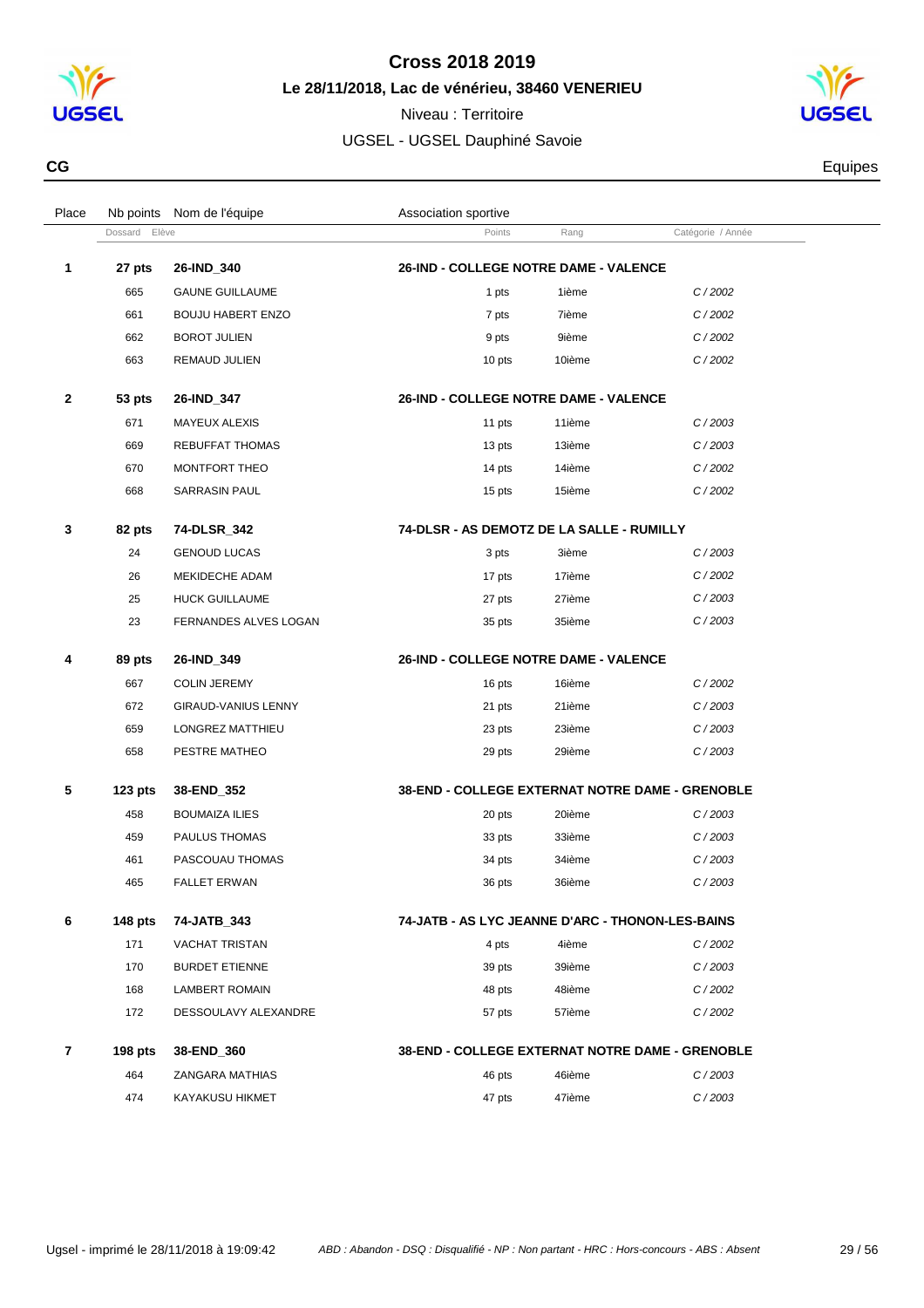# Cross 2018 2019

**Le 28/11/2018, Lac de vénérieu, 38460 VENERIEU**

Niveau : Territoire

UGSEL - UGSEL Dauphiné Savoie

**CG** — Equipes

| Place | Nb points | Nom de l'équipe | Association sportive | | |
|---|---|---|---|---|---|
| | Dossard | Elève | Points | Rang | Catégorie / Année |
| **1** | **27 pts** | **26-IND_340** | **26-IND - COLLEGE NOTRE DAME - VALENCE** | | |
| | 665 | GAUNE GUILLAUME | 1 pts | 1ième | C / 2002 |
| | 661 | BOUJU HABERT ENZO | 7 pts | 7ième | C / 2002 |
| | 662 | BOROT JULIEN | 9 pts | 9ième | C / 2002 |
| | 663 | REMAUD JULIEN | 10 pts | 10ième | C / 2002 |
| **2** | **53 pts** | **26-IND_347** | **26-IND - COLLEGE NOTRE DAME - VALENCE** | | |
| | 671 | MAYEUX ALEXIS | 11 pts | 11ième | C / 2003 |
| | 669 | REBUFFAT THOMAS | 13 pts | 13ième | C / 2003 |
| | 670 | MONTFORT THEO | 14 pts | 14ième | C / 2002 |
| | 668 | SARRASIN PAUL | 15 pts | 15ième | C / 2002 |
| **3** | **82 pts** | **74-DLSR_342** | **74-DLSR - AS DEMOTZ DE LA SALLE - RUMILLY** | | |
| | 24 | GENOUD LUCAS | 3 pts | 3ième | C / 2003 |
| | 26 | MEKIDECHE ADAM | 17 pts | 17ième | C / 2002 |
| | 25 | HUCK GUILLAUME | 27 pts | 27ième | C / 2003 |
| | 23 | FERNANDES ALVES LOGAN | 35 pts | 35ième | C / 2003 |
| **4** | **89 pts** | **26-IND_349** | **26-IND - COLLEGE NOTRE DAME - VALENCE** | | |
| | 667 | COLIN JEREMY | 16 pts | 16ième | C / 2002 |
| | 672 | GIRAUD-VANIUS LENNY | 21 pts | 21ième | C / 2003 |
| | 659 | LONGREZ MATTHIEU | 23 pts | 23ième | C / 2003 |
| | 658 | PESTRE MATHEO | 29 pts | 29ième | C / 2003 |
| **5** | **123 pts** | **38-END_352** | **38-END - COLLEGE EXTERNAT NOTRE DAME - GRENOBLE** | | |
| | 458 | BOUMAIZA ILIES | 20 pts | 20ième | C / 2003 |
| | 459 | PAULUS THOMAS | 33 pts | 33ième | C / 2003 |
| | 461 | PASCOUAU THOMAS | 34 pts | 34ième | C / 2003 |
| | 465 | FALLET ERWAN | 36 pts | 36ième | C / 2003 |
| **6** | **148 pts** | **74-JATB_343** | **74-JATB - AS LYC JEANNE D'ARC - THONON-LES-BAINS** | | |
| | 171 | VACHAT TRISTAN | 4 pts | 4ième | C / 2002 |
| | 170 | BURDET ETIENNE | 39 pts | 39ième | C / 2003 |
| | 168 | LAMBERT ROMAIN | 48 pts | 48ième | C / 2002 |
| | 172 | DESSOULAVY ALEXANDRE | 57 pts | 57ième | C / 2002 |
| **7** | **198 pts** | **38-END_360** | **38-END - COLLEGE EXTERNAT NOTRE DAME - GRENOBLE** | | |
| | 464 | ZANGARA MATHIAS | 46 pts | 46ième | C / 2003 |
| | 474 | KAYAKUSU HIKMET | 47 pts | 47ième | C / 2003 |

Ugsel - imprimé le 28/11/2018 à 19:09:42 — *ABD : Abandon - DSQ : Disqualifié - NP : Non partant - HRC : Hors-concours - ABS : Absent*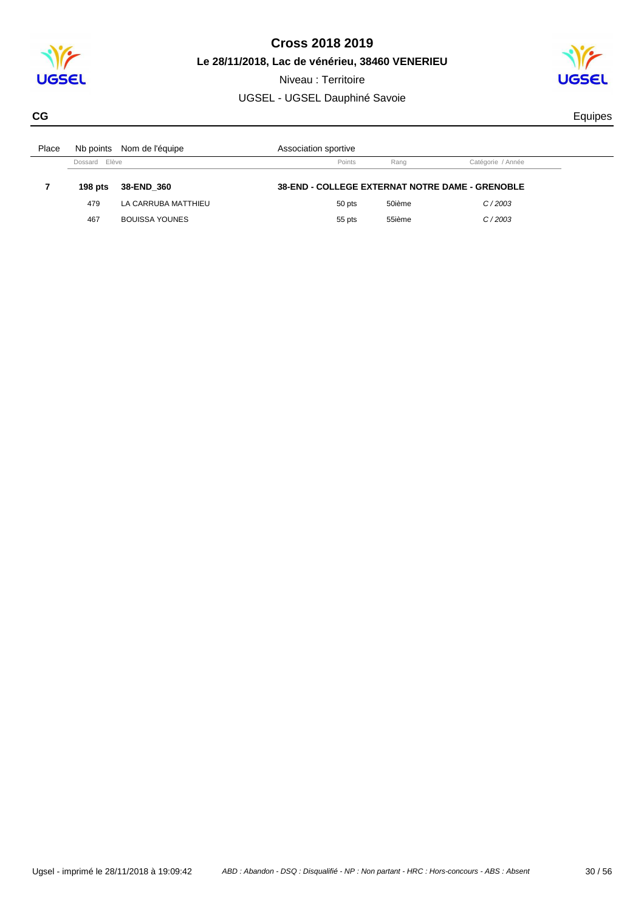# Cross 2018 2019

**Le 28/11/2018, Lac de vénérieu, 38460 VENERIEU**

Niveau : Territoire

UGSEL - UGSEL Dauphiné Savoie

**CG** Equipes

| Place | Nb points | Nom de l'équipe | Association sportive | | |
|---|---|---|---|---|---|
| | Dossard | Elève | Points | Rang | Catégorie / Année |
| **7** | **198 pts** | **38-END_360** | **38-END - COLLEGE EXTERNAT NOTRE DAME - GRENOBLE** | | |
| | 479 | LA CARRUBA MATTHIEU | 50 pts | 50ième | *C / 2003* |
| | 467 | BOUISSA YOUNES | 55 pts | 55ième | *C / 2003* |

Ugsel - imprimé le 28/11/2018 à 19:09:42 *ABD : Abandon - DSQ : Disqualifié - NP : Non partant - HRC : Hors-concours - ABS : Absent*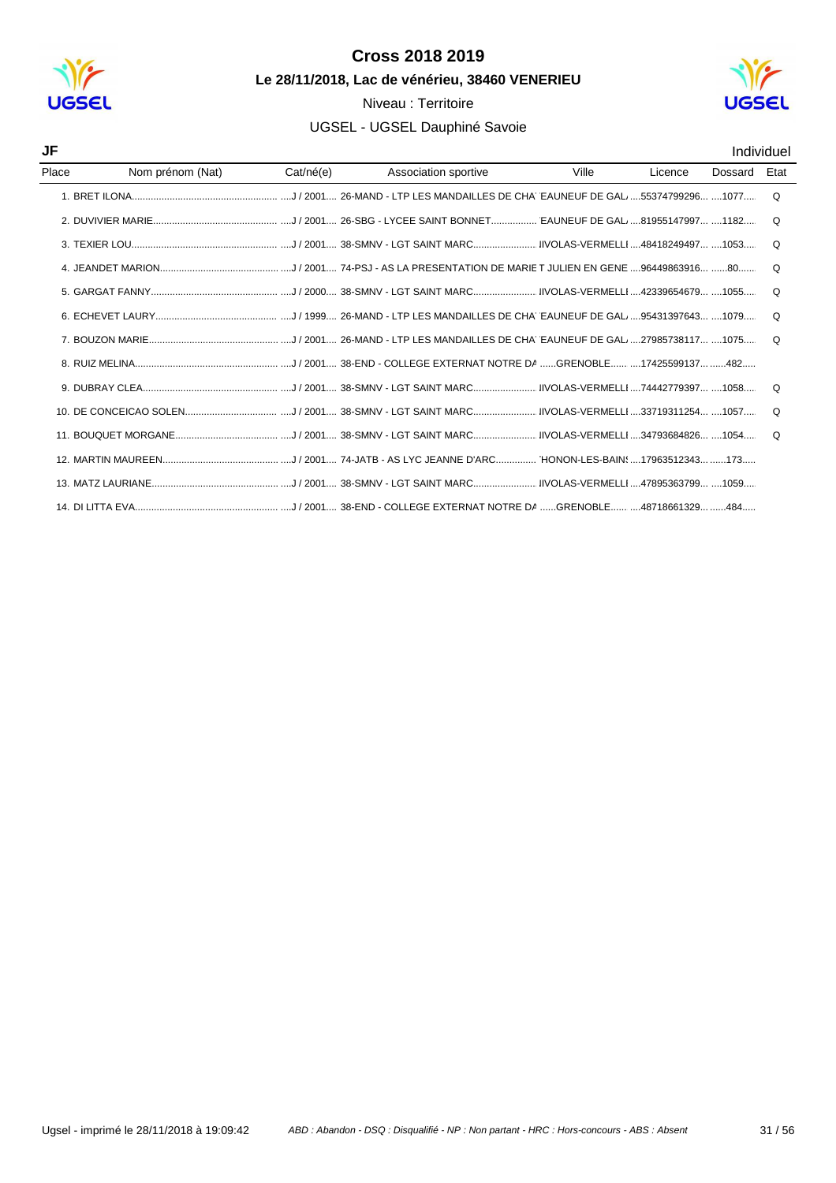# Cross 2018 2019

**Le 28/11/2018, Lac de vénérieu, 38460 VENERIEU**

Niveau : Territoire

UGSEL - UGSEL Dauphiné Savoie

**JF** Individuel

| Place | Nom prénom (Nat) | Cat/né(e) | Association sportive | Ville | Licence | Dossard | Etat |
|---|---|---|---|---|---|---|---|
| 1. | BRET ILONA | J / 2001 | 26-MAND - LTP LES MANDAILLES DE CHA | EAUNEUF DE GAL | 55374799296 | 1077 | Q |
| 2. | DUVIVIER MARIE | J / 2001 | 26-SBG - LYCEE SAINT BONNET | EAUNEUF DE GAL | 81955147997 | 1182 | Q |
| 3. | TEXIER LOU | J / 2001 | 38-SMNV - LGT SAINT MARC | IIVOLAS-VERMELLI | 48418249497 | 1053 | Q |
| 4. | JEANDET MARION | J / 2001 | 74-PSJ - AS LA PRESENTATION DE MARIE | T JULIEN EN GENE | 96449863916 | 80 | Q |
| 5. | GARGAT FANNY | J / 2000 | 38-SMNV - LGT SAINT MARC | IIVOLAS-VERMELLI | 42339654679 | 1055 | Q |
| 6. | ECHEVET LAURY | J / 1999 | 26-MAND - LTP LES MANDAILLES DE CHA | EAUNEUF DE GAL | 95431397643 | 1079 | Q |
| 7. | BOUZON MARIE | J / 2001 | 26-MAND - LTP LES MANDAILLES DE CHA | EAUNEUF DE GAL | 27985738117 | 1075 | Q |
| 8. | RUIZ MELINA | J / 2001 | 38-END - COLLEGE EXTERNAT NOTRE DA | GRENOBLE | 17425599137 | 482 | |
| 9. | DUBRAY CLEA | J / 2001 | 38-SMNV - LGT SAINT MARC | IIVOLAS-VERMELLI | 74442779397 | 1058 | Q |
| 10. | DE CONCEICAO SOLEN | J / 2001 | 38-SMNV - LGT SAINT MARC | IIVOLAS-VERMELLI | 33719311254 | 1057 | Q |
| 11. | BOUQUET MORGANE | J / 2001 | 38-SMNV - LGT SAINT MARC | IIVOLAS-VERMELLI | 34793684826 | 1054 | Q |
| 12. | MARTIN MAUREEN | J / 2001 | 74-JATB - AS LYC JEANNE D'ARC | 'HONON-LES-BAINS | 17963512343 | 173 | |
| 13. | MATZ LAURIANE | J / 2001 | 38-SMNV - LGT SAINT MARC | IIVOLAS-VERMELLI | 47895363799 | 1059 | |
| 14. | DI LITTA EVA | J / 2001 | 38-END - COLLEGE EXTERNAT NOTRE DA | GRENOBLE | 48718661329 | 484 | |

Ugsel - imprimé le 28/11/2018 à 19:09:42 — *ABD : Abandon - DSQ : Disqualifié - NP : Non partant - HRC : Hors-concours - ABS : Absent*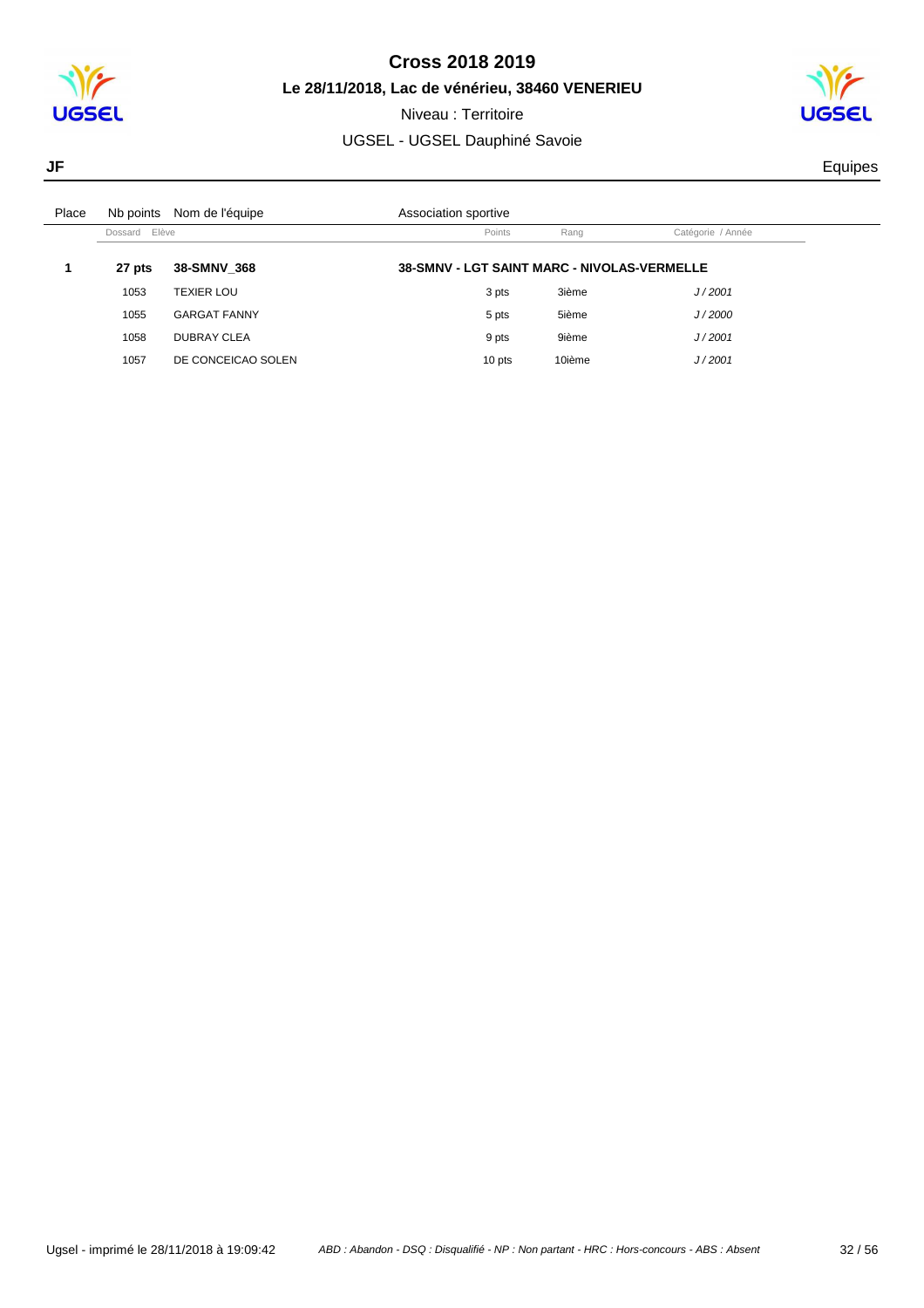# Cross 2018 2019

**Le 28/11/2018, Lac de vénérieu, 38460 VENERIEU**

Niveau : Territoire

UGSEL - UGSEL Dauphiné Savoie

**JF** Equipes

| Place | Nb points | Nom de l'équipe | Association sportive | | |
|---|---|---|---|---|---|
| | Dossard | Elève | Points | Rang | Catégorie / Année |
| **1** | **27 pts** | **38-SMNV_368** | **38-SMNV - LGT SAINT MARC - NIVOLAS-VERMELLE** | | |
| | 1053 | TEXIER LOU | 3 pts | 3ième | *J / 2001* |
| | 1055 | GARGAT FANNY | 5 pts | 5ième | *J / 2000* |
| | 1058 | DUBRAY CLEA | 9 pts | 9ième | *J / 2001* |
| | 1057 | DE CONCEICAO SOLEN | 10 pts | 10ième | *J / 2001* |

Ugsel - imprimé le 28/11/2018 à 19:09:42 — *ABD : Abandon - DSQ : Disqualifié - NP : Non partant - HRC : Hors-concours - ABS : Absent*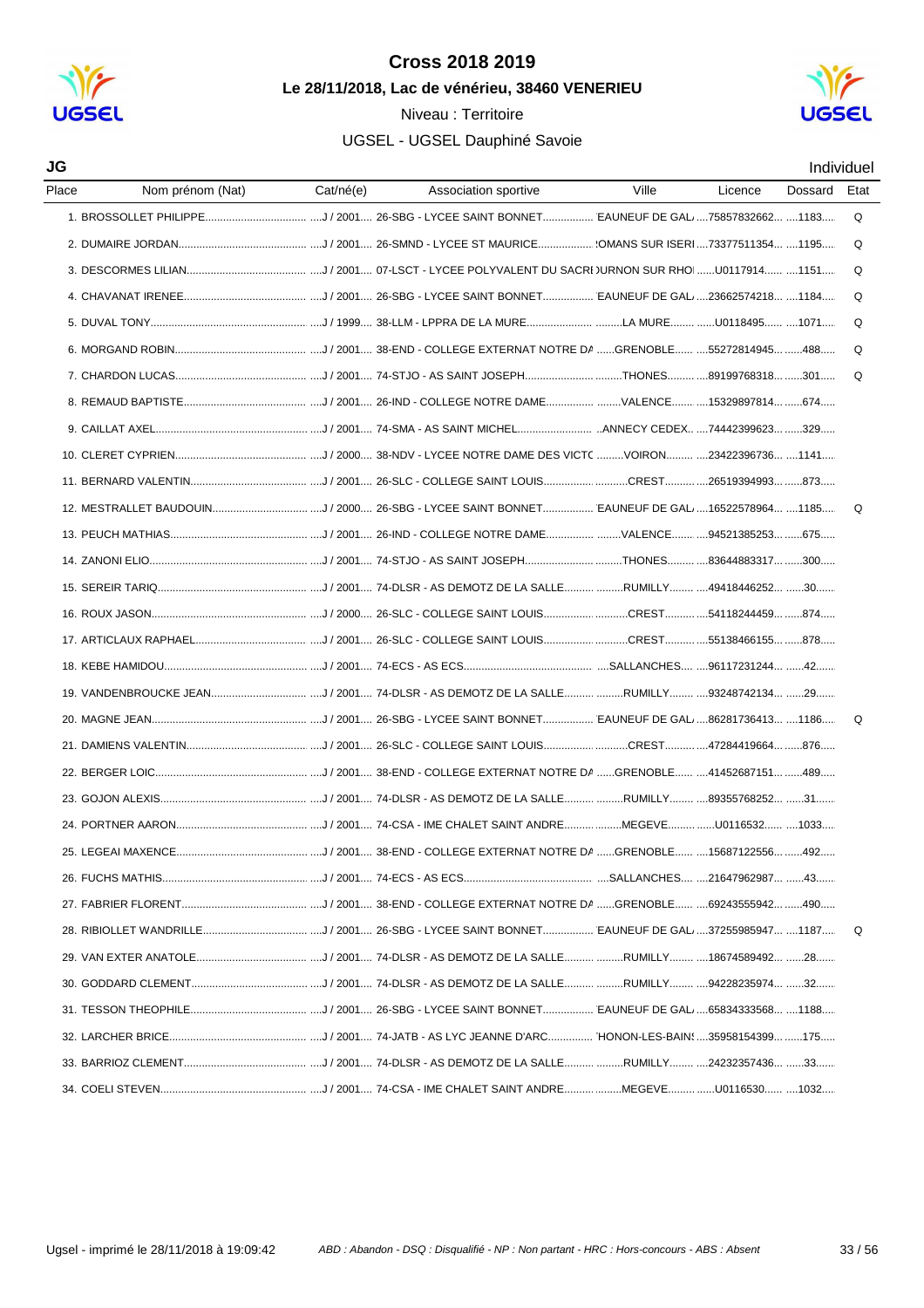# Cross 2018 2019

**Le 28/11/2018, Lac de vénérieu, 38460 VENERIEU**

Niveau : Territoire

UGSEL - UGSEL Dauphiné Savoie

**JG** Individuel

| Place | Nom prénom (Nat) | Cat/né(e) | Association sportive | Ville | Licence | Dossard | Etat |
|---|---|---|---|---|---|---|---|
| 1. | BROSSOLLET PHILIPPE | J / 2001 | 26-SBG - LYCEE SAINT BONNET | EAUNEUF DE GAL | 75857832662 | 1183 | Q |
| 2. | DUMAIRE JORDAN | J / 2001 | 26-SMND - LYCEE ST MAURICE | ROMANS SUR ISERI | 73377511354 | 1195 | Q |
| 3. | DESCORMES LILIAN | J / 2001 | 07-LSCT - LYCEE POLYVALENT DU SACRI | OURNON SUR RHOI | U0117914 | 1151 | Q |
| 4. | CHAVANAT IRENEE | J / 2001 | 26-SBG - LYCEE SAINT BONNET | EAUNEUF DE GAL | 23662574218 | 1184 | Q |
| 5. | DUVAL TONY | J / 1999 | 38-LLM - LPPRA DE LA MURE | LA MURE | U0118495 | 1071 | Q |
| 6. | MORGAND ROBIN | J / 2001 | 38-END - COLLEGE EXTERNAT NOTRE DA | GRENOBLE | 55272814945 | 488 | Q |
| 7. | CHARDON LUCAS | J / 2001 | 74-STJO - AS SAINT JOSEPH | THONES | 89199768318 | 301 | Q |
| 8. | REMAUD BAPTISTE | J / 2001 | 26-IND - COLLEGE NOTRE DAME | VALENCE | 15329897814 | 674 | |
| 9. | CAILLAT AXEL | J / 2001 | 74-SMA - AS SAINT MICHEL | ANNECY CEDEX | 74442399623 | 329 | |
| 10. | CLERET CYPRIEN | J / 2000 | 38-NDV - LYCEE NOTRE DAME DES VICTC | VOIRON | 23422396736 | 1141 | |
| 11. | BERNARD VALENTIN | J / 2001 | 26-SLC - COLLEGE SAINT LOUIS | CREST | 26519394993 | 873 | |
| 12. | MESTRALLET BAUDOUIN | J / 2000 | 26-SBG - LYCEE SAINT BONNET | EAUNEUF DE GAL | 16522578964 | 1185 | Q |
| 13. | PEUCH MATHIAS | J / 2001 | 26-IND - COLLEGE NOTRE DAME | VALENCE | 94521385253 | 675 | |
| 14. | ZANONI ELIO | J / 2001 | 74-STJO - AS SAINT JOSEPH | THONES | 83644883317 | 300 | |
| 15. | SEREIR TARIQ | J / 2001 | 74-DLSR - AS DEMOTZ DE LA SALLE | RUMILLY | 49418446252 | 30 | |
| 16. | ROUX JASON | J / 2000 | 26-SLC - COLLEGE SAINT LOUIS | CREST | 54118244459 | 874 | |
| 17. | ARTICLAUX RAPHAEL | J / 2001 | 26-SLC - COLLEGE SAINT LOUIS | CREST | 55138466155 | 878 | |
| 18. | KEBE HAMIDOU | J / 2001 | 74-ECS - AS ECS | SALLANCHES | 96117231244 | 42 | |
| 19. | VANDENBROUCKE JEAN | J / 2001 | 74-DLSR - AS DEMOTZ DE LA SALLE | RUMILLY | 93248742134 | 29 | |
| 20. | MAGNE JEAN | J / 2001 | 26-SBG - LYCEE SAINT BONNET | EAUNEUF DE GAL | 86281736413 | 1186 | Q |
| 21. | DAMIENS VALENTIN | J / 2001 | 26-SLC - COLLEGE SAINT LOUIS | CREST | 47284419664 | 876 | |
| 22. | BERGER LOIC | J / 2001 | 38-END - COLLEGE EXTERNAT NOTRE DA | GRENOBLE | 41452687151 | 489 | |
| 23. | GOJON ALEXIS | J / 2001 | 74-DLSR - AS DEMOTZ DE LA SALLE | RUMILLY | 89355768252 | 31 | |
| 24. | PORTNER AARON | J / 2001 | 74-CSA - IME CHALET SAINT ANDRE | MEGEVE | U0116532 | 1033 | |
| 25. | LEGEAI MAXENCE | J / 2001 | 38-END - COLLEGE EXTERNAT NOTRE DA | GRENOBLE | 15687122556 | 492 | |
| 26. | FUCHS MATHIS | J / 2001 | 74-ECS - AS ECS | SALLANCHES | 21647962987 | 43 | |
| 27. | FABRIER FLORENT | J / 2001 | 38-END - COLLEGE EXTERNAT NOTRE DA | GRENOBLE | 69243555942 | 490 | |
| 28. | RIBIOLLET WANDRILLE | J / 2001 | 26-SBG - LYCEE SAINT BONNET | EAUNEUF DE GAL | 37255985947 | 1187 | Q |
| 29. | VAN EXTER ANATOLE | J / 2001 | 74-DLSR - AS DEMOTZ DE LA SALLE | RUMILLY | 18674589492 | 28 | |
| 30. | GODDARD CLEMENT | J / 2001 | 74-DLSR - AS DEMOTZ DE LA SALLE | RUMILLY | 94228235974 | 32 | |
| 31. | TESSON THEOPHILE | J / 2001 | 26-SBG - LYCEE SAINT BONNET | EAUNEUF DE GAL | 65834333568 | 1188 | |
| 32. | LARCHER BRICE | J / 2001 | 74-JATB - AS LYC JEANNE D'ARC | THONON-LES-BAINS | 35958154399 | 175 | |
| 33. | BARRIOZ CLEMENT | J / 2001 | 74-DLSR - AS DEMOTZ DE LA SALLE | RUMILLY | 24232357436 | 33 | |
| 34. | COELI STEVEN | J / 2001 | 74-CSA - IME CHALET SAINT ANDRE | MEGEVE | U0116530 | 1032 | |

Ugsel - imprimé le 28/11/2018 à 19:09:42 — *ABD : Abandon - DSQ : Disqualifié - NP : Non partant - HRC : Hors-concours - ABS : Absent*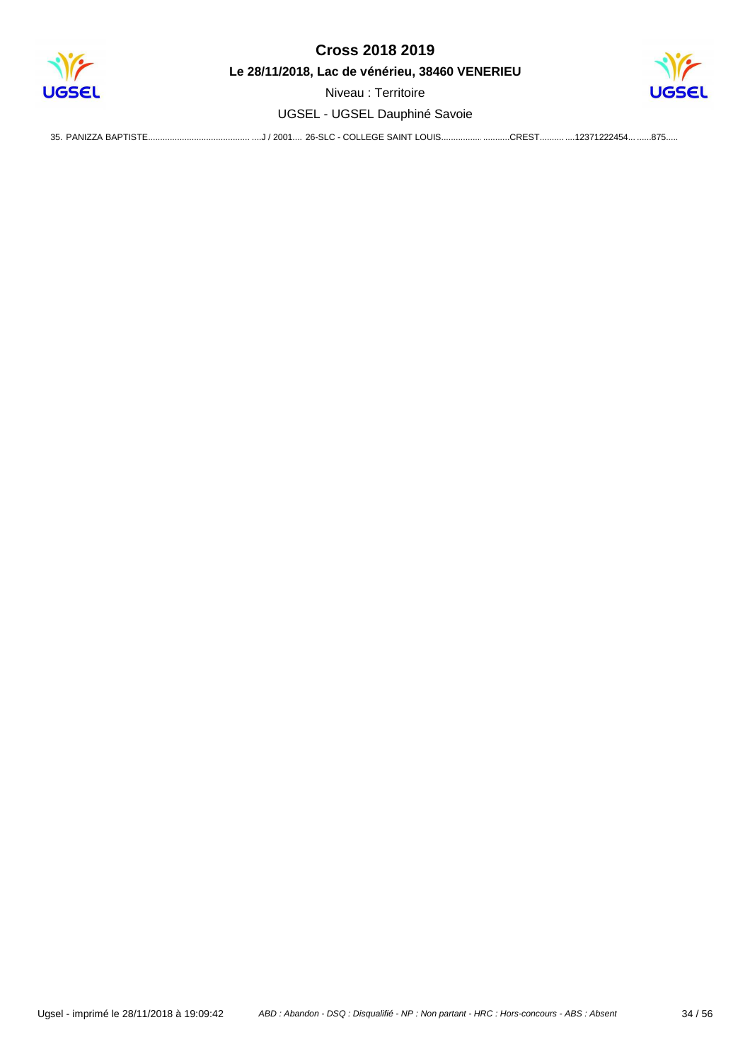# Cross 2018 2019

**Le 28/11/2018, Lac de vénérieu, 38460 VENERIEU**

Niveau : Territoire

UGSEL - UGSEL Dauphiné Savoie

35. PANIZZA BAPTISTE.......................................... ....J / 2001.... 26-SLC - COLLEGE SAINT LOUIS................ ...........CREST........... ....12371222454... ......875.....

Ugsel - imprimé le 28/11/2018 à 19:09:42 *ABD : Abandon - DSQ : Disqualifié - NP : Non partant - HRC : Hors-concours - ABS : Absent*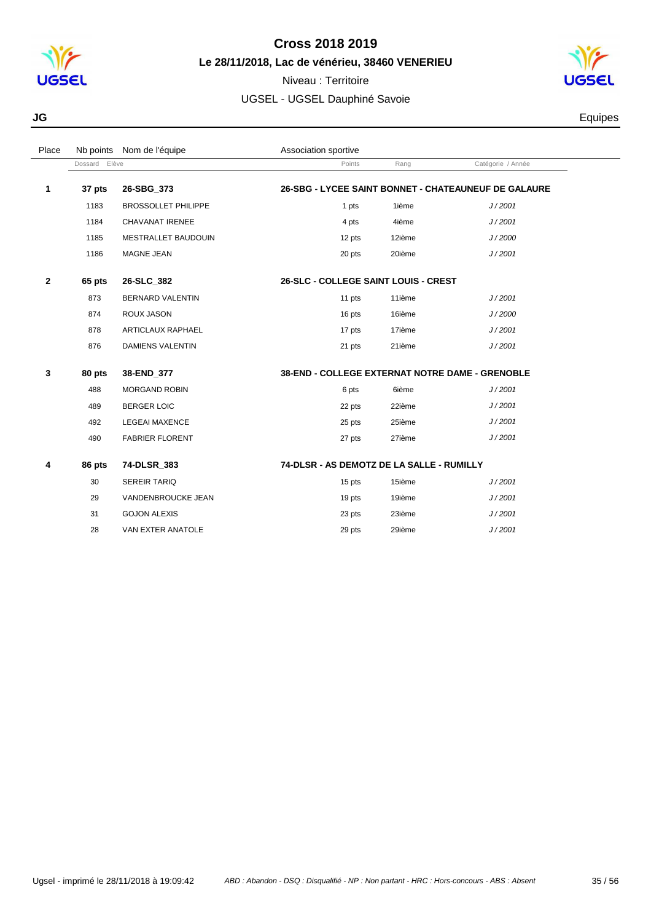# Cross 2018 2019

**Le 28/11/2018, Lac de vénérieu, 38460 VENERIEU**

Niveau : Territoire

UGSEL - UGSEL Dauphiné Savoie

**JG** Equipes

| Place | Nb points | Nom de l'équipe | Association sportive | | |
|---|---|---|---|---|---|
| | Dossard | Elève | Points | Rang | Catégorie / Année |
| **1** | **37 pts** | **26-SBG_373** | **26-SBG - LYCEE SAINT BONNET - CHATEAUNEUF DE GALAURE** | | |
| | 1183 | BROSSOLLET PHILIPPE | 1 pts | 1ième | *J / 2001* |
| | 1184 | CHAVANAT IRENEE | 4 pts | 4ième | *J / 2001* |
| | 1185 | MESTRALLET BAUDOUIN | 12 pts | 12ième | *J / 2000* |
| | 1186 | MAGNE JEAN | 20 pts | 20ième | *J / 2001* |
| **2** | **65 pts** | **26-SLC_382** | **26-SLC - COLLEGE SAINT LOUIS - CREST** | | |
| | 873 | BERNARD VALENTIN | 11 pts | 11ième | *J / 2001* |
| | 874 | ROUX JASON | 16 pts | 16ième | *J / 2000* |
| | 878 | ARTICLAUX RAPHAEL | 17 pts | 17ième | *J / 2001* |
| | 876 | DAMIENS VALENTIN | 21 pts | 21ième | *J / 2001* |
| **3** | **80 pts** | **38-END_377** | **38-END - COLLEGE EXTERNAT NOTRE DAME - GRENOBLE** | | |
| | 488 | MORGAND ROBIN | 6 pts | 6ième | *J / 2001* |
| | 489 | BERGER LOIC | 22 pts | 22ième | *J / 2001* |
| | 492 | LEGEAI MAXENCE | 25 pts | 25ième | *J / 2001* |
| | 490 | FABRIER FLORENT | 27 pts | 27ième | *J / 2001* |
| **4** | **86 pts** | **74-DLSR_383** | **74-DLSR - AS DEMOTZ DE LA SALLE - RUMILLY** | | |
| | 30 | SEREIR TARIQ | 15 pts | 15ième | *J / 2001* |
| | 29 | VANDENBROUCKE JEAN | 19 pts | 19ième | *J / 2001* |
| | 31 | GOJON ALEXIS | 23 pts | 23ième | *J / 2001* |
| | 28 | VAN EXTER ANATOLE | 29 pts | 29ième | *J / 2001* |

Ugsel - imprimé le 28/11/2018 à 19:09:42 *ABD : Abandon - DSQ : Disqualifié - NP : Non partant - HRC : Hors-concours - ABS : Absent*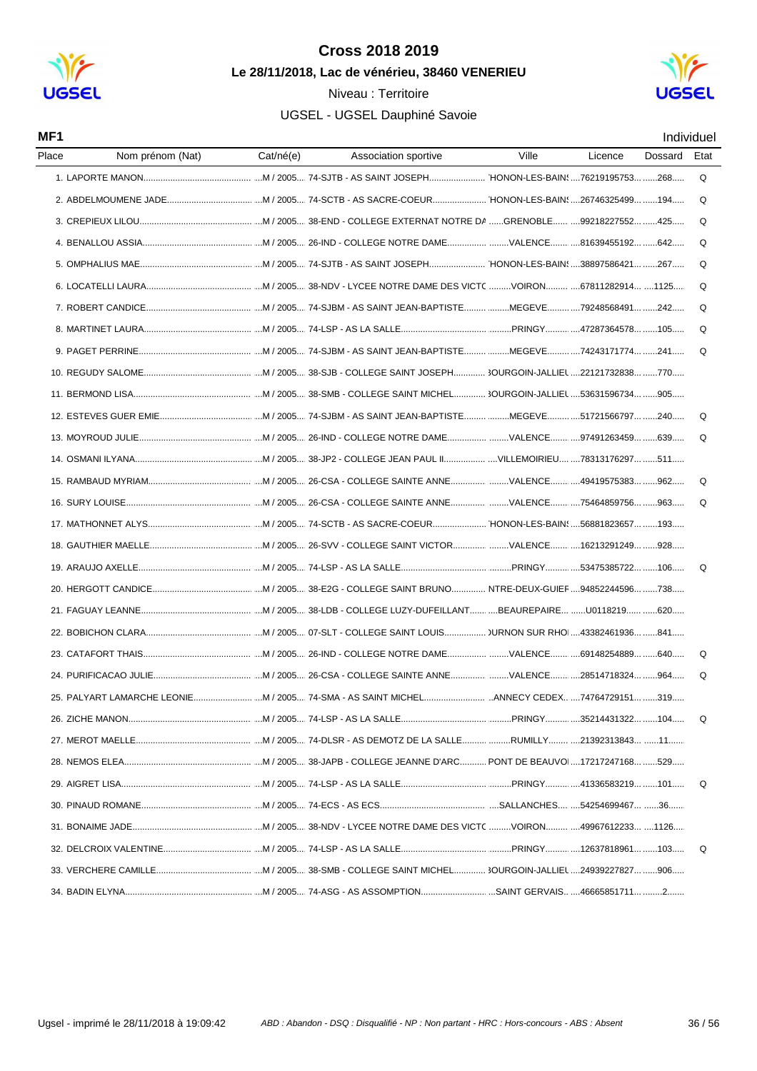# Cross 2018 2019

**Le 28/11/2018, Lac de vénérieu, 38460 VENERIEU**

Niveau : Territoire

UGSEL - UGSEL Dauphiné Savoie

**MF1** — Individuel

| Place | Nom prénom (Nat) | Cat/né(e) | Association sportive | Ville | Licence | Dossard | Etat |
|---|---|---|---|---|---|---|---|
| 1. | LAPORTE MANON | M / 2005 | 74-SJTB - AS SAINT JOSEPH | HONON-LES-BAIN | 76219195753 | 268 | Q |
| 2. | ABDELMOUMENE JADE | M / 2005 | 74-SCTB - AS SACRE-COEUR | HONON-LES-BAIN | 26746325499 | 194 | Q |
| 3. | CREPIEUX LILOU | M / 2005 | 38-END - COLLEGE EXTERNAT NOTRE DA | GRENOBLE | 99218227552 | 425 | Q |
| 4. | BENALLOU ASSIA | M / 2005 | 26-IND - COLLEGE NOTRE DAME | VALENCE | 81639455192 | 642 | Q |
| 5. | OMPHALIUS MAE | M / 2005 | 74-SJTB - AS SAINT JOSEPH | HONON-LES-BAIN | 38897586421 | 267 | Q |
| 6. | LOCATELLI LAURA | M / 2005 | 38-NDV - LYCEE NOTRE DAME DES VICTO | VOIRON | 67811282914 | 1125 | Q |
| 7. | ROBERT CANDICE | M / 2005 | 74-SJBM - AS SAINT JEAN-BAPTISTE | MEGEVE | 79248568491 | 242 | Q |
| 8. | MARTINET LAURA | M / 2005 | 74-LSP - AS LA SALLE | PRINGY | 47287364578 | 105 | Q |
| 9. | PAGET PERRINE | M / 2005 | 74-SJBM - AS SAINT JEAN-BAPTISTE | MEGEVE | 74243171774 | 241 | Q |
| 10. | REGUDY SALOME | M / 2005 | 38-SJB - COLLEGE SAINT JOSEPH | BOURGOIN-JALLIEU | 22121732838 | 770 | |
| 11. | BERMOND LISA | M / 2005 | 38-SMB - COLLEGE SAINT MICHEL | BOURGOIN-JALLIEU | 53631596734 | 905 | |
| 12. | ESTEVES GUER EMIE | M / 2005 | 74-SJBM - AS SAINT JEAN-BAPTISTE | MEGEVE | 51721566797 | 240 | Q |
| 13. | MOYROUD JULIE | M / 2005 | 26-IND - COLLEGE NOTRE DAME | VALENCE | 97491263459 | 639 | Q |
| 14. | OSMANI ILYANA | M / 2005 | 38-JP2 - COLLEGE JEAN PAUL II | VILLEMOIRIEU | 78313176297 | 511 | |
| 15. | RAMBAUD MYRIAM | M / 2005 | 26-CSA - COLLEGE SAINTE ANNE | VALENCE | 49419575383 | 962 | Q |
| 16. | SURY LOUISE | M / 2005 | 26-CSA - COLLEGE SAINTE ANNE | VALENCE | 75464859756 | 963 | Q |
| 17. | MATHONNET ALYS | M / 2005 | 74-SCTB - AS SACRE-COEUR | HONON-LES-BAIN | 56881823657 | 193 | |
| 18. | GAUTHIER MAELLE | M / 2005 | 26-SVV - COLLEGE SAINT VICTOR | VALENCE | 16213291249 | 928 | |
| 19. | ARAUJO AXELLE | M / 2005 | 74-LSP - AS LA SALLE | PRINGY | 53475385722 | 106 | Q |
| 20. | HERGOTT CANDICE | M / 2005 | 38-E2G - COLLEGE SAINT BRUNO | NTRE-DEUX-GUIEF | 94852244596 | 738 | |
| 21. | FAGUAY LEANNE | M / 2005 | 38-LDB - COLLEGE LUZY-DUFEILLANT | BEAUREPAIRE | U0118219 | 620 | |
| 22. | BOBICHON CLARA | M / 2005 | 07-SLT - COLLEGE SAINT LOUIS | TOURNON SUR RHO | 43382461936 | 841 | |
| 23. | CATAFORT THAIS | M / 2005 | 26-IND - COLLEGE NOTRE DAME | VALENCE | 69148254889 | 640 | Q |
| 24. | PURIFICACAO JULIE | M / 2005 | 26-CSA - COLLEGE SAINTE ANNE | VALENCE | 28514718324 | 964 | Q |
| 25. | PALYART LAMARCHE LEONIE | M / 2005 | 74-SMA - AS SAINT MICHEL | ANNECY CEDEX | 74764729151 | 319 | |
| 26. | ZICHE MANON | M / 2005 | 74-LSP - AS LA SALLE | PRINGY | 35214431322 | 104 | Q |
| 27. | MEROT MAELLE | M / 2005 | 74-DLSR - AS DEMOTZ DE LA SALLE | RUMILLY | 21392313843 | 11 | |
| 28. | NEMOS ELEA | M / 2005 | 38-JAPB - COLLEGE JEANNE D'ARC | PONT DE BEAUVOI | 17217247168 | 529 | |
| 29. | AIGRET LISA | M / 2005 | 74-LSP - AS LA SALLE | PRINGY | 41336583219 | 101 | Q |
| 30. | PINAUD ROMANE | M / 2005 | 74-ECS - AS ECS | SALLANCHES | 54254699467 | 36 | |
| 31. | BONAIME JADE | M / 2005 | 38-NDV - LYCEE NOTRE DAME DES VICTO | VOIRON | 49967612233 | 1126 | |
| 32. | DELCROIX VALENTINE | M / 2005 | 74-LSP - AS LA SALLE | PRINGY | 12637818961 | 103 | Q |
| 33. | VERCHERE CAMILLE | M / 2005 | 38-SMB - COLLEGE SAINT MICHEL | BOURGOIN-JALLIEU | 24939227827 | 906 | |
| 34. | BADIN ELYNA | M / 2005 | 74-ASG - AS ASSOMPTION | SAINT GERVAIS | 46665851711 | 2 | |

Ugsel - imprimé le 28/11/2018 à 19:09:42

*ABD : Abandon - DSQ : Disqualifié - NP : Non partant - HRC : Hors-concours - ABS : Absent*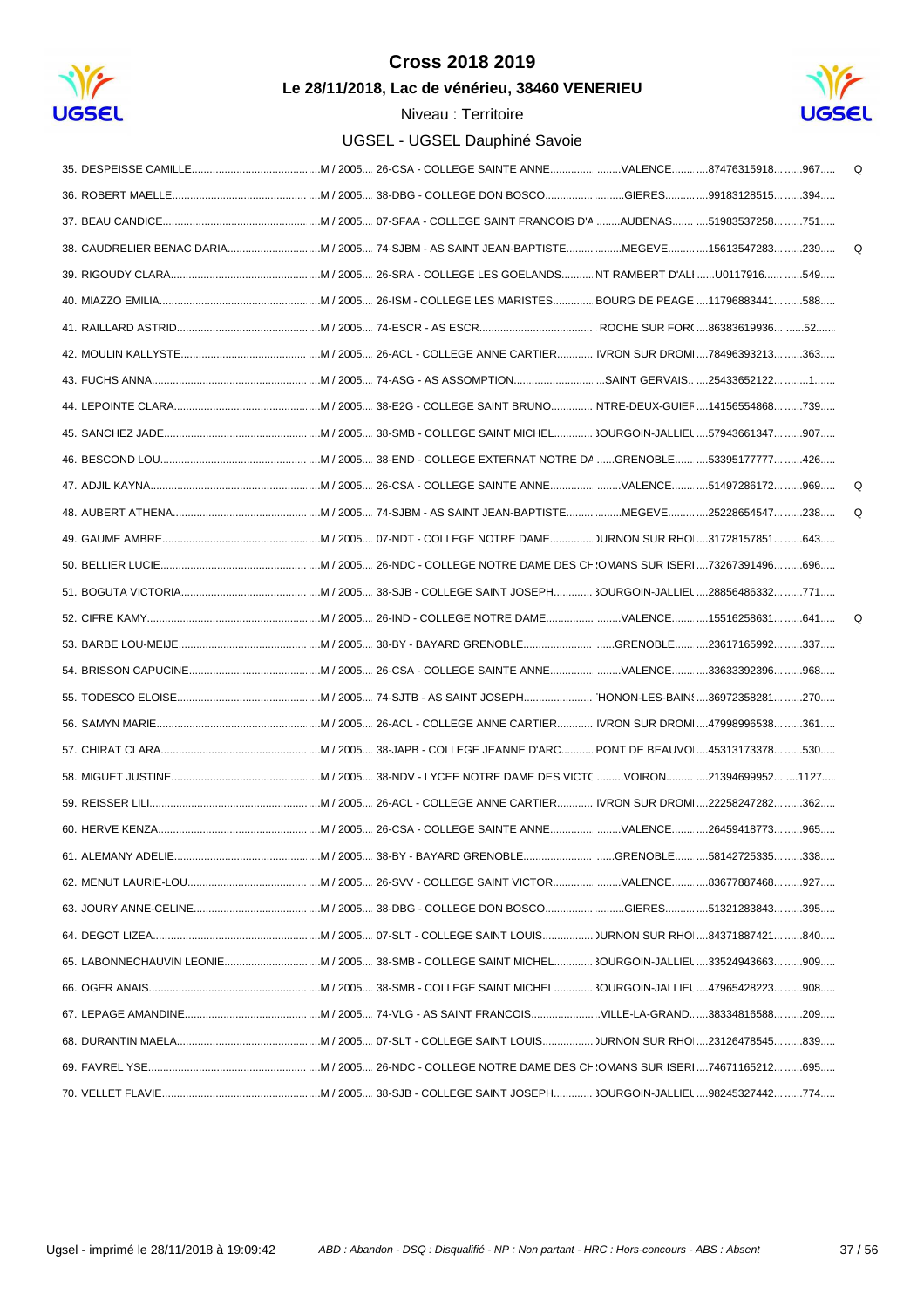# Cross 2018 2019

**Le 28/11/2018, Lac de vénérieu, 38460 VENERIEU**

Niveau : Territoire

UGSEL - UGSEL Dauphiné Savoie

| Rang | Nom | Cat. | Établissement | Ville | Licence | Dossard | |
|---|---|---|---|---|---|---|---|
| 35. | DESPEISSE CAMILLE | M / 2005 | 26-CSA - COLLEGE SAINTE ANNE | VALENCE | 87476315918 | 967 | Q |
| 36. | ROBERT MAELLE | M / 2005 | 38-DBG - COLLEGE DON BOSCO | GIERES | 99183128515 | 394 | |
| 37. | BEAU CANDICE | M / 2005 | 07-SFAA - COLLEGE SAINT FRANCOIS D'A | AUBENAS | 51983537258 | 751 | |
| 38. | CAUDRELIER BENAC DARIA | M / 2005 | 74-SJBM - AS SAINT JEAN-BAPTISTE | MEGEVE | 15613547283 | 239 | Q |
| 39. | RIGOUDY CLARA | M / 2005 | 26-SRA - COLLEGE LES GOELANDS | NT RAMBERT D'ALI | U0117916 | 549 | |
| 40. | MIAZZO EMILIA | M / 2005 | 26-ISM - COLLEGE LES MARISTES | BOURG DE PEAGE | 11796883441 | 588 | |
| 41. | RAILLARD ASTRID | M / 2005 | 74-ESCR - AS ESCR | ROCHE SUR FOR( | 86383619936 | 52 | |
| 42. | MOULIN KALLYSTE | M / 2005 | 26-ACL - COLLEGE ANNE CARTIER | IVRON SUR DROMI | 78496393213 | 363 | |
| 43. | FUCHS ANNA | M / 2005 | 74-ASG - AS ASSOMPTION | SAINT GERVAIS | 25433652122 | 1 | |
| 44. | LEPOINTE CLARA | M / 2005 | 38-E2G - COLLEGE SAINT BRUNO | NTRE-DEUX-GUIEF | 14156554868 | 739 | |
| 45. | SANCHEZ JADE | M / 2005 | 38-SMB - COLLEGE SAINT MICHEL | 3OURGOIN-JALLIEL | 57943661347 | 907 | |
| 46. | BESCOND LOU | M / 2005 | 38-END - COLLEGE EXTERNAT NOTRE DA | GRENOBLE | 53395177777 | 426 | |
| 47. | ADJIL KAYNA | M / 2005 | 26-CSA - COLLEGE SAINTE ANNE | VALENCE | 51497286172 | 969 | Q |
| 48. | AUBERT ATHENA | M / 2005 | 74-SJBM - AS SAINT JEAN-BAPTISTE | MEGEVE | 25228654547 | 238 | Q |
| 49. | GAUME AMBRE | M / 2005 | 07-NDT - COLLEGE NOTRE DAME | )URNON SUR RHO | 31728157851 | 643 | |
| 50. | BELLIER LUCIE | M / 2005 | 26-NDC - COLLEGE NOTRE DAME DES CH | !OMANS SUR ISERI | 73267391496 | 696 | |
| 51. | BOGUTA VICTORIA | M / 2005 | 38-SJB - COLLEGE SAINT JOSEPH | 3OURGOIN-JALLIEL | 28856486332 | 771 | |
| 52. | CIFRE KAMY | M / 2005 | 26-IND - COLLEGE NOTRE DAME | VALENCE | 15516258631 | 641 | Q |
| 53. | BARBE LOU-MEIJE | M / 2005 | 38-BY - BAYARD GRENOBLE | GRENOBLE | 23617165992 | 337 | |
| 54. | BRISSON CAPUCINE | M / 2005 | 26-CSA - COLLEGE SAINTE ANNE | VALENCE | 33633392396 | 968 | |
| 55. | TODESCO ELOISE | M / 2005 | 74-SJTB - AS SAINT JOSEPH | 'HONON-LES-BAIN! | 36972358281 | 270 | |
| 56. | SAMYN MARIE | M / 2005 | 26-ACL - COLLEGE ANNE CARTIER | IVRON SUR DROMI | 47998996538 | 361 | |
| 57. | CHIRAT CLARA | M / 2005 | 38-JAPB - COLLEGE JEANNE D'ARC | PONT DE BEAUVOI | 45313173378 | 530 | |
| 58. | MIGUET JUSTINE | M / 2005 | 38-NDV - LYCEE NOTRE DAME DES VICTC | VOIRON | 21394699952 | 1127 | |
| 59. | REISSER LILI | M / 2005 | 26-ACL - COLLEGE ANNE CARTIER | IVRON SUR DROMI | 22258247282 | 362 | |
| 60. | HERVE KENZA | M / 2005 | 26-CSA - COLLEGE SAINTE ANNE | VALENCE | 26459418773 | 965 | |
| 61. | ALEMANY ADELIE | M / 2005 | 38-BY - BAYARD GRENOBLE | GRENOBLE | 58142725335 | 338 | |
| 62. | MENUT LAURIE-LOU | M / 2005 | 26-SVV - COLLEGE SAINT VICTOR | VALENCE | 83677887468 | 927 | |
| 63. | JOURY ANNE-CELINE | M / 2005 | 38-DBG - COLLEGE DON BOSCO | GIERES | 51321283843 | 395 | |
| 64. | DEGOT LIZEA | M / 2005 | 07-SLT - COLLEGE SAINT LOUIS | )URNON SUR RHO | 84371887421 | 840 | |
| 65. | LABONNECHAUVIN LEONIE | M / 2005 | 38-SMB - COLLEGE SAINT MICHEL | 3OURGOIN-JALLIEL | 33524943663 | 909 | |
| 66. | OGER ANAIS | M / 2005 | 38-SMB - COLLEGE SAINT MICHEL | 3OURGOIN-JALLIEL | 47965428223 | 908 | |
| 67. | LEPAGE AMANDINE | M / 2005 | 74-VLG - AS SAINT FRANCOIS | VILLE-LA-GRAND | 38334816588 | 209 | |
| 68. | DURANTIN MAELA | M / 2005 | 07-SLT - COLLEGE SAINT LOUIS | )URNON SUR RHO | 23126478545 | 839 | |
| 69. | FAVREL YSE | M / 2005 | 26-NDC - COLLEGE NOTRE DAME DES CH | !OMANS SUR ISERI | 74671165212 | 695 | |
| 70. | VELLET FLAVIE | M / 2005 | 38-SJB - COLLEGE SAINT JOSEPH | 3OURGOIN-JALLIEL | 98245327442 | 774 | |

Ugsel - imprimé le 28/11/2018 à 19:09:42

*ABD : Abandon - DSQ : Disqualifié - NP : Non partant - HRC : Hors-concours - ABS : Absent*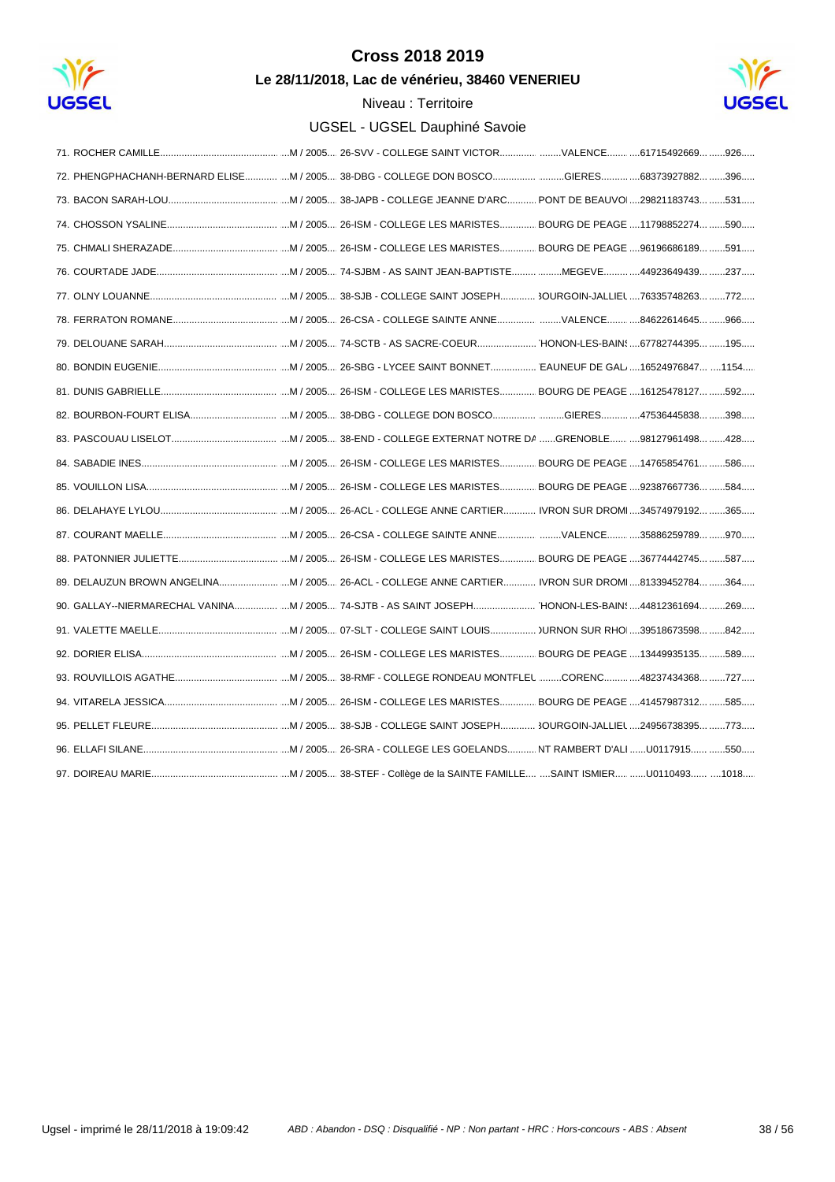# Cross 2018 2019

**Le 28/11/2018, Lac de vénérieu, 38460 VENERIEU**

Niveau : Territoire

UGSEL - UGSEL Dauphiné Savoie

| Rang | Nom | Cat. | Établissement | Ville | Licence | Dossard |
|---|---|---|---|---|---|---|
| 71. | ROCHER CAMILLE | M / 2005 | 26-SVV - COLLEGE SAINT VICTOR | VALENCE | 61715492669 | 926 |
| 72. | PHENGPHACHANH-BERNARD ELISE | M / 2005 | 38-DBG - COLLEGE DON BOSCO | GIERES | 68373927882 | 396 |
| 73. | BACON SARAH-LOU | M / 2005 | 38-JAPB - COLLEGE JEANNE D'ARC | PONT DE BEAUVOI | 29821183743 | 531 |
| 74. | CHOSSON YSALINE | M / 2005 | 26-ISM - COLLEGE LES MARISTES | BOURG DE PEAGE | 11798852274 | 590 |
| 75. | CHMALI SHERAZADE | M / 2005 | 26-ISM - COLLEGE LES MARISTES | BOURG DE PEAGE | 96196686189 | 591 |
| 76. | COURTADE JADE | M / 2005 | 74-SJBM - AS SAINT JEAN-BAPTISTE | MEGEVE | 44923649439 | 237 |
| 77. | OLNY LOUANNE | M / 2005 | 38-SJB - COLLEGE SAINT JOSEPH | 3OURGOIN-JALLIEU | 76335748263 | 772 |
| 78. | FERRATON ROMANE | M / 2005 | 26-CSA - COLLEGE SAINTE ANNE | VALENCE | 84622614645 | 966 |
| 79. | DELOUANE SARAH | M / 2005 | 74-SCTB - AS SACRE-COEUR | 'HONON-LES-BAINS | 67782744395 | 195 |
| 80. | BONDIN EUGENIE | M / 2005 | 26-SBG - LYCEE SAINT BONNET | EAUNEUF DE GAL/ | 16524976847 | 1154 |
| 81. | DUNIS GABRIELLE | M / 2005 | 26-ISM - COLLEGE LES MARISTES | BOURG DE PEAGE | 16125478127 | 592 |
| 82. | BOURBON-FOURT ELISA | M / 2005 | 38-DBG - COLLEGE DON BOSCO | GIERES | 47536445838 | 398 |
| 83. | PASCOUAU LISELOT | M / 2005 | 38-END - COLLEGE EXTERNAT NOTRE DA | GRENOBLE | 98127961498 | 428 |
| 84. | SABADIE INES | M / 2005 | 26-ISM - COLLEGE LES MARISTES | BOURG DE PEAGE | 14765854761 | 586 |
| 85. | VOUILLON LISA | M / 2005 | 26-ISM - COLLEGE LES MARISTES | BOURG DE PEAGE | 92387667736 | 584 |
| 86. | DELAHAYE LYLOU | M / 2005 | 26-ACL - COLLEGE ANNE CARTIER | IVRON SUR DROMI | 34574979192 | 365 |
| 87. | COURANT MAELLE | M / 2005 | 26-CSA - COLLEGE SAINTE ANNE | VALENCE | 35886259789 | 970 |
| 88. | PATONNIER JULIETTE | M / 2005 | 26-ISM - COLLEGE LES MARISTES | BOURG DE PEAGE | 36774442745 | 587 |
| 89. | DELAUZUN BROWN ANGELINA | M / 2005 | 26-ACL - COLLEGE ANNE CARTIER | IVRON SUR DROMI | 81339452784 | 364 |
| 90. | GALLAY--NIERMARECHAL VANINA | M / 2005 | 74-SJTB - AS SAINT JOSEPH | 'HONON-LES-BAINS | 44812361694 | 269 |
| 91. | VALETTE MAELLE | M / 2005 | 07-SLT - COLLEGE SAINT LOUIS | )URNON SUR RHO | 39518673598 | 842 |
| 92. | DORIER ELISA | M / 2005 | 26-ISM - COLLEGE LES MARISTES | BOURG DE PEAGE | 13449935135 | 589 |
| 93. | ROUVILLOIS AGATHE | M / 2005 | 38-RMF - COLLEGE RONDEAU MONTFLEU | CORENC | 48237434368 | 727 |
| 94. | VITARELA JESSICA | M / 2005 | 26-ISM - COLLEGE LES MARISTES | BOURG DE PEAGE | 41457987312 | 585 |
| 95. | PELLET FLEURE | M / 2005 | 38-SJB - COLLEGE SAINT JOSEPH | 3OURGOIN-JALLIEU | 24956738395 | 773 |
| 96. | ELLAFI SILANE | M / 2005 | 26-SRA - COLLEGE LES GOELANDS | NT RAMBERT D'ALI | U0117915 | 550 |
| 97. | DOIREAU MARIE | M / 2005 | 38-STEF - Collège de la SAINTE FAMILLE | SAINT ISMIER | U0110493 | 1018 |

*ABD : Abandon - DSQ : Disqualifié - NP : Non partant - HRC : Hors-concours - ABS : Absent*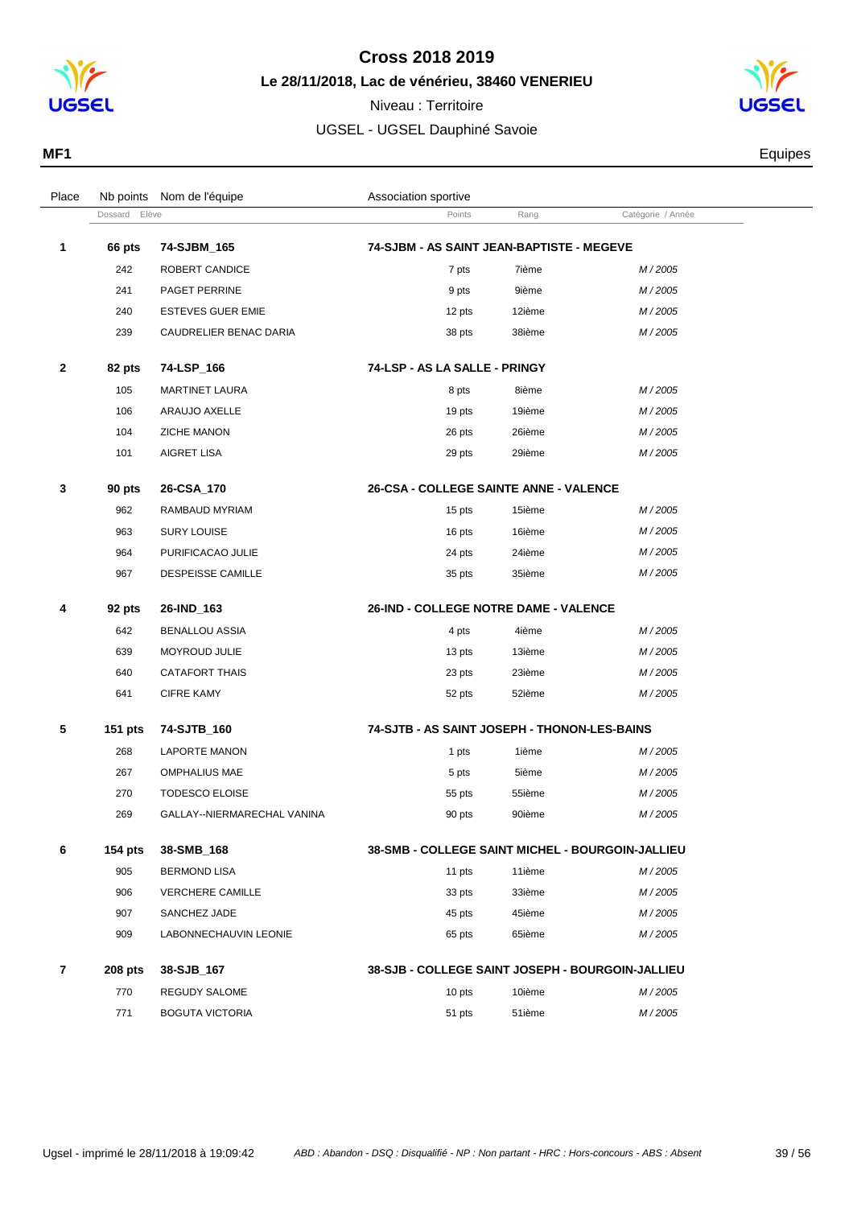# Cross 2018 2019

## Le 28/11/2018, Lac de vénérieu, 38460 VENERIEU

Niveau : Territoire

UGSEL - UGSEL Dauphiné Savoie

**MF1** — Equipes

| Place | Nb points | Nom de l'équipe | Association sportive | | |
|---|---|---|---|---|---|
| | Dossard | Elève | Points | Rang | Catégorie / Année |
| **1** | **66 pts** | **74-SJBM_165** | **74-SJBM - AS SAINT JEAN-BAPTISTE - MEGEVE** | | |
| | 242 | ROBERT CANDICE | 7 pts | 7ième | *M / 2005* |
| | 241 | PAGET PERRINE | 9 pts | 9ième | *M / 2005* |
| | 240 | ESTEVES GUER EMIE | 12 pts | 12ième | *M / 2005* |
| | 239 | CAUDRELIER BENAC DARIA | 38 pts | 38ième | *M / 2005* |
| **2** | **82 pts** | **74-LSP_166** | **74-LSP - AS LA SALLE - PRINGY** | | |
| | 105 | MARTINET LAURA | 8 pts | 8ième | *M / 2005* |
| | 106 | ARAUJO AXELLE | 19 pts | 19ième | *M / 2005* |
| | 104 | ZICHE MANON | 26 pts | 26ième | *M / 2005* |
| | 101 | AIGRET LISA | 29 pts | 29ième | *M / 2005* |
| **3** | **90 pts** | **26-CSA_170** | **26-CSA - COLLEGE SAINTE ANNE - VALENCE** | | |
| | 962 | RAMBAUD MYRIAM | 15 pts | 15ième | *M / 2005* |
| | 963 | SURY LOUISE | 16 pts | 16ième | *M / 2005* |
| | 964 | PURIFICACAO JULIE | 24 pts | 24ième | *M / 2005* |
| | 967 | DESPEISSE CAMILLE | 35 pts | 35ième | *M / 2005* |
| **4** | **92 pts** | **26-IND_163** | **26-IND - COLLEGE NOTRE DAME - VALENCE** | | |
| | 642 | BENALLOU ASSIA | 4 pts | 4ième | *M / 2005* |
| | 639 | MOYROUD JULIE | 13 pts | 13ième | *M / 2005* |
| | 640 | CATAFORT THAIS | 23 pts | 23ième | *M / 2005* |
| | 641 | CIFRE KAMY | 52 pts | 52ième | *M / 2005* |
| **5** | **151 pts** | **74-SJTB_160** | **74-SJTB - AS SAINT JOSEPH - THONON-LES-BAINS** | | |
| | 268 | LAPORTE MANON | 1 pts | 1ième | *M / 2005* |
| | 267 | OMPHALIUS MAE | 5 pts | 5ième | *M / 2005* |
| | 270 | TODESCO ELOISE | 55 pts | 55ième | *M / 2005* |
| | 269 | GALLAY--NIERMARECHAL VANINA | 90 pts | 90ième | *M / 2005* |
| **6** | **154 pts** | **38-SMB_168** | **38-SMB - COLLEGE SAINT MICHEL - BOURGOIN-JALLIEU** | | |
| | 905 | BERMOND LISA | 11 pts | 11ième | *M / 2005* |
| | 906 | VERCHERE CAMILLE | 33 pts | 33ième | *M / 2005* |
| | 907 | SANCHEZ JADE | 45 pts | 45ième | *M / 2005* |
| | 909 | LABONNECHAUVIN LEONIE | 65 pts | 65ième | *M / 2005* |
| **7** | **208 pts** | **38-SJB_167** | **38-SJB - COLLEGE SAINT JOSEPH - BOURGOIN-JALLIEU** | | |
| | 770 | REGUDY SALOME | 10 pts | 10ième | *M / 2005* |
| | 771 | BOGUTA VICTORIA | 51 pts | 51ième | *M / 2005* |

Ugsel - imprimé le 28/11/2018 à 19:09:42

*ABD : Abandon - DSQ : Disqualifié - NP : Non partant - HRC : Hors-concours - ABS : Absent*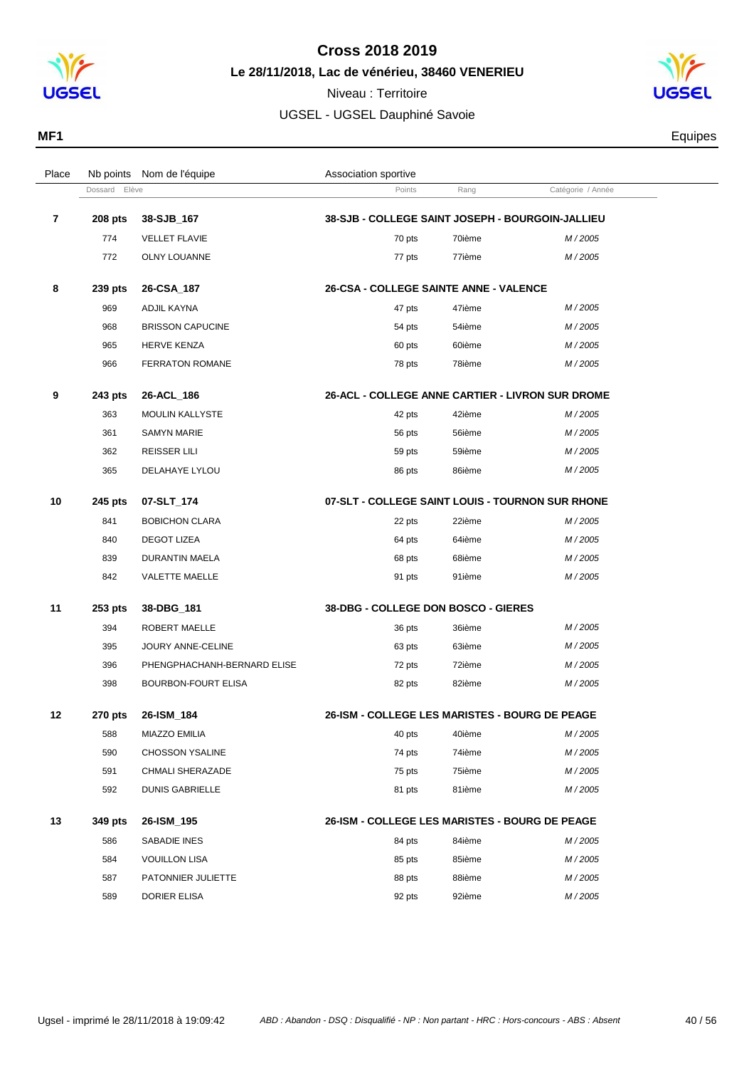# Cross 2018 2019

**Le 28/11/2018, Lac de vénérieu, 38460 VENERIEU**

Niveau : Territoire

UGSEL - UGSEL Dauphiné Savoie

**MF1** Equipes

| Place | Nb points / Dossard | Nom de l'équipe / Elève | Association sportive / Points | Rang | Catégorie / Année |
|---|---|---|---|---|---|
| **7** | **208 pts** | **38-SJB_167** | **38-SJB - COLLEGE SAINT JOSEPH - BOURGOIN-JALLIEU** | | |
| | 774 | VELLET FLAVIE | 70 pts | 70ième | M / 2005 |
| | 772 | OLNY LOUANNE | 77 pts | 77ième | M / 2005 |
| **8** | **239 pts** | **26-CSA_187** | **26-CSA - COLLEGE SAINTE ANNE - VALENCE** | | |
| | 969 | ADJIL KAYNA | 47 pts | 47ième | M / 2005 |
| | 968 | BRISSON CAPUCINE | 54 pts | 54ième | M / 2005 |
| | 965 | HERVE KENZA | 60 pts | 60ième | M / 2005 |
| | 966 | FERRATON ROMANE | 78 pts | 78ième | M / 2005 |
| **9** | **243 pts** | **26-ACL_186** | **26-ACL - COLLEGE ANNE CARTIER - LIVRON SUR DROME** | | |
| | 363 | MOULIN KALLYSTE | 42 pts | 42ième | M / 2005 |
| | 361 | SAMYN MARIE | 56 pts | 56ième | M / 2005 |
| | 362 | REISSER LILI | 59 pts | 59ième | M / 2005 |
| | 365 | DELAHAYE LYLOU | 86 pts | 86ième | M / 2005 |
| **10** | **245 pts** | **07-SLT_174** | **07-SLT - COLLEGE SAINT LOUIS - TOURNON SUR RHONE** | | |
| | 841 | BOBICHON CLARA | 22 pts | 22ième | M / 2005 |
| | 840 | DEGOT LIZEA | 64 pts | 64ième | M / 2005 |
| | 839 | DURANTIN MAELA | 68 pts | 68ième | M / 2005 |
| | 842 | VALETTE MAELLE | 91 pts | 91ième | M / 2005 |
| **11** | **253 pts** | **38-DBG_181** | **38-DBG - COLLEGE DON BOSCO - GIERES** | | |
| | 394 | ROBERT MAELLE | 36 pts | 36ième | M / 2005 |
| | 395 | JOURY ANNE-CELINE | 63 pts | 63ième | M / 2005 |
| | 396 | PHENGPHACHANH-BERNARD ELISE | 72 pts | 72ième | M / 2005 |
| | 398 | BOURBON-FOURT ELISA | 82 pts | 82ième | M / 2005 |
| **12** | **270 pts** | **26-ISM_184** | **26-ISM - COLLEGE LES MARISTES - BOURG DE PEAGE** | | |
| | 588 | MIAZZO EMILIA | 40 pts | 40ième | M / 2005 |
| | 590 | CHOSSON YSALINE | 74 pts | 74ième | M / 2005 |
| | 591 | CHMALI SHERAZADE | 75 pts | 75ième | M / 2005 |
| | 592 | DUNIS GABRIELLE | 81 pts | 81ième | M / 2005 |
| **13** | **349 pts** | **26-ISM_195** | **26-ISM - COLLEGE LES MARISTES - BOURG DE PEAGE** | | |
| | 586 | SABADIE INES | 84 pts | 84ième | M / 2005 |
| | 584 | VOUILLON LISA | 85 pts | 85ième | M / 2005 |
| | 587 | PATONNIER JULIETTE | 88 pts | 88ième | M / 2005 |
| | 589 | DORIER ELISA | 92 pts | 92ième | M / 2005 |

Ugsel - imprimé le 28/11/2018 à 19:09:42 — *ABD : Abandon - DSQ : Disqualifié - NP : Non partant - HRC : Hors-concours - ABS : Absent*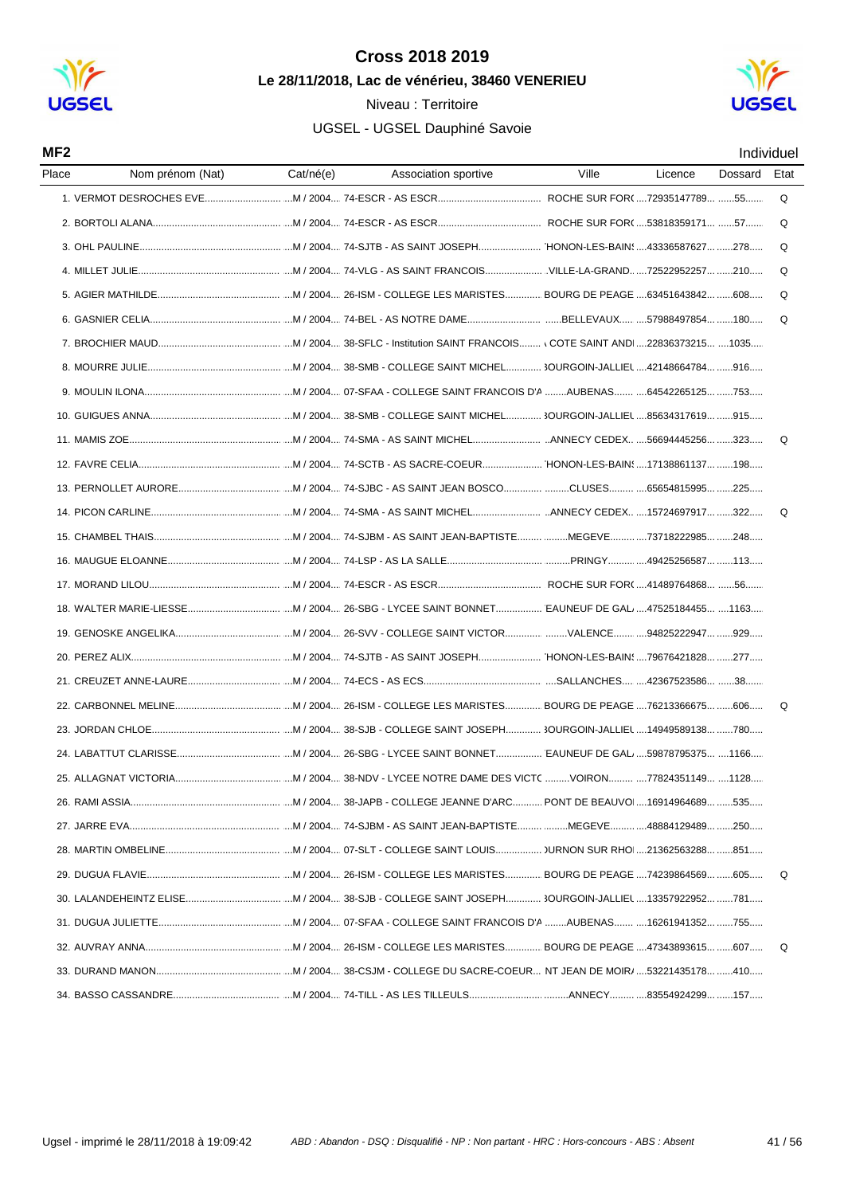# Cross 2018 2019

**Le 28/11/2018, Lac de vénérieu, 38460 VENERIEU**

Niveau : Territoire

UGSEL - UGSEL Dauphiné Savoie

**MF2** — Individuel

| Place | Nom prénom (Nat) | Cat/né(e) | Association sportive | Ville | Licence | Dossard | Etat |
|---|---|---|---|---|---|---|---|
| 1. | VERMOT DESROCHES EVE | M / 2004 | 74-ESCR - AS ESCR | ROCHE SUR FOR( | 72935147789 | 55 | Q |
| 2. | BORTOLI ALANA | M / 2004 | 74-ESCR - AS ESCR | ROCHE SUR FOR( | 53818359171 | 57 | Q |
| 3. | OHL PAULINE | M / 2004 | 74-SJTB - AS SAINT JOSEPH | 'HONON-LES-BAINS | 43336587627 | 278 | Q |
| 4. | MILLET JULIE | M / 2004 | 74-VLG - AS SAINT FRANCOIS | VILLE-LA-GRAND | 72522952257 | 210 | Q |
| 5. | AGIER MATHILDE | M / 2004 | 26-ISM - COLLEGE LES MARISTES | BOURG DE PEAGE | 63451643842 | 608 | Q |
| 6. | GASNIER CELIA | M / 2004 | 74-BEL - AS NOTRE DAME | BELLEVAUX | 57988497854 | 180 | Q |
| 7. | BROCHIER MAUD | M / 2004 | 38-SFLC - Institution SAINT FRANCOIS | COTE SAINT ANDI | 22836373215 | 1035 | |
| 8. | MOURRE JULIE | M / 2004 | 38-SMB - COLLEGE SAINT MICHEL | 3OURGOIN-JALLIEU | 42148664784 | 916 | |
| 9. | MOULIN ILONA | M / 2004 | 07-SFAA - COLLEGE SAINT FRANCOIS D'A | AUBENAS | 64542265125 | 753 | |
| 10. | GUIGUES ANNA | M / 2004 | 38-SMB - COLLEGE SAINT MICHEL | 3OURGOIN-JALLIEU | 85634317619 | 915 | |
| 11. | MAMIS ZOE | M / 2004 | 74-SMA - AS SAINT MICHEL | ANNECY CEDEX | 56694445256 | 323 | Q |
| 12. | FAVRE CELIA | M / 2004 | 74-SCTB - AS SACRE-COEUR | 'HONON-LES-BAINS | 17138861137 | 198 | |
| 13. | PERNOLLET AURORE | M / 2004 | 74-SJBC - AS SAINT JEAN BOSCO | CLUSES | 65654815995 | 225 | |
| 14. | PICON CARLINE | M / 2004 | 74-SMA - AS SAINT MICHEL | ANNECY CEDEX | 15724697917 | 322 | Q |
| 15. | CHAMBEL THAIS | M / 2004 | 74-SJBM - AS SAINT JEAN-BAPTISTE | MEGEVE | 73718222985 | 248 | |
| 16. | MAUGUE ELOANNE | M / 2004 | 74-LSP - AS LA SALLE | PRINGY | 49425256587 | 113 | |
| 17. | MORAND LILOU | M / 2004 | 74-ESCR - AS ESCR | ROCHE SUR FOR( | 41489764868 | 56 | |
| 18. | WALTER MARIE-LIESSE | M / 2004 | 26-SBG - LYCEE SAINT BONNET | 'EAUNEUF DE GAL | 47525184455 | 1163 | |
| 19. | GENOSKE ANGELIKA | M / 2004 | 26-SVV - COLLEGE SAINT VICTOR | VALENCE | 94825222947 | 929 | |
| 20. | PEREZ ALIX | M / 2004 | 74-SJTB - AS SAINT JOSEPH | 'HONON-LES-BAINS | 79676421828 | 277 | |
| 21. | CREUZET ANNE-LAURE | M / 2004 | 74-ECS - AS ECS | SALLANCHES | 42367523586 | 38 | |
| 22. | CARBONNEL MELINE | M / 2004 | 26-ISM - COLLEGE LES MARISTES | BOURG DE PEAGE | 76213366675 | 606 | Q |
| 23. | JORDAN CHLOE | M / 2004 | 38-SJB - COLLEGE SAINT JOSEPH | 3OURGOIN-JALLIEU | 14949589138 | 780 | |
| 24. | LABATTUT CLARISSE | M / 2004 | 26-SBG - LYCEE SAINT BONNET | 'EAUNEUF DE GAL | 59878795375 | 1166 | |
| 25. | ALLAGNAT VICTORIA | M / 2004 | 38-NDV - LYCEE NOTRE DAME DES VICTC | VOIRON | 77824351149 | 1128 | |
| 26. | RAMI ASSIA | M / 2004 | 38-JAPB - COLLEGE JEANNE D'ARC | PONT DE BEAUVOI | 16914964689 | 535 | |
| 27. | JARRE EVA | M / 2004 | 74-SJBM - AS SAINT JEAN-BAPTISTE | MEGEVE | 48884129489 | 250 | |
| 28. | MARTIN OMBELINE | M / 2004 | 07-SLT - COLLEGE SAINT LOUIS | )URNON SUR RHO | 21362563288 | 851 | |
| 29. | DUGUA FLAVIE | M / 2004 | 26-ISM - COLLEGE LES MARISTES | BOURG DE PEAGE | 74239864569 | 605 | Q |
| 30. | LALANDEHEINTZ ELISE | M / 2004 | 38-SJB - COLLEGE SAINT JOSEPH | 3OURGOIN-JALLIEU | 13357922952 | 781 | |
| 31. | DUGUA JULIETTE | M / 2004 | 07-SFAA - COLLEGE SAINT FRANCOIS D'A | AUBENAS | 16261941352 | 755 | |
| 32. | AUVRAY ANNA | M / 2004 | 26-ISM - COLLEGE LES MARISTES | BOURG DE PEAGE | 47343893615 | 607 | Q |
| 33. | DURAND MANON | M / 2004 | 38-CSJM - COLLEGE DU SACRE-COEUR | NT JEAN DE MOIR/ | 53221435178 | 410 | |
| 34. | BASSO CASSANDRE | M / 2004 | 74-TILL - AS LES TILLEULS | ANNECY | 83554924299 | 157 | |

Ugsel - imprimé le 28/11/2018 à 19:09:42 — *ABD : Abandon - DSQ : Disqualifié - NP : Non partant - HRC : Hors-concours - ABS : Absent*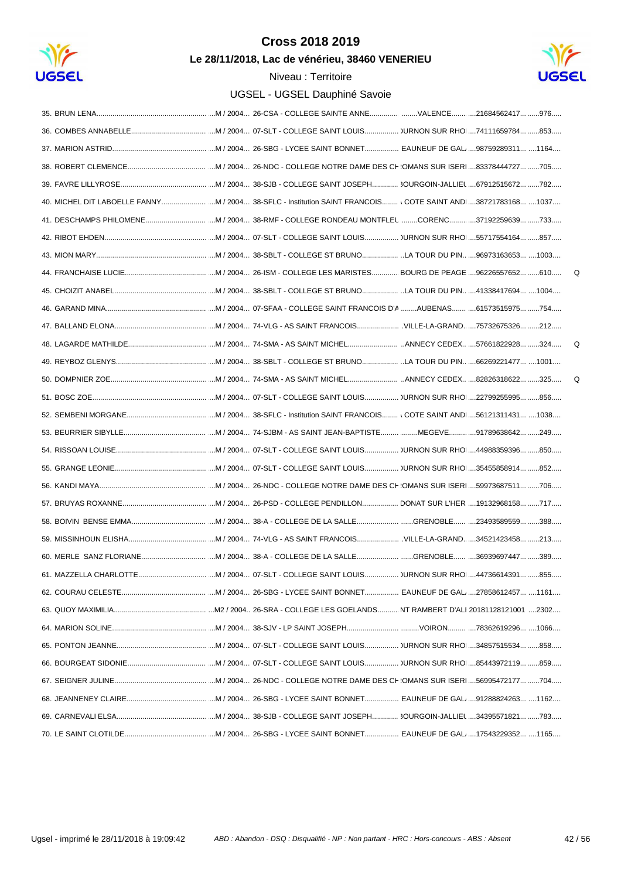# Cross 2018 2019

**Le 28/11/2018, Lac de vénérieu, 38460 VENERIEU**

Niveau : Territoire

UGSEL - UGSEL Dauphiné Savoie

| Rang | Nom | Cat. | Établissement | Ville | N° licence | Dossard | |
|---|---|---|---|---|---|---|---|
| 35. | BRUN LENA | M / 2004 | 26-CSA - COLLEGE SAINTE ANNE | VALENCE | 21684562417 | 976 | |
| 36. | COMBES ANNABELLE | M / 2004 | 07-SLT - COLLEGE SAINT LOUIS | )URNON SUR RHO | 74111659784 | 853 | |
| 37. | MARION ASTRID | M / 2004 | 26-SBG - LYCEE SAINT BONNET | 'EAUNEUF DE GAL | 98759289311 | 1164 | |
| 38. | ROBERT CLEMENCE | M / 2004 | 26-NDC - COLLEGE NOTRE DAME DES CH | !OMANS SUR ISERI | 83378444727 | 705 | |
| 39. | FAVRE LILLYROSE | M / 2004 | 38-SJB - COLLEGE SAINT JOSEPH | 3OURGOIN-JALLIEU | 67912515672 | 782 | |
| 40. | MICHEL DIT LABOELLE FANNY | M / 2004 | 38-SFLC - Institution SAINT FRANCOIS | COTE SAINT ANDI | 38721783168 | 1037 | |
| 41. | DESCHAMPS PHILOMENE | M / 2004 | 38-RMF - COLLEGE RONDEAU MONTFLEU | CORENC | 37192259639 | 733 | |
| 42. | RIBOT EHDEN | M / 2004 | 07-SLT - COLLEGE SAINT LOUIS | )URNON SUR RHO | 55717554164 | 857 | |
| 43. | MION MARY | M / 2004 | 38-SBLT - COLLEGE ST BRUNO | LA TOUR DU PIN | 96973163653 | 1003 | |
| 44. | FRANCHAISE LUCIE | M / 2004 | 26-ISM - COLLEGE LES MARISTES | BOURG DE PEAGE | 96226557652 | 610 | Q |
| 45. | CHOIZIT ANABEL | M / 2004 | 38-SBLT - COLLEGE ST BRUNO | LA TOUR DU PIN | 41338417694 | 1004 | |
| 46. | GARAND MINA | M / 2004 | 07-SFAA - COLLEGE SAINT FRANCOIS D'A | AUBENAS | 61573515975 | 754 | |
| 47. | BALLAND ELONA | M / 2004 | 74-VLG - AS SAINT FRANCOIS | VILLE-LA-GRAND | 75732675326 | 212 | |
| 48. | LAGARDE MATHILDE | M / 2004 | 74-SMA - AS SAINT MICHEL | ANNECY CEDEX | 57661822928 | 324 | Q |
| 49. | REYBOZ GLENYS | M / 2004 | 38-SBLT - COLLEGE ST BRUNO | LA TOUR DU PIN | 66269221477 | 1001 | |
| 50. | DOMPNIER ZOE | M / 2004 | 74-SMA - AS SAINT MICHEL | ANNECY CEDEX | 82826318622 | 325 | Q |
| 51. | BOSC ZOE | M / 2004 | 07-SLT - COLLEGE SAINT LOUIS | )URNON SUR RHO | 22799255995 | 856 | |
| 52. | SEMBENI MORGANE | M / 2004 | 38-SFLC - Institution SAINT FRANCOIS | COTE SAINT ANDI | 56121311431 | 1038 | |
| 53. | BEURRIER SIBYLLE | M / 2004 | 74-SJBM - AS SAINT JEAN-BAPTISTE | MEGEVE | 91789638642 | 249 | |
| 54. | RISSOAN LOUISE | M / 2004 | 07-SLT - COLLEGE SAINT LOUIS | )URNON SUR RHO | 44988359396 | 850 | |
| 55. | GRANGE LEONIE | M / 2004 | 07-SLT - COLLEGE SAINT LOUIS | )URNON SUR RHO | 35455858914 | 852 | |
| 56. | KANDI MAYA | M / 2004 | 26-NDC - COLLEGE NOTRE DAME DES CH | !OMANS SUR ISERI | 59973687511 | 706 | |
| 57. | BRUYAS ROXANNE | M / 2004 | 26-PSD - COLLEGE PENDILLON | DONAT SUR L'HER | 19132968158 | 717 | |
| 58. | BOIVIN BENSE EMMA | M / 2004 | 38-A - COLLEGE DE LA SALLE | GRENOBLE | 23493589559 | 388 | |
| 59. | MISSINHOUN ELISHA | M / 2004 | 74-VLG - AS SAINT FRANCOIS | VILLE-LA-GRAND | 34521423458 | 213 | |
| 60. | MERLE SANZ FLORIANE | M / 2004 | 38-A - COLLEGE DE LA SALLE | GRENOBLE | 36939697447 | 389 | |
| 61. | MAZZELLA CHARLOTTE | M / 2004 | 07-SLT - COLLEGE SAINT LOUIS | )URNON SUR RHO | 44736614391 | 855 | |
| 62. | COURAU CELESTE | M / 2004 | 26-SBG - LYCEE SAINT BONNET | 'EAUNEUF DE GAL | 27858612457 | 1161 | |
| 63. | QUOY MAXIMILIA | M2 / 2004 | 26-SRA - COLLEGE LES GOELANDS | NT RAMBERT D'ALI | 20181128121001 | 2302 | |
| 64. | MARION SOLINE | M / 2004 | 38-SJV - LP SAINT JOSEPH | VOIRON | 78362619296 | 1066 | |
| 65. | PONTON JEANNE | M / 2004 | 07-SLT - COLLEGE SAINT LOUIS | )URNON SUR RHO | 34857515534 | 858 | |
| 66. | BOURGEAT SIDONIE | M / 2004 | 07-SLT - COLLEGE SAINT LOUIS | )URNON SUR RHO | 85443972119 | 859 | |
| 67. | SEIGNER JULINE | M / 2004 | 26-NDC - COLLEGE NOTRE DAME DES CH | !OMANS SUR ISERI | 56995472177 | 704 | |
| 68. | JEANNENEY CLAIRE | M / 2004 | 26-SBG - LYCEE SAINT BONNET | 'EAUNEUF DE GAL | 91288824263 | 1162 | |
| 69. | CARNEVALI ELSA | M / 2004 | 38-SJB - COLLEGE SAINT JOSEPH | 3OURGOIN-JALLIEU | 34395571821 | 783 | |
| 70. | LE SAINT CLOTILDE | M / 2004 | 26-SBG - LYCEE SAINT BONNET | 'EAUNEUF DE GAL | 17543229352 | 1165 | |

Ugsel - imprimé le 28/11/2018 à 19:09:42 — *ABD : Abandon - DSQ : Disqualifié - NP : Non partant - HRC : Hors-concours - ABS : Absent*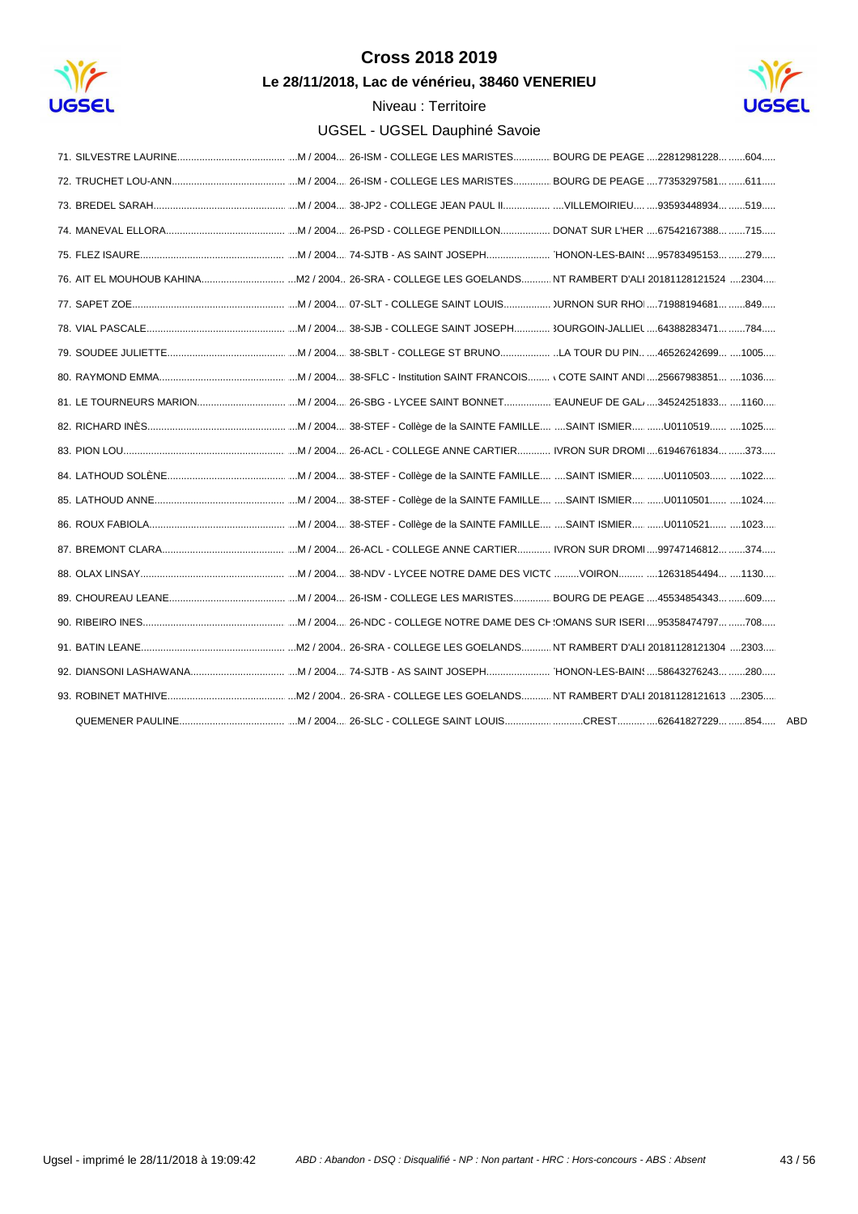# Cross 2018 2019

**Le 28/11/2018, Lac de vénérieu, 38460 VENERIEU**

Niveau : Territoire

UGSEL - UGSEL Dauphiné Savoie

| Rang | Nom | Catégorie | Établissement | Ville | Licence | Dossard | |
|---|---|---|---|---|---|---|---|
| 71. | SILVESTRE LAURINE | M / 2004 | 26-ISM - COLLEGE LES MARISTES | BOURG DE PEAGE | 22812981228 | 604 | |
| 72. | TRUCHET LOU-ANN | M / 2004 | 26-ISM - COLLEGE LES MARISTES | BOURG DE PEAGE | 77353297581 | 611 | |
| 73. | BREDEL SARAH | M / 2004 | 38-JP2 - COLLEGE JEAN PAUL II | VILLEMOIRIEU | 93593448934 | 519 | |
| 74. | MANEVAL ELLORA | M / 2004 | 26-PSD - COLLEGE PENDILLON | DONAT SUR L'HER | 67542167388 | 715 | |
| 75. | FLEZ ISAURE | M / 2004 | 74-SJTB - AS SAINT JOSEPH | 'HONON-LES-BAIN! | 95783495153 | 279 | |
| 76. | AIT EL MOUHOUB KAHINA | M2 / 2004 | 26-SRA - COLLEGE LES GOELANDS | NT RAMBERT D'ALI | 20181128121524 | 2304 | |
| 77. | SAPET ZOE | M / 2004 | 07-SLT - COLLEGE SAINT LOUIS | )URNON SUR RHO | 71988194681 | 849 | |
| 78. | VIAL PASCALE | M / 2004 | 38-SJB - COLLEGE SAINT JOSEPH | 3OURGOIN-JALLIEU | 64388283471 | 784 | |
| 79. | SOUDEE JULIETTE | M / 2004 | 38-SBLT - COLLEGE ST BRUNO | LA TOUR DU PIN | 46526242699 | 1005 | |
| 80. | RAYMOND EMMA | M / 2004 | 38-SFLC - Institution SAINT FRANCOIS | COTE SAINT ANDI | 25667983851 | 1036 | |
| 81. | LE TOURNEURS MARION | M / 2004 | 26-SBG - LYCEE SAINT BONNET | EAUNEUF DE GAL | 34524251833 | 1160 | |
| 82. | RICHARD INÈS | M / 2004 | 38-STEF - Collège de la SAINTE FAMILLE | SAINT ISMIER | U0110519 | 1025 | |
| 83. | PION LOU | M / 2004 | 26-ACL - COLLEGE ANNE CARTIER | IVRON SUR DROMI | 61946761834 | 373 | |
| 84. | LATHOUD SOLÈNE | M / 2004 | 38-STEF - Collège de la SAINTE FAMILLE | SAINT ISMIER | U0110503 | 1022 | |
| 85. | LATHOUD ANNE | M / 2004 | 38-STEF - Collège de la SAINTE FAMILLE | SAINT ISMIER | U0110501 | 1024 | |
| 86. | ROUX FABIOLA | M / 2004 | 38-STEF - Collège de la SAINTE FAMILLE | SAINT ISMIER | U0110521 | 1023 | |
| 87. | BREMONT CLARA | M / 2004 | 26-ACL - COLLEGE ANNE CARTIER | IVRON SUR DROMI | 99747146812 | 374 | |
| 88. | OLAX LINSAY | M / 2004 | 38-NDV - LYCEE NOTRE DAME DES VICTC | VOIRON | 12631854494 | 1130 | |
| 89. | CHOUREAU LEANE | M / 2004 | 26-ISM - COLLEGE LES MARISTES | BOURG DE PEAGE | 45534854343 | 609 | |
| 90. | RIBEIRO INES | M / 2004 | 26-NDC - COLLEGE NOTRE DAME DES CH | OMANS SUR ISERI | 95358474797 | 708 | |
| 91. | BATIN LEANE | M2 / 2004 | 26-SRA - COLLEGE LES GOELANDS | NT RAMBERT D'ALI | 20181128121304 | 2303 | |
| 92. | DIANSONI LASHAWANA | M / 2004 | 74-SJTB - AS SAINT JOSEPH | 'HONON-LES-BAIN! | 58643276243 | 280 | |
| 93. | ROBINET MATHIVE | M2 / 2004 | 26-SRA - COLLEGE LES GOELANDS | NT RAMBERT D'ALI | 20181128121613 | 2305 | |
| | QUEMENER PAULINE | M / 2004 | 26-SLC - COLLEGE SAINT LOUIS | CREST | 62641827229 | 854 | ABD |

*ABD : Abandon - DSQ : Disqualifié - NP : Non partant - HRC : Hors-concours - ABS : Absent*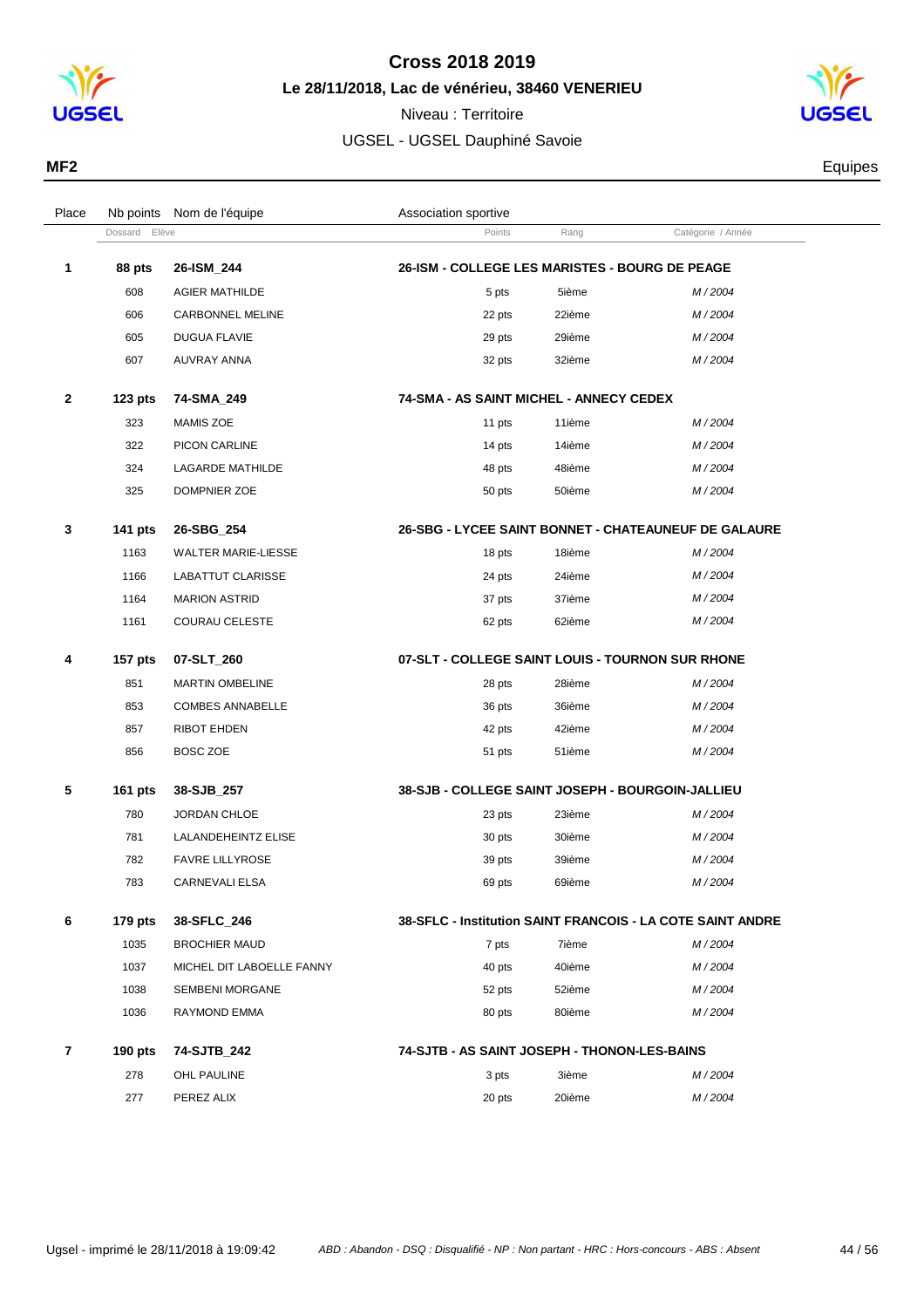# Cross 2018 2019

## Le 28/11/2018, Lac de vénérieu, 38460 VENERIEU

Niveau : Territoire

UGSEL - UGSEL Dauphiné Savoie

**MF2** — Equipes

| Place | Nb points / Dossard | Nom de l'équipe / Elève | Association sportive / Points | Rang | Catégorie / Année |
|---|---|---|---|---|---|
| **1** | **88 pts** | **26-ISM_244** | **26-ISM - COLLEGE LES MARISTES - BOURG DE PEAGE** | | |
| | 608 | AGIER MATHILDE | 5 pts | 5ième | *M / 2004* |
| | 606 | CARBONNEL MELINE | 22 pts | 22ième | *M / 2004* |
| | 605 | DUGUA FLAVIE | 29 pts | 29ième | *M / 2004* |
| | 607 | AUVRAY ANNA | 32 pts | 32ième | *M / 2004* |
| **2** | **123 pts** | **74-SMA_249** | **74-SMA - AS SAINT MICHEL - ANNECY CEDEX** | | |
| | 323 | MAMIS ZOE | 11 pts | 11ième | *M / 2004* |
| | 322 | PICON CARLINE | 14 pts | 14ième | *M / 2004* |
| | 324 | LAGARDE MATHILDE | 48 pts | 48ième | *M / 2004* |
| | 325 | DOMPNIER ZOE | 50 pts | 50ième | *M / 2004* |
| **3** | **141 pts** | **26-SBG_254** | **26-SBG - LYCEE SAINT BONNET - CHATEAUNEUF DE GALAURE** | | |
| | 1163 | WALTER MARIE-LIESSE | 18 pts | 18ième | *M / 2004* |
| | 1166 | LABATTUT CLARISSE | 24 pts | 24ième | *M / 2004* |
| | 1164 | MARION ASTRID | 37 pts | 37ième | *M / 2004* |
| | 1161 | COURAU CELESTE | 62 pts | 62ième | *M / 2004* |
| **4** | **157 pts** | **07-SLT_260** | **07-SLT - COLLEGE SAINT LOUIS - TOURNON SUR RHONE** | | |
| | 851 | MARTIN OMBELINE | 28 pts | 28ième | *M / 2004* |
| | 853 | COMBES ANNABELLE | 36 pts | 36ième | *M / 2004* |
| | 857 | RIBOT EHDEN | 42 pts | 42ième | *M / 2004* |
| | 856 | BOSC ZOE | 51 pts | 51ième | *M / 2004* |
| **5** | **161 pts** | **38-SJB_257** | **38-SJB - COLLEGE SAINT JOSEPH - BOURGOIN-JALLIEU** | | |
| | 780 | JORDAN CHLOE | 23 pts | 23ième | *M / 2004* |
| | 781 | LALANDEHEINTZ ELISE | 30 pts | 30ième | *M / 2004* |
| | 782 | FAVRE LILLYROSE | 39 pts | 39ième | *M / 2004* |
| | 783 | CARNEVALI ELSA | 69 pts | 69ième | *M / 2004* |
| **6** | **179 pts** | **38-SFLC_246** | **38-SFLC - Institution SAINT FRANCOIS - LA COTE SAINT ANDRE** | | |
| | 1035 | BROCHIER MAUD | 7 pts | 7ième | *M / 2004* |
| | 1037 | MICHEL DIT LABOELLE FANNY | 40 pts | 40ième | *M / 2004* |
| | 1038 | SEMBENI MORGANE | 52 pts | 52ième | *M / 2004* |
| | 1036 | RAYMOND EMMA | 80 pts | 80ième | *M / 2004* |
| **7** | **190 pts** | **74-SJTB_242** | **74-SJTB - AS SAINT JOSEPH - THONON-LES-BAINS** | | |
| | 278 | OHL PAULINE | 3 pts | 3ième | *M / 2004* |
| | 277 | PEREZ ALIX | 20 pts | 20ième | *M / 2004* |

*ABD : Abandon - DSQ : Disqualifié - NP : Non partant - HRC : Hors-concours - ABS : Absent*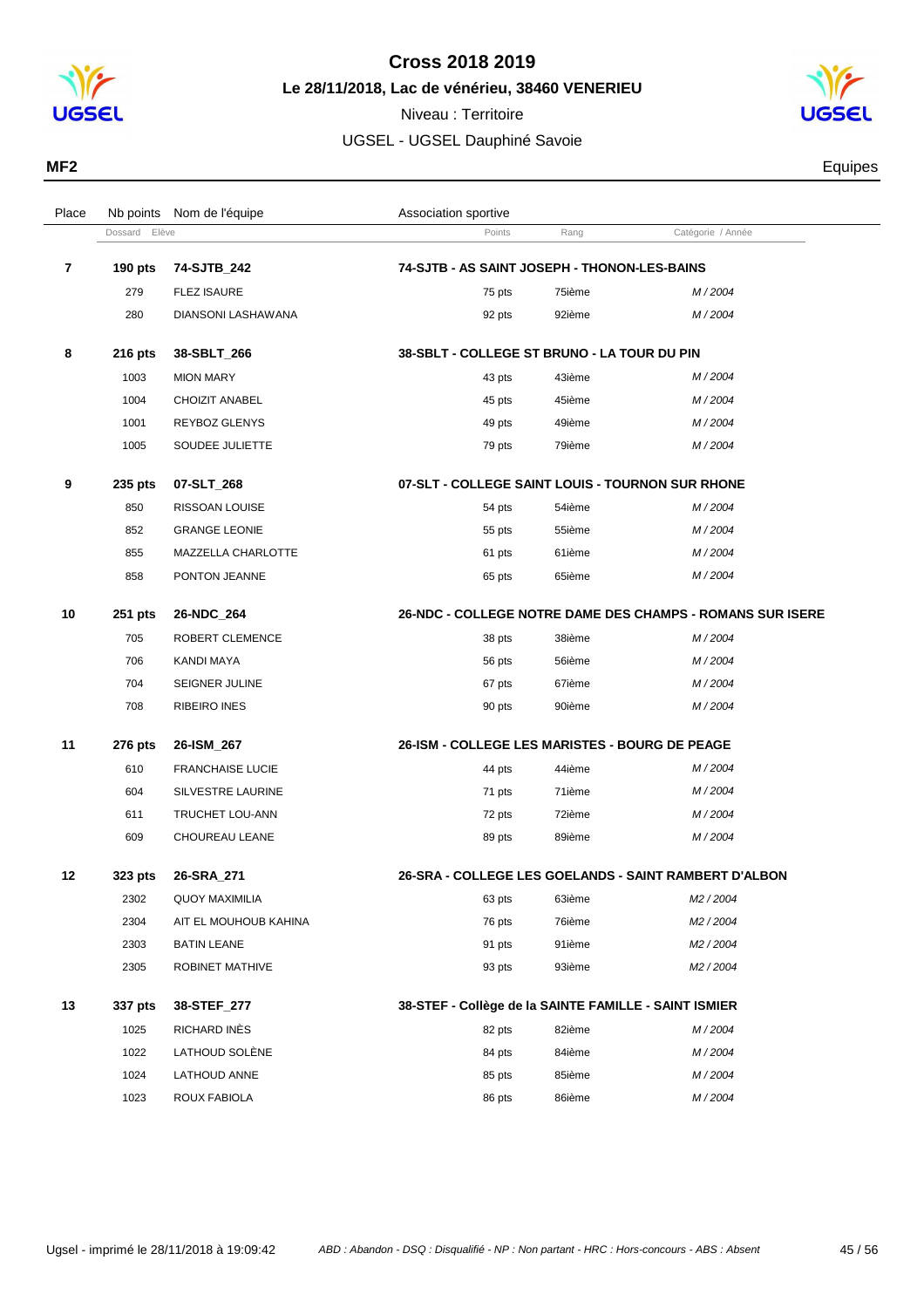# Cross 2018 2019

## Le 28/11/2018, Lac de vénérieu, 38460 VENERIEU

Niveau : Territoire

UGSEL - UGSEL Dauphiné Savoie

**MF2** Equipes

| Place | Nb points | Nom de l'équipe | Association sportive | | |
|---|---|---|---|---|---|
| | Dossard | Elève | Points | Rang | Catégorie / Année |
| **7** | **190 pts** | **74-SJTB_242** | **74-SJTB - AS SAINT JOSEPH - THONON-LES-BAINS** | | |
| | 279 | FLEZ ISAURE | 75 pts | 75ième | *M / 2004* |
| | 280 | DIANSONI LASHAWANA | 92 pts | 92ième | *M / 2004* |
| **8** | **216 pts** | **38-SBLT_266** | **38-SBLT - COLLEGE ST BRUNO - LA TOUR DU PIN** | | |
| | 1003 | MION MARY | 43 pts | 43ième | *M / 2004* |
| | 1004 | CHOIZIT ANABEL | 45 pts | 45ième | *M / 2004* |
| | 1001 | REYBOZ GLENYS | 49 pts | 49ième | *M / 2004* |
| | 1005 | SOUDEE JULIETTE | 79 pts | 79ième | *M / 2004* |
| **9** | **235 pts** | **07-SLT_268** | **07-SLT - COLLEGE SAINT LOUIS - TOURNON SUR RHONE** | | |
| | 850 | RISSOAN LOUISE | 54 pts | 54ième | *M / 2004* |
| | 852 | GRANGE LEONIE | 55 pts | 55ième | *M / 2004* |
| | 855 | MAZZELLA CHARLOTTE | 61 pts | 61ième | *M / 2004* |
| | 858 | PONTON JEANNE | 65 pts | 65ième | *M / 2004* |
| **10** | **251 pts** | **26-NDC_264** | **26-NDC - COLLEGE NOTRE DAME DES CHAMPS - ROMANS SUR ISERE** | | |
| | 705 | ROBERT CLEMENCE | 38 pts | 38ième | *M / 2004* |
| | 706 | KANDI MAYA | 56 pts | 56ième | *M / 2004* |
| | 704 | SEIGNER JULINE | 67 pts | 67ième | *M / 2004* |
| | 708 | RIBEIRO INES | 90 pts | 90ième | *M / 2004* |
| **11** | **276 pts** | **26-ISM_267** | **26-ISM - COLLEGE LES MARISTES - BOURG DE PEAGE** | | |
| | 610 | FRANCHAISE LUCIE | 44 pts | 44ième | *M / 2004* |
| | 604 | SILVESTRE LAURINE | 71 pts | 71ième | *M / 2004* |
| | 611 | TRUCHET LOU-ANN | 72 pts | 72ième | *M / 2004* |
| | 609 | CHOUREAU LEANE | 89 pts | 89ième | *M / 2004* |
| **12** | **323 pts** | **26-SRA_271** | **26-SRA - COLLEGE LES GOELANDS - SAINT RAMBERT D'ALBON** | | |
| | 2302 | QUOY MAXIMILIA | 63 pts | 63ième | *M2 / 2004* |
| | 2304 | AIT EL MOUHOUB KAHINA | 76 pts | 76ième | *M2 / 2004* |
| | 2303 | BATIN LEANE | 91 pts | 91ième | *M2 / 2004* |
| | 2305 | ROBINET MATHIVE | 93 pts | 93ième | *M2 / 2004* |
| **13** | **337 pts** | **38-STEF_277** | **38-STEF - Collège de la SAINTE FAMILLE - SAINT ISMIER** | | |
| | 1025 | RICHARD INÈS | 82 pts | 82ième | *M / 2004* |
| | 1022 | LATHOUD SOLÈNE | 84 pts | 84ième | *M / 2004* |
| | 1024 | LATHOUD ANNE | 85 pts | 85ième | *M / 2004* |
| | 1023 | ROUX FABIOLA | 86 pts | 86ième | *M / 2004* |

Ugsel - imprimé le 28/11/2018 à 19:09:42 — *ABD : Abandon - DSQ : Disqualifié - NP : Non partant - HRC : Hors-concours - ABS : Absent*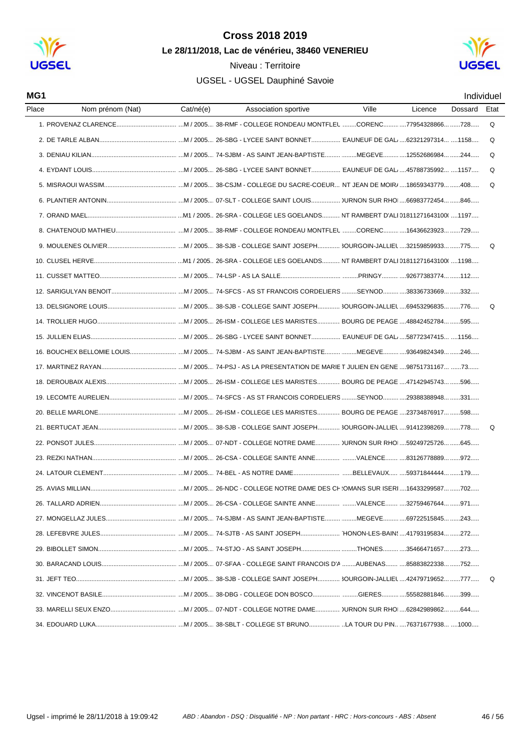# Cross 2018 2019

**Le 28/11/2018, Lac de vénérieu, 38460 VENERIEU**

Niveau : Territoire

UGSEL - UGSEL Dauphiné Savoie

**MG1** Individuel

| Place | Nom prénom (Nat) | Cat/né(e) | Association sportive | Ville | Licence | Dossard | Etat |
|---|---|---|---|---|---|---|---|
| 1. | PROVENAZ CLARENCE | M / 2005 | 38-RMF - COLLEGE RONDEAU MONTFLEU | CORENC | 77954328866 | 728 | Q |
| 2. | DE TARLE ALBAN | M / 2005 | 26-SBG - LYCEE SAINT BONNET | EAUNEUF DE GAL | 62321297314 | 1158 | Q |
| 3. | DENIAU KILIAN | M / 2005 | 74-SJBM - AS SAINT JEAN-BAPTISTE | MEGEVE | 12552686984 | 244 | Q |
| 4. | EYDANT LOUIS | M / 2005 | 26-SBG - LYCEE SAINT BONNET | EAUNEUF DE GAL | 45788735992 | 1157 | Q |
| 5. | MISRAOUI WASSIM | M / 2005 | 38-CSJM - COLLEGE DU SACRE-COEUR | NT JEAN DE MOIR | 18659343779 | 408 | Q |
| 6. | PLANTIER ANTONIN | M / 2005 | 07-SLT - COLLEGE SAINT LOUIS | OURNON SUR RHO | 66983772454 | 846 | |
| 7. | ORAND MAEL | M1 / 2005 | 26-SRA - COLLEGE LES GOELANDS | NT RAMBERT D'ALI | 01811271643100 | 1197 | |
| 8. | CHATENOUD MATHIEU | M / 2005 | 38-RMF - COLLEGE RONDEAU MONTFLEU | CORENC | 16436623923 | 729 | |
| 9. | MOULENES OLIVIER | M / 2005 | 38-SJB - COLLEGE SAINT JOSEPH | BOURGOIN-JALLIEU | 32159859933 | 775 | Q |
| 10. | CLUSEL HERVE | M1 / 2005 | 26-SRA - COLLEGE LES GOELANDS | NT RAMBERT D'ALI | 01811271643100 | 1198 | |
| 11. | CUSSET MATTEO | M / 2005 | 74-LSP - AS LA SALLE | PRINGY | 92677383774 | 112 | |
| 12. | SARIGULYAN BENOIT | M / 2005 | 74-SFCS - AS ST FRANCOIS CORDELIERS | SEYNOD | 38336733669 | 332 | |
| 13. | DELSIGNORE LOUIS | M / 2005 | 38-SJB - COLLEGE SAINT JOSEPH | BOURGOIN-JALLIEU | 69453296835 | 776 | Q |
| 14. | TROLLIER HUGO | M / 2005 | 26-ISM - COLLEGE LES MARISTES | BOURG DE PEAGE | 48842452784 | 595 | |
| 15. | JULLIEN ELIAS | M / 2005 | 26-SBG - LYCEE SAINT BONNET | EAUNEUF DE GAL | 58772347415 | 1156 | |
| 16. | BOUCHEX BELLOMIE LOUIS | M / 2005 | 74-SJBM - AS SAINT JEAN-BAPTISTE | MEGEVE | 93649824349 | 246 | |
| 17. | MARTINEZ RAYAN | M / 2005 | 74-PSJ - AS LA PRESENTATION DE MARIE | T JULIEN EN GENE | 98751731167 | 73 | |
| 18. | DEROUBAIX ALEXIS | M / 2005 | 26-ISM - COLLEGE LES MARISTES | BOURG DE PEAGE | 47142945743 | 596 | |
| 19. | LECOMTE AURELIEN | M / 2005 | 74-SFCS - AS ST FRANCOIS CORDELIERS | SEYNOD | 29388388948 | 331 | |
| 20. | BELLE MARLONE | M / 2005 | 26-ISM - COLLEGE LES MARISTES | BOURG DE PEAGE | 23734876917 | 598 | |
| 21. | BERTUCAT JEAN | M / 2005 | 38-SJB - COLLEGE SAINT JOSEPH | BOURGOIN-JALLIEU | 91412398269 | 778 | Q |
| 22. | PONSOT JULES | M / 2005 | 07-NDT - COLLEGE NOTRE DAME | OURNON SUR RHO | 59249725726 | 645 | |
| 23. | REZKI NATHAN | M / 2005 | 26-CSA - COLLEGE SAINTE ANNE | VALENCE | 83126778889 | 972 | |
| 24. | LATOUR CLEMENT | M / 2005 | 74-BEL - AS NOTRE DAME | BELLEVAUX | 59371844444 | 179 | |
| 25. | AVIAS MILLIAN | M / 2005 | 26-NDC - COLLEGE NOTRE DAME DES CH | OMANS SUR ISERI | 16433299587 | 702 | |
| 26. | TALLARD ADRIEN | M / 2005 | 26-CSA - COLLEGE SAINTE ANNE | VALENCE | 32759467644 | 971 | |
| 27. | MONGELLAZ JULES | M / 2005 | 74-SJBM - AS SAINT JEAN-BAPTISTE | MEGEVE | 69722515845 | 243 | |
| 28. | LEFEBVRE JULES | M / 2005 | 74-SJTB - AS SAINT JOSEPH | HONON-LES-BAINS | 41793195834 | 272 | |
| 29. | BIBOLLET SIMON | M / 2005 | 74-STJO - AS SAINT JOSEPH | THONES | 35466471657 | 273 | |
| 30. | BARACAND LOUIS | M / 2005 | 07-SFAA - COLLEGE SAINT FRANCOIS D'A | AUBENAS | 85883822338 | 752 | |
| 31. | JEFT TEO | M / 2005 | 38-SJB - COLLEGE SAINT JOSEPH | BOURGOIN-JALLIEU | 42479719652 | 777 | Q |
| 32. | VINCENOT BASILE | M / 2005 | 38-DBG - COLLEGE DON BOSCO | GIERES | 55582881846 | 399 | |
| 33. | MARELLI SEUX ENZO | M / 2005 | 07-NDT - COLLEGE NOTRE DAME | OURNON SUR RHO | 62842989862 | 644 | |
| 34. | EDOUARD LUKA | M / 2005 | 38-SBLT - COLLEGE ST BRUNO | LA TOUR DU PIN | 76371677938 | 1000 | |

Ugsel - imprimé le 28/11/2018 à 19:09:42 — *ABD : Abandon - DSQ : Disqualifié - NP : Non partant - HRC : Hors-concours - ABS : Absent*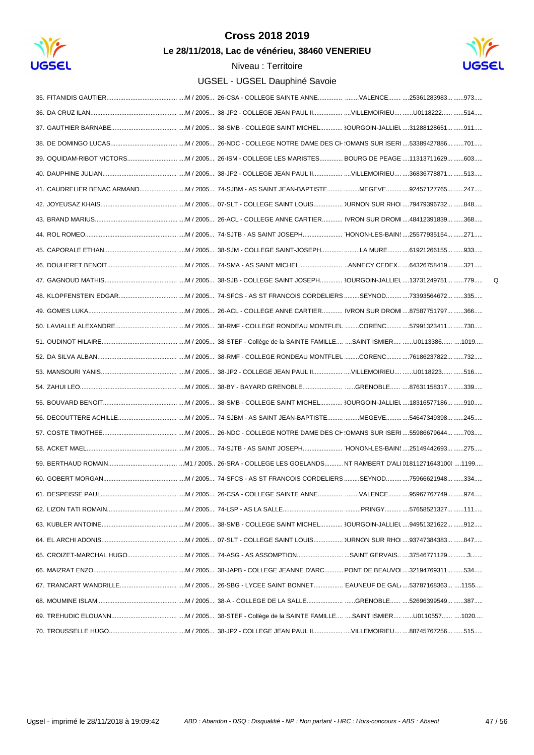# Cross 2018 2019

**Le 28/11/2018, Lac de vénérieu, 38460 VENERIEU**

Niveau : Territoire

UGSEL - UGSEL Dauphiné Savoie

35. FITANIDIS GAUTIER.......................................... ...M / 2005... 26-CSA - COLLEGE SAINTE ANNE.............. ........VALENCE....... ....25361283983... ......973.....
36. DA CRUZ ILAN.......................................... ...M / 2005... 38-JP2 - COLLEGE JEAN PAUL II................. ....VILLEMOIRIEU.... ......U0118222...... ......514.....
37. GAUTHIER BARNABE.......................................... ...M / 2005... 38-SMB - COLLEGE SAINT MICHEL............ 3OURGOIN-JALLIEU ....31288128651... ......911.....
38. DE DOMINGO LUCAS.......................................... ...M / 2005... 26-NDC - COLLEGE NOTRE DAME DES CH :OMANS SUR ISERI ....53389427886... ......701.....
39. OQUIDAM-RIBOT VICTORS.......................................... ...M / 2005... 26-ISM - COLLEGE LES MARISTES............ BOURG DE PEAGE ....11313711629... ......603.....
40. DAUPHINE JULIAN.......................................... ...M / 2005... 38-JP2 - COLLEGE JEAN PAUL II................. ....VILLEMOIRIEU.... ....36836778871... ......513.....
41. CAUDRELIER BENAC ARMAND.......................................... ...M / 2005... 74-SJBM - AS SAINT JEAN-BAPTISTE........ .........MEGEVE......... ....92457127765... ......247.....
42. JOYEUSAZ KHAIS.......................................... ...M / 2005... 07-SLT - COLLEGE SAINT LOUIS................ )URNON SUR RHO ....79479396732... ......848.....
43. BRAND MARIUS.......................................... ...M / 2005... 26-ACL - COLLEGE ANNE CARTIER............ IVRON SUR DROMI ....48412391839... ......368.....
44. ROL ROMEO.......................................... ...M / 2005... 74-SJTB - AS SAINT JOSEPH...................... 'HONON-LES-BAINS ....25577935154... ......271.....
45. CAPORALE ETHAN.......................................... ...M / 2005... 38-SJM - COLLEGE SAINT-JOSEPH............ .........LA MURE........ ....61921266155... ......933.....
46. DOUHERET BENOIT.......................................... ...M / 2005... 74-SMA - AS SAINT MICHEL......................... ..ANNECY CEDEX.. ....64326758419... ......321.....
47. GAGNOUD MATHIS.......................................... ...M / 2005... 38-SJB - COLLEGE SAINT JOSEPH............ 3OURGOIN-JALLIEU ....13731249751... ......779..... Q
48. KLOPFENSTEIN EDGAR.......................................... ...M / 2005... 74-SFCS - AS ST FRANCOIS CORDELIERS .........SEYNOD......... ....73393564672... ......335.....
49. GOMES LUKA.......................................... ...M / 2005... 26-ACL - COLLEGE ANNE CARTIER............ IVRON SUR DROMI ....87587751797... ......366.....
50. LAVIALLE ALEXANDRE.......................................... ...M / 2005... 38-RMF - COLLEGE RONDEAU MONTFLEU .........CORENC.......... ....57991323411... ......730.....
51. OUDINOT HILAIRE.......................................... ...M / 2005... 38-STEF - Collège de la SAINTE FAMILLE.... ....SAINT ISMIER.... ......U0113386...... ....1019.....
52. DA SILVA ALBAN.......................................... ...M / 2005... 38-RMF - COLLEGE RONDEAU MONTFLEU .........CORENC.......... ....76186237822... ......732.....
53. MANSOURI YANIS.......................................... ...M / 2005... 38-JP2 - COLLEGE JEAN PAUL II................. ....VILLEMOIRIEU.... ......U0118223...... ......516.....
54. ZAHUI LEO.......................................... ...M / 2005... 38-BY - BAYARD GRENOBLE...................... ......GRENOBLE...... ....87631158317... ......339.....
55. BOUVARD BENOIT.......................................... ...M / 2005... 38-SMB - COLLEGE SAINT MICHEL............ 3OURGOIN-JALLIEU ....18316577186... ......910.....
56. DECOUTTERE ACHILLE.......................................... ...M / 2005... 74-SJBM - AS SAINT JEAN-BAPTISTE........ .........MEGEVE......... ....54647349398... ......245.....
57. COSTE TIMOTHEE.......................................... ...M / 2005... 26-NDC - COLLEGE NOTRE DAME DES CH :OMANS SUR ISERI ....55986679644... ......703.....
58. ACKET MAEL.......................................... ...M / 2005... 74-SJTB - AS SAINT JOSEPH...................... 'HONON-LES-BAINS ....25149442693... ......275.....
59. BERTHAUD ROMAIN.......................................... ...M1 / 2005.. 26-SRA - COLLEGE LES GOELANDS.......... NT RAMBERT D'ALI 01811271643100( ....1199.....
60. GOBERT MORGAN.......................................... ...M / 2005... 74-SFCS - AS ST FRANCOIS CORDELIERS .........SEYNOD......... ....75966621948... ......334.....
61. DESPEISSE PAUL.......................................... ...M / 2005... 26-CSA - COLLEGE SAINTE ANNE.............. ........VALENCE....... ....95967767749... ......974.....
62. LIZON TATI ROMAIN.......................................... ...M / 2005... 74-LSP - AS LA SALLE.................................. .........PRINGY.......... ....57658521327... ......111.....
63. KUBLER ANTOINE.......................................... ...M / 2005... 38-SMB - COLLEGE SAINT MICHEL............ 3OURGOIN-JALLIEU ....94951321622... ......912.....
64. EL ARCHI ADONIS.......................................... ...M / 2005... 07-SLT - COLLEGE SAINT LOUIS................ )URNON SUR RHO ....93747384383... ......847.....
65. CROIZET-MARCHAL HUGO.......................................... ...M / 2005... 74-ASG - AS ASSOMPTION........................... ...SAINT GERVAIS.. ....37546771129... .........3.......
66. MAIZRAT ENZO.......................................... ...M / 2005... 38-JAPB - COLLEGE JEANNE D'ARC........... PONT DE BEAUVOI ....32194769311... ......534.....
67. TRANCART WANDRILLE.......................................... ...M / 2005... 26-SBG - LYCEE SAINT BONNET................ 'EAUNEUF DE GAL ....53787168363... ....1155.....
68. MOUMINE ISLAM.......................................... ...M / 2005... 38-A - COLLEGE DE LA SALLE.................... ......GRENOBLE...... ....52696399549... ......387.....
69. TREHUDIC ELOUANN.......................................... ...M / 2005... 38-STEF - Collège de la SAINTE FAMILLE.... ....SAINT ISMIER.... ......U0110557...... ....1020.....
70. TROUSSELLE HUGO.......................................... ...M / 2005... 38-JP2 - COLLEGE JEAN PAUL II................. ....VILLEMOIRIEU.... ....88745767256... ......515.....

Ugsel - imprimé le 28/11/2018 à 19:09:42 — *ABD : Abandon - DSQ : Disqualifié - NP : Non partant - HRC : Hors-concours - ABS : Absent*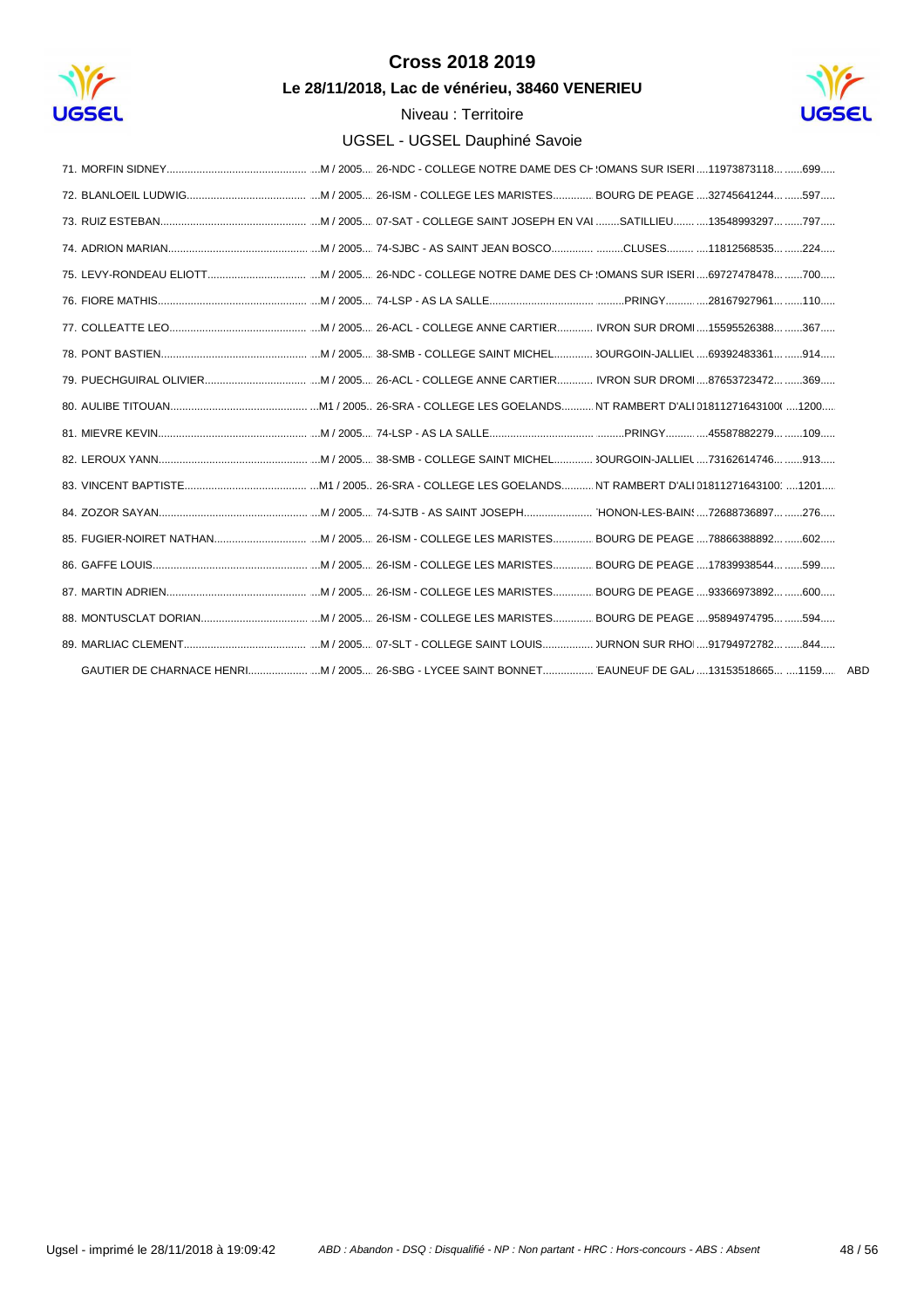# Cross 2018 2019

**Le 28/11/2018, Lac de vénérieu, 38460 VENERIEU**

Niveau : Territoire

UGSEL - UGSEL Dauphiné Savoie

| Rang | Nom | Cat. / Année | Établissement | Ville | Licence | Dossard | |
|---|---|---|---|---|---|---|---|
| 71. | MORFIN SIDNEY | M / 2005 | 26-NDC - COLLEGE NOTRE DAME DES CH | !OMANS SUR ISERI | 11973873118 | 699 | |
| 72. | BLANLOEIL LUDWIG | M / 2005 | 26-ISM - COLLEGE LES MARISTES | BOURG DE PEAGE | 32745641244 | 597 | |
| 73. | RUIZ ESTEBAN | M / 2005 | 07-SAT - COLLEGE SAINT JOSEPH EN VAI | SATILLIEU | 13548993297 | 797 | |
| 74. | ADRION MARIAN | M / 2005 | 74-SJBC - AS SAINT JEAN BOSCO | CLUSES | 11812568535 | 224 | |
| 75. | LEVY-RONDEAU ELIOTT | M / 2005 | 26-NDC - COLLEGE NOTRE DAME DES CH | !OMANS SUR ISERI | 69727478478 | 700 | |
| 76. | FIORE MATHIS | M / 2005 | 74-LSP - AS LA SALLE | PRINGY | 28167927961 | 110 | |
| 77. | COLLEATTE LEO | M / 2005 | 26-ACL - COLLEGE ANNE CARTIER | IVRON SUR DROMI | 15595526388 | 367 | |
| 78. | PONT BASTIEN | M / 2005 | 38-SMB - COLLEGE SAINT MICHEL | 3OURGOIN-JALLIEU | 69392483361 | 914 | |
| 79. | PUECHGUIRAL OLIVIER | M / 2005 | 26-ACL - COLLEGE ANNE CARTIER | IVRON SUR DROMI | 87653723472 | 369 | |
| 80. | AULIBE TITOUAN | M1 / 2005 | 26-SRA - COLLEGE LES GOELANDS | NT RAMBERT D'ALI | 01811271643100( | 1200 | |
| 81. | MIEVRE KEVIN | M / 2005 | 74-LSP - AS LA SALLE | PRINGY | 45587882279 | 109 | |
| 82. | LEROUX YANN | M / 2005 | 38-SMB - COLLEGE SAINT MICHEL | 3OURGOIN-JALLIEU | 73162614746 | 913 | |
| 83. | VINCENT BAPTISTE | M1 / 2005 | 26-SRA - COLLEGE LES GOELANDS | NT RAMBERT D'ALI | 01811271643100: | 1201 | |
| 84. | ZOZOR SAYAN | M / 2005 | 74-SJTB - AS SAINT JOSEPH | 'HONON-LES-BAINS | 72688736897 | 276 | |
| 85. | FUGIER-NOIRET NATHAN | M / 2005 | 26-ISM - COLLEGE LES MARISTES | BOURG DE PEAGE | 78866388892 | 602 | |
| 86. | GAFFE LOUIS | M / 2005 | 26-ISM - COLLEGE LES MARISTES | BOURG DE PEAGE | 17839938544 | 599 | |
| 87. | MARTIN ADRIEN | M / 2005 | 26-ISM - COLLEGE LES MARISTES | BOURG DE PEAGE | 93366973892 | 600 | |
| 88. | MONTUSCLAT DORIAN | M / 2005 | 26-ISM - COLLEGE LES MARISTES | BOURG DE PEAGE | 95894974795 | 594 | |
| 89. | MARLIAC CLEMENT | M / 2005 | 07-SLT - COLLEGE SAINT LOUIS | )URNON SUR RHOI | 91794972782 | 844 | |
| | GAUTIER DE CHARNACE HENRI | M / 2005 | 26-SBG - LYCEE SAINT BONNET | 'EAUNEUF DE GAL/ | 13153518665 | 1159 | ABD |

*ABD : Abandon - DSQ : Disqualifié - NP : Non partant - HRC : Hors-concours - ABS : Absent*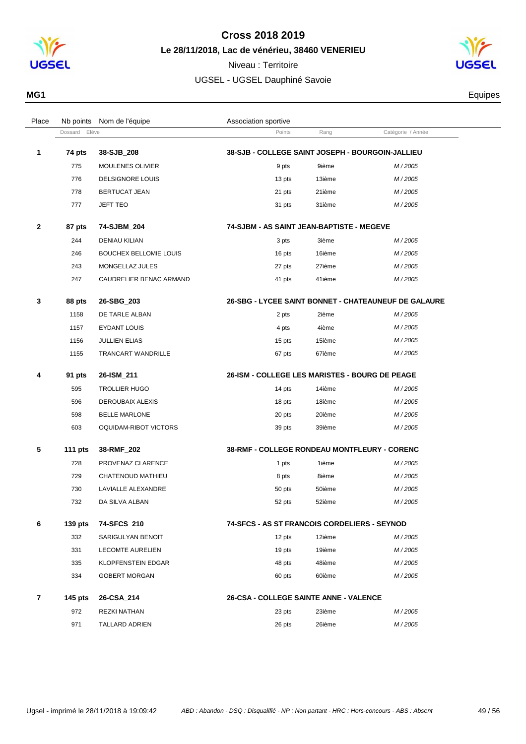# Cross 2018 2019

## Le 28/11/2018, Lac de vénérieu, 38460 VENERIEU

Niveau : Territoire

UGSEL - UGSEL Dauphiné Savoie

**MG1** Equipes

| Place | Nb points / Dossard | Nom de l'équipe / Elève | Association sportive / Points | Rang | Catégorie / Année |
|---|---|---|---|---|---|
| **1** | **74 pts** | **38-SJB_208** | **38-SJB - COLLEGE SAINT JOSEPH - BOURGOIN-JALLIEU** | | |
| | 775 | MOULENES OLIVIER | 9 pts | 9ième | *M / 2005* |
| | 776 | DELSIGNORE LOUIS | 13 pts | 13ième | *M / 2005* |
| | 778 | BERTUCAT JEAN | 21 pts | 21ième | *M / 2005* |
| | 777 | JEFT TEO | 31 pts | 31ième | *M / 2005* |
| **2** | **87 pts** | **74-SJBM_204** | **74-SJBM - AS SAINT JEAN-BAPTISTE - MEGEVE** | | |
| | 244 | DENIAU KILIAN | 3 pts | 3ième | *M / 2005* |
| | 246 | BOUCHEX BELLOMIE LOUIS | 16 pts | 16ième | *M / 2005* |
| | 243 | MONGELLAZ JULES | 27 pts | 27ième | *M / 2005* |
| | 247 | CAUDRELIER BENAC ARMAND | 41 pts | 41ième | *M / 2005* |
| **3** | **88 pts** | **26-SBG_203** | **26-SBG - LYCEE SAINT BONNET - CHATEAUNEUF DE GALAURE** | | |
| | 1158 | DE TARLE ALBAN | 2 pts | 2ième | *M / 2005* |
| | 1157 | EYDANT LOUIS | 4 pts | 4ième | *M / 2005* |
| | 1156 | JULLIEN ELIAS | 15 pts | 15ième | *M / 2005* |
| | 1155 | TRANCART WANDRILLE | 67 pts | 67ième | *M / 2005* |
| **4** | **91 pts** | **26-ISM_211** | **26-ISM - COLLEGE LES MARISTES - BOURG DE PEAGE** | | |
| | 595 | TROLLIER HUGO | 14 pts | 14ième | *M / 2005* |
| | 596 | DEROUBAIX ALEXIS | 18 pts | 18ième | *M / 2005* |
| | 598 | BELLE MARLONE | 20 pts | 20ième | *M / 2005* |
| | 603 | OQUIDAM-RIBOT VICTORS | 39 pts | 39ième | *M / 2005* |
| **5** | **111 pts** | **38-RMF_202** | **38-RMF - COLLEGE RONDEAU MONTFLEURY - CORENC** | | |
| | 728 | PROVENAZ CLARENCE | 1 pts | 1ième | *M / 2005* |
| | 729 | CHATENOUD MATHIEU | 8 pts | 8ième | *M / 2005* |
| | 730 | LAVIALLE ALEXANDRE | 50 pts | 50ième | *M / 2005* |
| | 732 | DA SILVA ALBAN | 52 pts | 52ième | *M / 2005* |
| **6** | **139 pts** | **74-SFCS_210** | **74-SFCS - AS ST FRANCOIS CORDELIERS - SEYNOD** | | |
| | 332 | SARIGULYAN BENOIT | 12 pts | 12ième | *M / 2005* |
| | 331 | LECOMTE AURELIEN | 19 pts | 19ième | *M / 2005* |
| | 335 | KLOPFENSTEIN EDGAR | 48 pts | 48ième | *M / 2005* |
| | 334 | GOBERT MORGAN | 60 pts | 60ième | *M / 2005* |
| **7** | **145 pts** | **26-CSA_214** | **26-CSA - COLLEGE SAINTE ANNE - VALENCE** | | |
| | 972 | REZKI NATHAN | 23 pts | 23ième | *M / 2005* |
| | 971 | TALLARD ADRIEN | 26 pts | 26ième | *M / 2005* |

Ugsel - imprimé le 28/11/2018 à 19:09:42 — *ABD : Abandon - DSQ : Disqualifié - NP : Non partant - HRC : Hors-concours - ABS : Absent*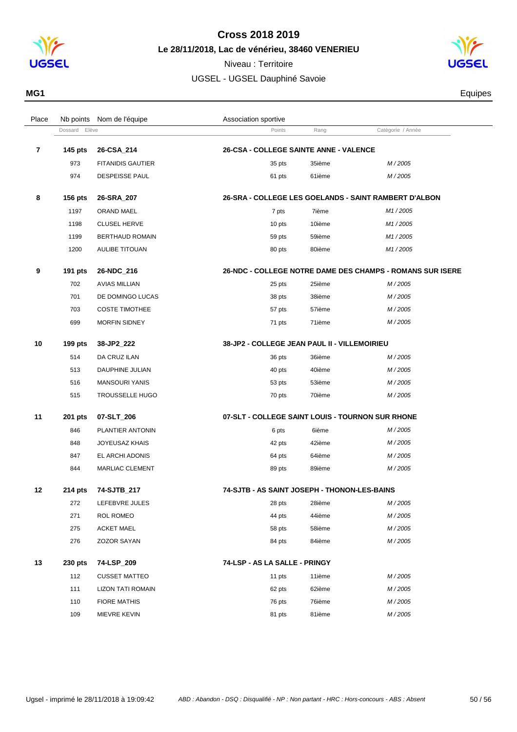# Cross 2018 2019

**Le 28/11/2018, Lac de vénérieu, 38460 VENERIEU**

Niveau : Territoire

UGSEL - UGSEL Dauphiné Savoie

**MG1** Equipes

| Place | Nb points / Dossard | Nom de l'équipe / Elève | Association sportive / Points | Rang | Catégorie / Année |
|---|---|---|---|---|---|
| **7** | **145 pts** | **26-CSA_214** | **26-CSA - COLLEGE SAINTE ANNE - VALENCE** | | |
| | 973 | FITANIDIS GAUTIER | 35 pts | 35ième | *M / 2005* |
| | 974 | DESPEISSE PAUL | 61 pts | 61ième | *M / 2005* |
| **8** | **156 pts** | **26-SRA_207** | **26-SRA - COLLEGE LES GOELANDS - SAINT RAMBERT D'ALBON** | | |
| | 1197 | ORAND MAEL | 7 pts | 7ième | *M1 / 2005* |
| | 1198 | CLUSEL HERVE | 10 pts | 10ième | *M1 / 2005* |
| | 1199 | BERTHAUD ROMAIN | 59 pts | 59ième | *M1 / 2005* |
| | 1200 | AULIBE TITOUAN | 80 pts | 80ième | *M1 / 2005* |
| **9** | **191 pts** | **26-NDC_216** | **26-NDC - COLLEGE NOTRE DAME DES CHAMPS - ROMANS SUR ISERE** | | |
| | 702 | AVIAS MILLIAN | 25 pts | 25ième | *M / 2005* |
| | 701 | DE DOMINGO LUCAS | 38 pts | 38ième | *M / 2005* |
| | 703 | COSTE TIMOTHEE | 57 pts | 57ième | *M / 2005* |
| | 699 | MORFIN SIDNEY | 71 pts | 71ième | *M / 2005* |
| **10** | **199 pts** | **38-JP2_222** | **38-JP2 - COLLEGE JEAN PAUL II - VILLEMOIRIEU** | | |
| | 514 | DA CRUZ ILAN | 36 pts | 36ième | *M / 2005* |
| | 513 | DAUPHINE JULIAN | 40 pts | 40ième | *M / 2005* |
| | 516 | MANSOURI YANIS | 53 pts | 53ième | *M / 2005* |
| | 515 | TROUSSELLE HUGO | 70 pts | 70ième | *M / 2005* |
| **11** | **201 pts** | **07-SLT_206** | **07-SLT - COLLEGE SAINT LOUIS - TOURNON SUR RHONE** | | |
| | 846 | PLANTIER ANTONIN | 6 pts | 6ième | *M / 2005* |
| | 848 | JOYEUSAZ KHAIS | 42 pts | 42ième | *M / 2005* |
| | 847 | EL ARCHI ADONIS | 64 pts | 64ième | *M / 2005* |
| | 844 | MARLIAC CLEMENT | 89 pts | 89ième | *M / 2005* |
| **12** | **214 pts** | **74-SJTB_217** | **74-SJTB - AS SAINT JOSEPH - THONON-LES-BAINS** | | |
| | 272 | LEFEBVRE JULES | 28 pts | 28ième | *M / 2005* |
| | 271 | ROL ROMEO | 44 pts | 44ième | *M / 2005* |
| | 275 | ACKET MAEL | 58 pts | 58ième | *M / 2005* |
| | 276 | ZOZOR SAYAN | 84 pts | 84ième | *M / 2005* |
| **13** | **230 pts** | **74-LSP_209** | **74-LSP - AS LA SALLE - PRINGY** | | |
| | 112 | CUSSET MATTEO | 11 pts | 11ième | *M / 2005* |
| | 111 | LIZON TATI ROMAIN | 62 pts | 62ième | *M / 2005* |
| | 110 | FIORE MATHIS | 76 pts | 76ième | *M / 2005* |
| | 109 | MIEVRE KEVIN | 81 pts | 81ième | *M / 2005* |

Ugsel - imprimé le 28/11/2018 à 19:09:42 — *ABD : Abandon - DSQ : Disqualifié - NP : Non partant - HRC : Hors-concours - ABS : Absent*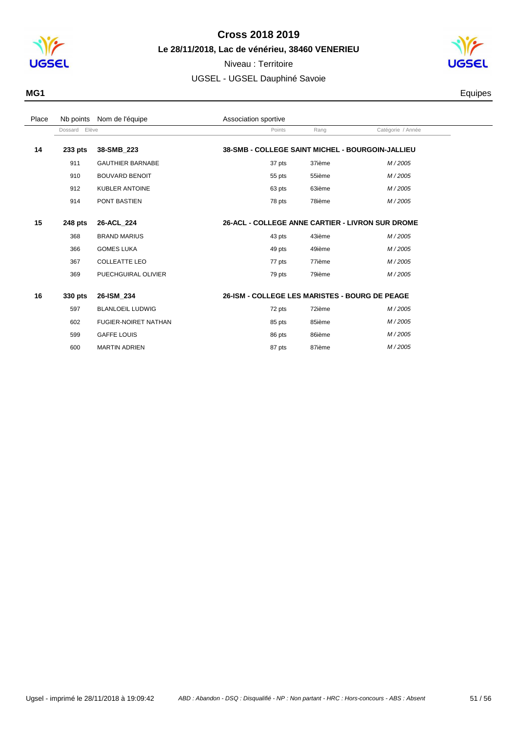# Cross 2018 2019

**Le 28/11/2018, Lac de vénérieu, 38460 VENERIEU**

Niveau : Territoire

UGSEL - UGSEL Dauphiné Savoie

**MG1** — Equipes

| Place | Nb points / Dossard | Nom de l'équipe / Elève | Association sportive / Points | Rang | Catégorie / Année |
|---|---|---|---|---|---|
| **14** | **233 pts** | **38-SMB_223** | **38-SMB - COLLEGE SAINT MICHEL - BOURGOIN-JALLIEU** | | |
| | 911 | GAUTHIER BARNABE | 37 pts | 37ième | *M / 2005* |
| | 910 | BOUVARD BENOIT | 55 pts | 55ième | *M / 2005* |
| | 912 | KUBLER ANTOINE | 63 pts | 63ième | *M / 2005* |
| | 914 | PONT BASTIEN | 78 pts | 78ième | *M / 2005* |
| **15** | **248 pts** | **26-ACL_224** | **26-ACL - COLLEGE ANNE CARTIER - LIVRON SUR DROME** | | |
| | 368 | BRAND MARIUS | 43 pts | 43ième | *M / 2005* |
| | 366 | GOMES LUKA | 49 pts | 49ième | *M / 2005* |
| | 367 | COLLEATTE LEO | 77 pts | 77ième | *M / 2005* |
| | 369 | PUECHGUIRAL OLIVIER | 79 pts | 79ième | *M / 2005* |
| **16** | **330 pts** | **26-ISM_234** | **26-ISM - COLLEGE LES MARISTES - BOURG DE PEAGE** | | |
| | 597 | BLANLOEIL LUDWIG | 72 pts | 72ième | *M / 2005* |
| | 602 | FUGIER-NOIRET NATHAN | 85 pts | 85ième | *M / 2005* |
| | 599 | GAFFE LOUIS | 86 pts | 86ième | *M / 2005* |
| | 600 | MARTIN ADRIEN | 87 pts | 87ième | *M / 2005* |

Ugsel - imprimé le 28/11/2018 à 19:09:42

*ABD : Abandon - DSQ : Disqualifié - NP : Non partant - HRC : Hors-concours - ABS : Absent*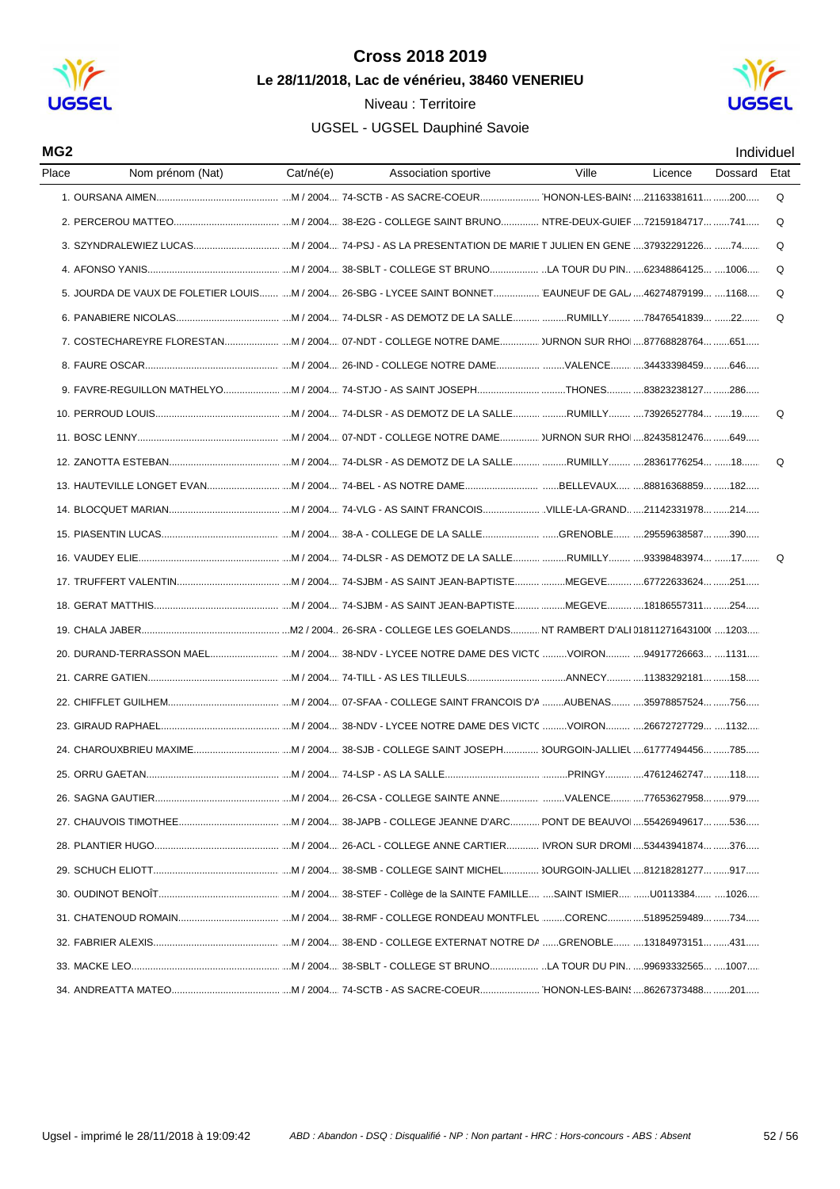# Cross 2018 2019

**Le 28/11/2018, Lac de vénérieu, 38460 VENERIEU**

Niveau : Territoire

UGSEL - UGSEL Dauphiné Savoie

**MG2** — Individuel

| Place | Nom prénom (Nat) | Cat/né(e) | Association sportive | Ville | Licence | Dossard | Etat |
|---|---|---|---|---|---|---|---|
| 1. | OURSANA AIMEN | M / 2004 | 74-SCTB - AS SACRE-COEUR | HONON-LES-BAINS | 21163381611 | 200 | Q |
| 2. | PERCEROU MATTEO | M / 2004 | 38-E2G - COLLEGE SAINT BRUNO | NTRE-DEUX-GUIEF | 72159184717 | 741 | Q |
| 3. | SZYNDRALEWIEZ LUCAS | M / 2004 | 74-PSJ - AS LA PRESENTATION DE MARIE | T JULIEN EN GENE | 37932291226 | 74 | Q |
| 4. | AFONSO YANIS | M / 2004 | 38-SBLT - COLLEGE ST BRUNO | LA TOUR DU PIN | 62348864125 | 1006 | Q |
| 5. | JOURDA DE VAUX DE FOLETIER LOUIS | M / 2004 | 26-SBG - LYCEE SAINT BONNET | EAUNEUF DE GAL | 46274879199 | 1168 | Q |
| 6. | PANABIERE NICOLAS | M / 2004 | 74-DLSR - AS DEMOTZ DE LA SALLE | RUMILLY | 78476541839 | 22 | Q |
| 7. | COSTECHAREYRE FLORESTAN | M / 2004 | 07-NDT - COLLEGE NOTRE DAME | URNON SUR RHO | 87768828764 | 651 | |
| 8. | FAURE OSCAR | M / 2004 | 26-IND - COLLEGE NOTRE DAME | VALENCE | 34433398459 | 646 | |
| 9. | FAVRE-REGUILLON MATHELYO | M / 2004 | 74-STJO - AS SAINT JOSEPH | THONES | 83823238127 | 286 | |
| 10. | PERROUD LOUIS | M / 2004 | 74-DLSR - AS DEMOTZ DE LA SALLE | RUMILLY | 73926527784 | 19 | Q |
| 11. | BOSC LENNY | M / 2004 | 07-NDT - COLLEGE NOTRE DAME | URNON SUR RHO | 82435812476 | 649 | |
| 12. | ZANOTTA ESTEBAN | M / 2004 | 74-DLSR - AS DEMOTZ DE LA SALLE | RUMILLY | 28361776254 | 18 | Q |
| 13. | HAUTEVILLE LONGET EVAN | M / 2004 | 74-BEL - AS NOTRE DAME | BELLEVAUX | 88816368859 | 182 | |
| 14. | BLOCQUET MARIAN | M / 2004 | 74-VLG - AS SAINT FRANCOIS | VILLE-LA-GRAND | 21142331978 | 214 | |
| 15. | PIASENTIN LUCAS | M / 2004 | 38-A - COLLEGE DE LA SALLE | GRENOBLE | 29559638587 | 390 | |
| 16. | VAUDEY ELIE | M / 2004 | 74-DLSR - AS DEMOTZ DE LA SALLE | RUMILLY | 93398483974 | 17 | Q |
| 17. | TRUFFERT VALENTIN | M / 2004 | 74-SJBM - AS SAINT JEAN-BAPTISTE | MEGEVE | 67722633624 | 251 | |
| 18. | GERAT MATTHIS | M / 2004 | 74-SJBM - AS SAINT JEAN-BAPTISTE | MEGEVE | 18186557311 | 254 | |
| 19. | CHALA JABER | M2 / 2004 | 26-SRA - COLLEGE LES GOELANDS | NT RAMBERT D'ALI | 01811271643100 | 1203 | |
| 20. | DURAND-TERRASSON MAEL | M / 2004 | 38-NDV - LYCEE NOTRE DAME DES VICTC | VOIRON | 94917726663 | 1131 | |
| 21. | CARRE GATIEN | M / 2004 | 74-TILL - AS LES TILLEULS | ANNECY | 11383292181 | 158 | |
| 22. | CHIFFLET GUILHEM | M / 2004 | 07-SFAA - COLLEGE SAINT FRANCOIS D'A | AUBENAS | 35978857524 | 756 | |
| 23. | GIRAUD RAPHAEL | M / 2004 | 38-NDV - LYCEE NOTRE DAME DES VICTC | VOIRON | 26672727729 | 1132 | |
| 24. | CHAROUXBRIEU MAXIME | M / 2004 | 38-SJB - COLLEGE SAINT JOSEPH | BOURGOIN-JALLIEU | 61777494456 | 785 | |
| 25. | ORRU GAETAN | M / 2004 | 74-LSP - AS LA SALLE | PRINGY | 47612462747 | 118 | |
| 26. | SAGNA GAUTIER | M / 2004 | 26-CSA - COLLEGE SAINTE ANNE | VALENCE | 77653627958 | 979 | |
| 27. | CHAUVOIS TIMOTHEE | M / 2004 | 38-JAPB - COLLEGE JEANNE D'ARC | PONT DE BEAUVOI | 55426949617 | 536 | |
| 28. | PLANTIER HUGO | M / 2004 | 26-ACL - COLLEGE ANNE CARTIER | IVRON SUR DROMI | 53443941874 | 376 | |
| 29. | SCHUCH ELIOTT | M / 2004 | 38-SMB - COLLEGE SAINT MICHEL | BOURGOIN-JALLIEU | 81218281277 | 917 | |
| 30. | OUDINOT BENOÎT | M / 2004 | 38-STEF - Collège de la SAINTE FAMILLE | SAINT ISMIER | U0113384 | 1026 | |
| 31. | CHATENOUD ROMAIN | M / 2004 | 38-RMF - COLLEGE RONDEAU MONTFLEU | CORENC | 51895259489 | 734 | |
| 32. | FABRIER ALEXIS | M / 2004 | 38-END - COLLEGE EXTERNAT NOTRE DA | GRENOBLE | 13184973151 | 431 | |
| 33. | MACKE LEO | M / 2004 | 38-SBLT - COLLEGE ST BRUNO | LA TOUR DU PIN | 99693332565 | 1007 | |
| 34. | ANDREATTA MATEO | M / 2004 | 74-SCTB - AS SACRE-COEUR | HONON-LES-BAINS | 86267373488 | 201 | |

Ugsel - imprimé le 28/11/2018 à 19:09:42

*ABD : Abandon - DSQ : Disqualifié - NP : Non partant - HRC : Hors-concours - ABS : Absent*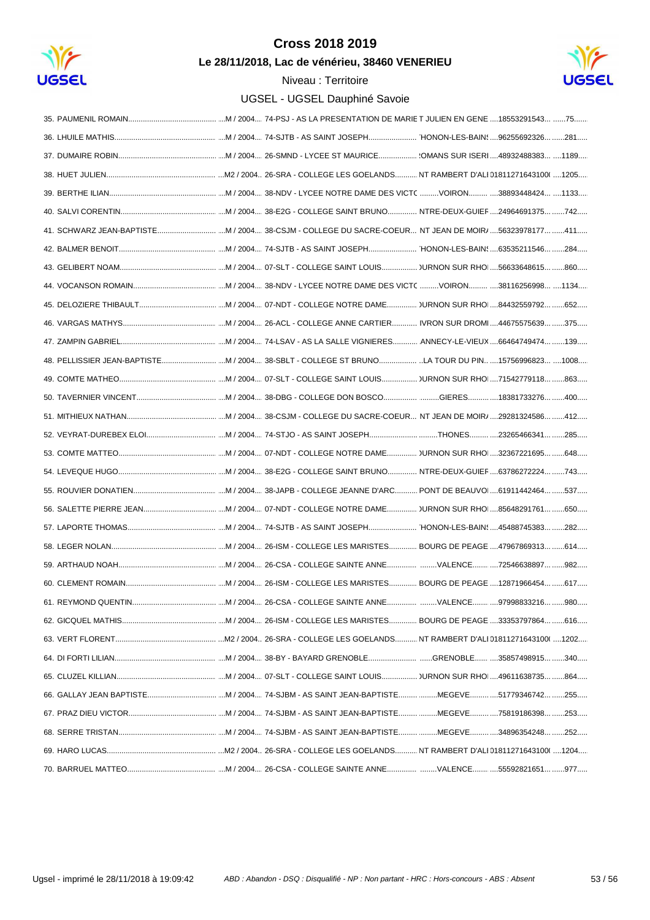# Cross 2018 2019

## Le 28/11/2018, Lac de vénérieu, 38460 VENERIEU

Niveau : Territoire

UGSEL - UGSEL Dauphiné Savoie

| Rang | Nom | Cat. | Établissement | Ville | Licence | Dossard |
|---|---|---|---|---|---|---|
| 35. | PAUMENIL ROMAIN | M / 2004 | 74-PSJ - AS LA PRESENTATION DE MARIE | T JULIEN EN GENE | 18553291543 | 75 |
| 36. | LHUILE MATHIS | M / 2004 | 74-SJTB - AS SAINT JOSEPH | 'HONON-LES-BAINS | 96255692326 | 281 |
| 37. | DUMAIRE ROBIN | M / 2004 | 26-SMND - LYCEE ST MAURICE | :OMANS SUR ISERI | 48932488383 | 1189 |
| 38. | HUET JULIEN | M2 / 2004 | 26-SRA - COLLEGE LES GOELANDS | NT RAMBERT D'ALI | 018112716431000 | 1205 |
| 39. | BERTHE ILIAN | M / 2004 | 38-NDV - LYCEE NOTRE DAME DES VICTO | VOIRON | 38893448424 | 1133 |
| 40. | SALVI CORENTIN | M / 2004 | 38-E2G - COLLEGE SAINT BRUNO | NTRE-DEUX-GUIEF | 24964691375 | 742 |
| 41. | SCHWARZ JEAN-BAPTISTE | M / 2004 | 38-CSJM - COLLEGE DU SACRE-COEUR | NT JEAN DE MOIRA | 56323978177 | 411 |
| 42. | BALMER BENOIT | M / 2004 | 74-SJTB - AS SAINT JOSEPH | 'HONON-LES-BAINS | 63535211546 | 284 |
| 43. | GELIBERT NOAM | M / 2004 | 07-SLT - COLLEGE SAINT LOUIS | JURNON SUR RHO | 56633648615 | 860 |
| 44. | VOCANSON ROMAIN | M / 2004 | 38-NDV - LYCEE NOTRE DAME DES VICTO | VOIRON | 38116256998 | 1134 |
| 45. | DELOZIERE THIBAULT | M / 2004 | 07-NDT - COLLEGE NOTRE DAME | JURNON SUR RHO | 84432559792 | 652 |
| 46. | VARGAS MATHYS | M / 2004 | 26-ACL - COLLEGE ANNE CARTIER | IVRON SUR DROMI | 44675575639 | 375 |
| 47. | ZAMPIN GABRIEL | M / 2004 | 74-LSAV - AS LA SALLE VIGNIERES | ANNECY-LE-VIEUX | 66464749474 | 139 |
| 48. | PELLISSIER JEAN-BAPTISTE | M / 2004 | 38-SBLT - COLLEGE ST BRUNO | LA TOUR DU PIN | 15756996823 | 1008 |
| 49. | COMTE MATHEO | M / 2004 | 07-SLT - COLLEGE SAINT LOUIS | JURNON SUR RHO | 71542779118 | 863 |
| 50. | TAVERNIER VINCENT | M / 2004 | 38-DBG - COLLEGE DON BOSCO | GIERES | 18381733276 | 400 |
| 51. | MITHIEUX NATHAN | M / 2004 | 38-CSJM - COLLEGE DU SACRE-COEUR | NT JEAN DE MOIRA | 29281324586 | 412 |
| 52. | VEYRAT-DUREBEX ELOI | M / 2004 | 74-STJO - AS SAINT JOSEPH | THONES | 23265466341 | 285 |
| 53. | COMTE MATTEO | M / 2004 | 07-NDT - COLLEGE NOTRE DAME | JURNON SUR RHO | 32367221695 | 648 |
| 54. | LEVEQUE HUGO | M / 2004 | 38-E2G - COLLEGE SAINT BRUNO | NTRE-DEUX-GUIEF | 63786272224 | 743 |
| 55. | ROUVIER DONATIEN | M / 2004 | 38-JAPB - COLLEGE JEANNE D'ARC | PONT DE BEAUVOI | 61911442464 | 537 |
| 56. | SALETTE PIERRE JEAN | M / 2004 | 07-NDT - COLLEGE NOTRE DAME | JURNON SUR RHO | 85648291761 | 650 |
| 57. | LAPORTE THOMAS | M / 2004 | 74-SJTB - AS SAINT JOSEPH | 'HONON-LES-BAINS | 45488745383 | 282 |
| 58. | LEGER NOLAN | M / 2004 | 26-ISM - COLLEGE LES MARISTES | BOURG DE PEAGE | 47967869313 | 614 |
| 59. | ARTHAUD NOAH | M / 2004 | 26-CSA - COLLEGE SAINTE ANNE | VALENCE | 72546638897 | 982 |
| 60. | CLEMENT ROMAIN | M / 2004 | 26-ISM - COLLEGE LES MARISTES | BOURG DE PEAGE | 12871966454 | 617 |
| 61. | REYMOND QUENTIN | M / 2004 | 26-CSA - COLLEGE SAINTE ANNE | VALENCE | 97998833216 | 980 |
| 62. | GICQUEL MATHIS | M / 2004 | 26-ISM - COLLEGE LES MARISTES | BOURG DE PEAGE | 33353797864 | 616 |
| 63. | VERT FLORENT | M2 / 2004 | 26-SRA - COLLEGE LES GOELANDS | NT RAMBERT D'ALI | 018112716431000 | 1202 |
| 64. | DI FORTI LILIAN | M / 2004 | 38-BY - BAYARD GRENOBLE | GRENOBLE | 35857498915 | 340 |
| 65. | CLUZEL KILLIAN | M / 2004 | 07-SLT - COLLEGE SAINT LOUIS | JURNON SUR RHO | 49611638735 | 864 |
| 66. | GALLAY JEAN BAPTISTE | M / 2004 | 74-SJBM - AS SAINT JEAN-BAPTISTE | MEGEVE | 51779346742 | 255 |
| 67. | PRAZ DIEU VICTOR | M / 2004 | 74-SJBM - AS SAINT JEAN-BAPTISTE | MEGEVE | 75819186398 | 253 |
| 68. | SERRE TRISTAN | M / 2004 | 74-SJBM - AS SAINT JEAN-BAPTISTE | MEGEVE | 34896354248 | 252 |
| 69. | HARO LUCAS | M2 / 2004 | 26-SRA - COLLEGE LES GOELANDS | NT RAMBERT D'ALI | 018112716431000 | 1204 |
| 70. | BARRUEL MATTEO | M / 2004 | 26-CSA - COLLEGE SAINTE ANNE | VALENCE | 55592821651 | 977 |

Ugsel - imprimé le 28/11/2018 à 19:09:42

*ABD : Abandon - DSQ : Disqualifié - NP : Non partant - HRC : Hors-concours - ABS : Absent*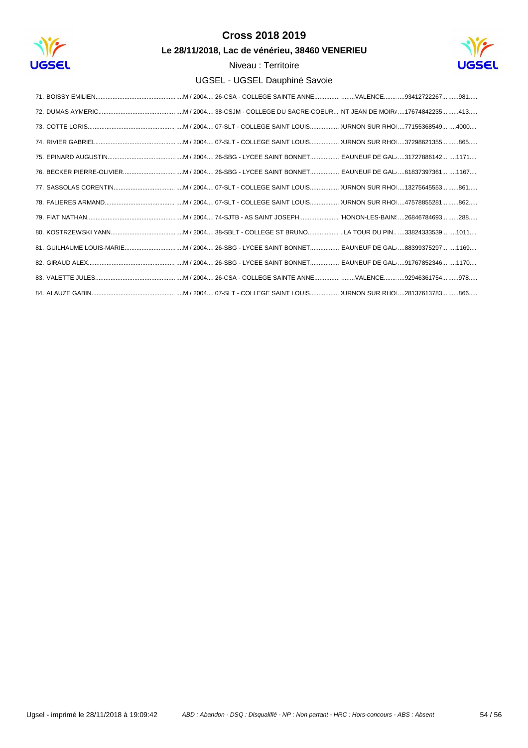# Cross 2018 2019

**Le 28/11/2018, Lac de vénérieu, 38460 VENERIEU**

Niveau : Territoire

UGSEL - UGSEL Dauphiné Savoie

| | | | | | |
|---|---|---|---|---|---|
| 71. BOISSY EMILIEN | M / 2004 | 26-CSA - COLLEGE SAINTE ANNE | VALENCE | 93412722267 | 981 |
| 72. DUMAS AYMERIC | M / 2004 | 38-CSJM - COLLEGE DU SACRE-COEUR | NT JEAN DE MOIR/ | 17674842235 | 413 |
| 73. COTTE LORIS | M / 2004 | 07-SLT - COLLEGE SAINT LOUIS | )URNON SUR RHOI | 77155368549 | 4000 |
| 74. RIVIER GABRIEL | M / 2004 | 07-SLT - COLLEGE SAINT LOUIS | )URNON SUR RHOI | 37298621355 | 865 |
| 75. EPINARD AUGUSTIN | M / 2004 | 26-SBG - LYCEE SAINT BONNET | 'EAUNEUF DE GAL/ | 31727886142 | 1171 |
| 76. BECKER PIERRE-OLIVIER | M / 2004 | 26-SBG - LYCEE SAINT BONNET | 'EAUNEUF DE GAL/ | 61837397361 | 1167 |
| 77. SASSOLAS CORENTIN | M / 2004 | 07-SLT - COLLEGE SAINT LOUIS | )URNON SUR RHOI | 13275645553 | 861 |
| 78. FALIERES ARMAND | M / 2004 | 07-SLT - COLLEGE SAINT LOUIS | )URNON SUR RHOI | 47578855281 | 862 |
| 79. FIAT NATHAN | M / 2004 | 74-SJTB - AS SAINT JOSEPH | 'HONON-LES-BAINS | 26846784693 | 288 |
| 80. KOSTRZEWSKI YANN | M / 2004 | 38-SBLT - COLLEGE ST BRUNO | LA TOUR DU PIN | 33824333539 | 1011 |
| 81. GUILHAUME LOUIS-MARIE | M / 2004 | 26-SBG - LYCEE SAINT BONNET | 'EAUNEUF DE GAL/ | 88399375297 | 1169 |
| 82. GIRAUD ALEX | M / 2004 | 26-SBG - LYCEE SAINT BONNET | 'EAUNEUF DE GAL/ | 91767852346 | 1170 |
| 83. VALETTE JULES | M / 2004 | 26-CSA - COLLEGE SAINTE ANNE | VALENCE | 92946361754 | 978 |
| 84. ALAUZE GABIN | M / 2004 | 07-SLT - COLLEGE SAINT LOUIS | )URNON SUR RHOI | 28137613783 | 866 |

Ugsel - imprimé le 28/11/2018 à 19:09:42

*ABD : Abandon - DSQ : Disqualifié - NP : Non partant - HRC : Hors-concours - ABS : Absent*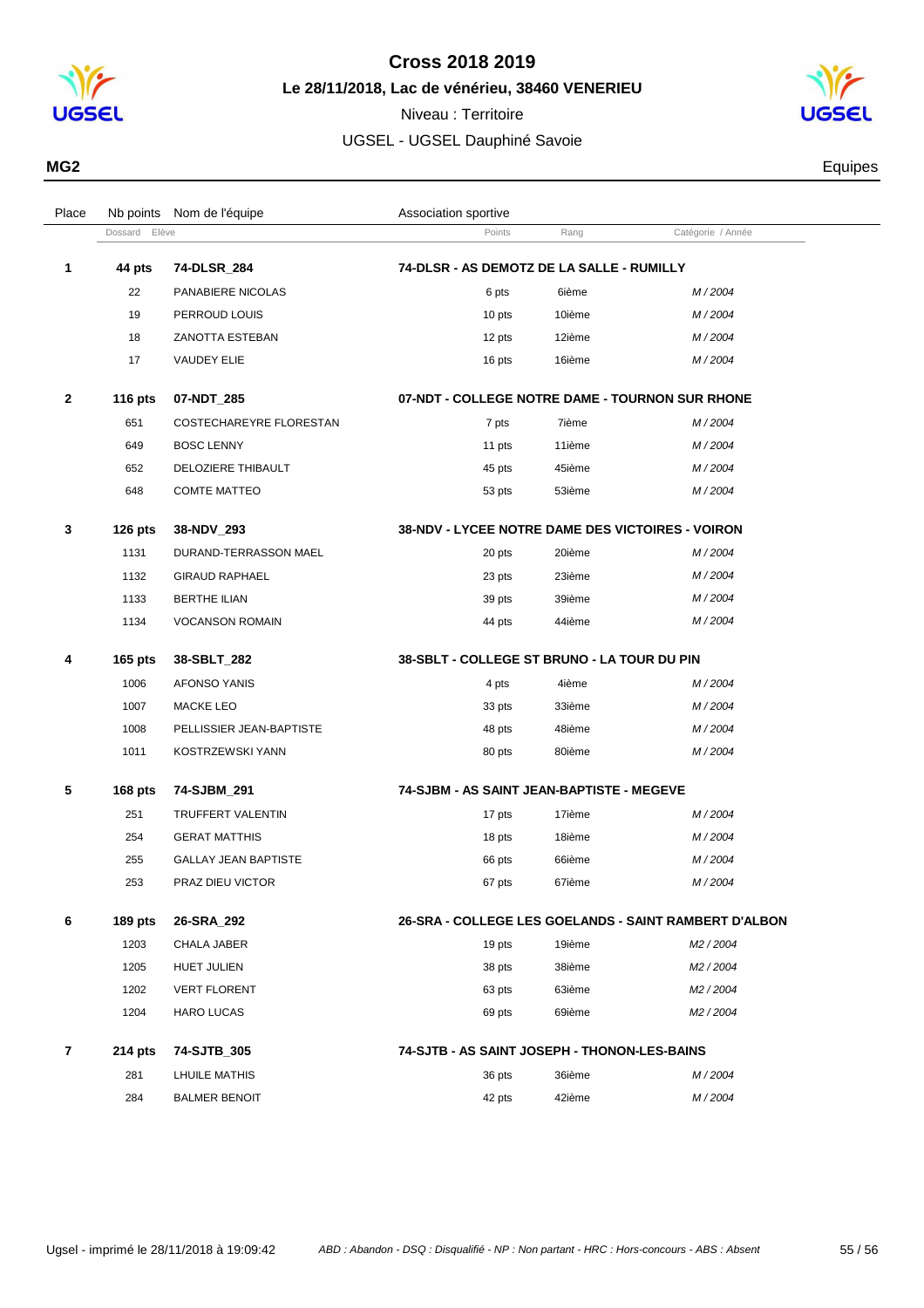# Cross 2018 2019

## Le 28/11/2018, Lac de vénérieu, 38460 VENERIEU

Niveau : Territoire

UGSEL - UGSEL Dauphiné Savoie

**MG2** Equipes

| Place | Nb points | Nom de l'équipe | Association sportive | | |
|---|---|---|---|---|---|
| | Dossard | Elève | Points | Rang | Catégorie / Année |
| **1** | **44 pts** | **74-DLSR_284** | **74-DLSR - AS DEMOTZ DE LA SALLE - RUMILLY** | | |
| | 22 | PANABIERE NICOLAS | 6 pts | 6ième | *M / 2004* |
| | 19 | PERROUD LOUIS | 10 pts | 10ième | *M / 2004* |
| | 18 | ZANOTTA ESTEBAN | 12 pts | 12ième | *M / 2004* |
| | 17 | VAUDEY ELIE | 16 pts | 16ième | *M / 2004* |
| **2** | **116 pts** | **07-NDT_285** | **07-NDT - COLLEGE NOTRE DAME - TOURNON SUR RHONE** | | |
| | 651 | COSTECHAREYRE FLORESTAN | 7 pts | 7ième | *M / 2004* |
| | 649 | BOSC LENNY | 11 pts | 11ième | *M / 2004* |
| | 652 | DELOZIERE THIBAULT | 45 pts | 45ième | *M / 2004* |
| | 648 | COMTE MATTEO | 53 pts | 53ième | *M / 2004* |
| **3** | **126 pts** | **38-NDV_293** | **38-NDV - LYCEE NOTRE DAME DES VICTOIRES - VOIRON** | | |
| | 1131 | DURAND-TERRASSON MAEL | 20 pts | 20ième | *M / 2004* |
| | 1132 | GIRAUD RAPHAEL | 23 pts | 23ième | *M / 2004* |
| | 1133 | BERTHE ILIAN | 39 pts | 39ième | *M / 2004* |
| | 1134 | VOCANSON ROMAIN | 44 pts | 44ième | *M / 2004* |
| **4** | **165 pts** | **38-SBLT_282** | **38-SBLT - COLLEGE ST BRUNO - LA TOUR DU PIN** | | |
| | 1006 | AFONSO YANIS | 4 pts | 4ième | *M / 2004* |
| | 1007 | MACKE LEO | 33 pts | 33ième | *M / 2004* |
| | 1008 | PELLISSIER JEAN-BAPTISTE | 48 pts | 48ième | *M / 2004* |
| | 1011 | KOSTRZEWSKI YANN | 80 pts | 80ième | *M / 2004* |
| **5** | **168 pts** | **74-SJBM_291** | **74-SJBM - AS SAINT JEAN-BAPTISTE - MEGEVE** | | |
| | 251 | TRUFFERT VALENTIN | 17 pts | 17ième | *M / 2004* |
| | 254 | GERAT MATTHIS | 18 pts | 18ième | *M / 2004* |
| | 255 | GALLAY JEAN BAPTISTE | 66 pts | 66ième | *M / 2004* |
| | 253 | PRAZ DIEU VICTOR | 67 pts | 67ième | *M / 2004* |
| **6** | **189 pts** | **26-SRA_292** | **26-SRA - COLLEGE LES GOELANDS - SAINT RAMBERT D'ALBON** | | |
| | 1203 | CHALA JABER | 19 pts | 19ième | *M2 / 2004* |
| | 1205 | HUET JULIEN | 38 pts | 38ième | *M2 / 2004* |
| | 1202 | VERT FLORENT | 63 pts | 63ième | *M2 / 2004* |
| | 1204 | HARO LUCAS | 69 pts | 69ième | *M2 / 2004* |
| **7** | **214 pts** | **74-SJTB_305** | **74-SJTB - AS SAINT JOSEPH - THONON-LES-BAINS** | | |
| | 281 | LHUILE MATHIS | 36 pts | 36ième | *M / 2004* |
| | 284 | BALMER BENOIT | 42 pts | 42ième | *M / 2004* |

Ugsel - imprimé le 28/11/2018 à 19:09:42 — *ABD : Abandon - DSQ : Disqualifié - NP : Non partant - HRC : Hors-concours - ABS : Absent*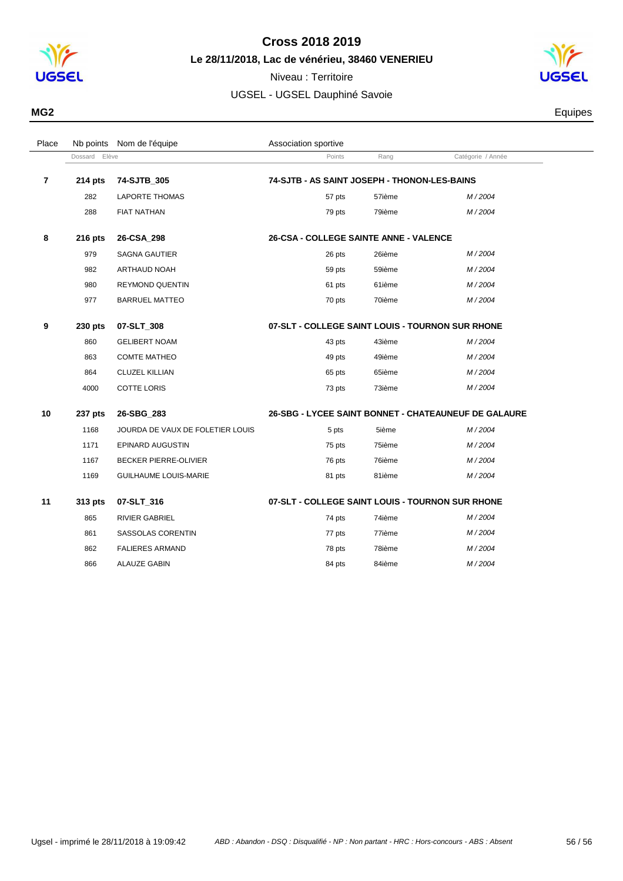# Cross 2018 2019

**Le 28/11/2018, Lac de vénérieu, 38460 VENERIEU**

Niveau : Territoire

UGSEL - UGSEL Dauphiné Savoie

**MG2** Equipes

| Place | Nb points | Nom de l'équipe | Association sportive | | |
|---|---|---|---|---|---|
| | Dossard | Elève | Points | Rang | Catégorie / Année |
| **7** | **214 pts** | **74-SJTB_305** | **74-SJTB - AS SAINT JOSEPH - THONON-LES-BAINS** | | |
| | 282 | LAPORTE THOMAS | 57 pts | 57ième | *M / 2004* |
| | 288 | FIAT NATHAN | 79 pts | 79ième | *M / 2004* |
| **8** | **216 pts** | **26-CSA_298** | **26-CSA - COLLEGE SAINTE ANNE - VALENCE** | | |
| | 979 | SAGNA GAUTIER | 26 pts | 26ième | *M / 2004* |
| | 982 | ARTHAUD NOAH | 59 pts | 59ième | *M / 2004* |
| | 980 | REYMOND QUENTIN | 61 pts | 61ième | *M / 2004* |
| | 977 | BARRUEL MATTEO | 70 pts | 70ième | *M / 2004* |
| **9** | **230 pts** | **07-SLT_308** | **07-SLT - COLLEGE SAINT LOUIS - TOURNON SUR RHONE** | | |
| | 860 | GELIBERT NOAM | 43 pts | 43ième | *M / 2004* |
| | 863 | COMTE MATHEO | 49 pts | 49ième | *M / 2004* |
| | 864 | CLUZEL KILLIAN | 65 pts | 65ième | *M / 2004* |
| | 4000 | COTTE LORIS | 73 pts | 73ième | *M / 2004* |
| **10** | **237 pts** | **26-SBG_283** | **26-SBG - LYCEE SAINT BONNET - CHATEAUNEUF DE GALAURE** | | |
| | 1168 | JOURDA DE VAUX DE FOLETIER LOUIS | 5 pts | 5ième | *M / 2004* |
| | 1171 | EPINARD AUGUSTIN | 75 pts | 75ième | *M / 2004* |
| | 1167 | BECKER PIERRE-OLIVIER | 76 pts | 76ième | *M / 2004* |
| | 1169 | GUILHAUME LOUIS-MARIE | 81 pts | 81ième | *M / 2004* |
| **11** | **313 pts** | **07-SLT_316** | **07-SLT - COLLEGE SAINT LOUIS - TOURNON SUR RHONE** | | |
| | 865 | RIVIER GABRIEL | 74 pts | 74ième | *M / 2004* |
| | 861 | SASSOLAS CORENTIN | 77 pts | 77ième | *M / 2004* |
| | 862 | FALIERES ARMAND | 78 pts | 78ième | *M / 2004* |
| | 866 | ALAUZE GABIN | 84 pts | 84ième | *M / 2004* |

Ugsel - imprimé le 28/11/2018 à 19:09:42 *ABD : Abandon - DSQ : Disqualifié - NP : Non partant - HRC : Hors-concours - ABS : Absent*